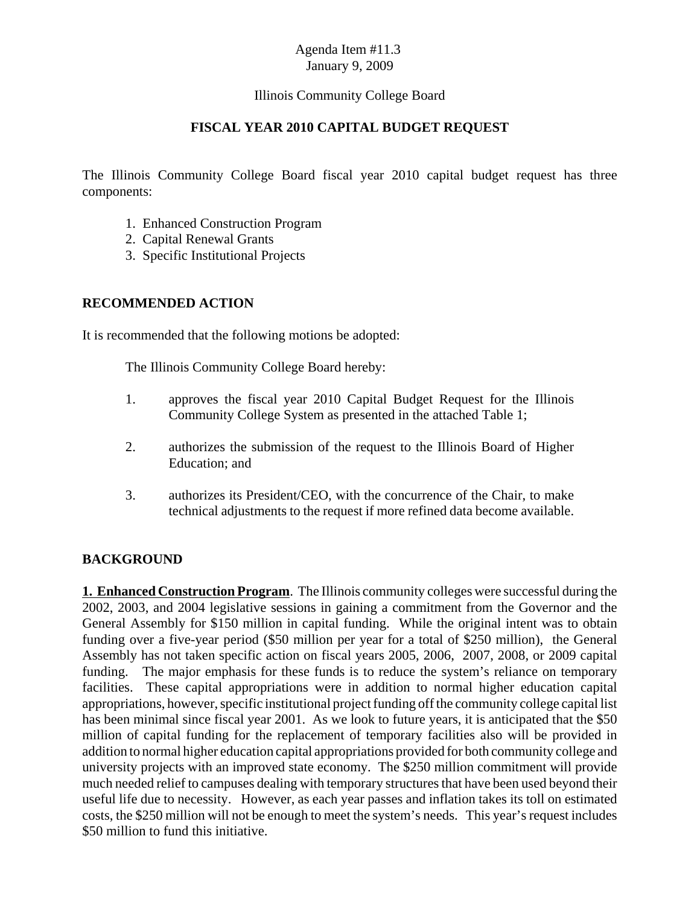Agenda Item #11.3
January 9, 2009

Illinois Community College Board

# FISCAL YEAR 2010 CAPITAL BUDGET REQUEST

The Illinois Community College Board fiscal year 2010 capital budget request has three components:

1. Enhanced Construction Program
2. Capital Renewal Grants
3. Specific Institutional Projects

## RECOMMENDED ACTION

It is recommended that the following motions be adopted:

The Illinois Community College Board hereby:

1. approves the fiscal year 2010 Capital Budget Request for the Illinois Community College System as presented in the attached Table 1;
2. authorizes the submission of the request to the Illinois Board of Higher Education; and
3. authorizes its President/CEO, with the concurrence of the Chair, to make technical adjustments to the request if more refined data become available.

## BACKGROUND

**1. Enhanced Construction Program**. The Illinois community colleges were successful during the 2002, 2003, and 2004 legislative sessions in gaining a commitment from the Governor and the General Assembly for $150 million in capital funding. While the original intent was to obtain funding over a five-year period ($50 million per year for a total of $250 million), the General Assembly has not taken specific action on fiscal years 2005, 2006, 2007, 2008, or 2009 capital funding. The major emphasis for these funds is to reduce the system's reliance on temporary facilities. These capital appropriations were in addition to normal higher education capital appropriations, however, specific institutional project funding off the community college capital list has been minimal since fiscal year 2001. As we look to future years, it is anticipated that the $50 million of capital funding for the replacement of temporary facilities also will be provided in addition to normal higher education capital appropriations provided for both community college and university projects with an improved state economy. The $250 million commitment will provide much needed relief to campuses dealing with temporary structures that have been used beyond their useful life due to necessity. However, as each year passes and inflation takes its toll on estimated costs, the $250 million will not be enough to meet the system's needs. This year's request includes $50 million to fund this initiative.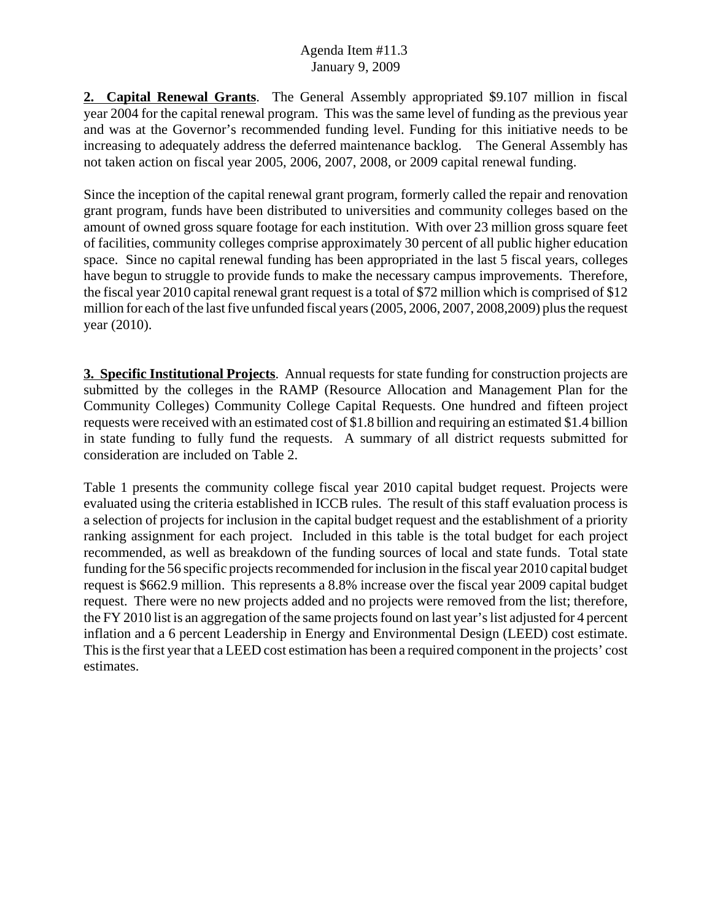**2. Capital Renewal Grants**. The General Assembly appropriated $9.107 million in fiscal year 2004 for the capital renewal program. This was the same level of funding as the previous year and was at the Governor's recommended funding level. Funding for this initiative needs to be increasing to adequately address the deferred maintenance backlog. The General Assembly has not taken action on fiscal year 2005, 2006, 2007, 2008, or 2009 capital renewal funding.

Since the inception of the capital renewal grant program, formerly called the repair and renovation grant program, funds have been distributed to universities and community colleges based on the amount of owned gross square footage for each institution. With over 23 million gross square feet of facilities, community colleges comprise approximately 30 percent of all public higher education space. Since no capital renewal funding has been appropriated in the last 5 fiscal years, colleges have begun to struggle to provide funds to make the necessary campus improvements. Therefore, the fiscal year 2010 capital renewal grant request is a total of $72 million which is comprised of $12 million for each of the last five unfunded fiscal years (2005, 2006, 2007, 2008,2009) plus the request year (2010).

**3. Specific Institutional Projects**. Annual requests for state funding for construction projects are submitted by the colleges in the RAMP (Resource Allocation and Management Plan for the Community Colleges) Community College Capital Requests. One hundred and fifteen project requests were received with an estimated cost of $1.8 billion and requiring an estimated $1.4 billion in state funding to fully fund the requests. A summary of all district requests submitted for consideration are included on Table 2.

Table 1 presents the community college fiscal year 2010 capital budget request. Projects were evaluated using the criteria established in ICCB rules. The result of this staff evaluation process is a selection of projects for inclusion in the capital budget request and the establishment of a priority ranking assignment for each project. Included in this table is the total budget for each project recommended, as well as breakdown of the funding sources of local and state funds. Total state funding for the 56 specific projects recommended for inclusion in the fiscal year 2010 capital budget request is $662.9 million. This represents a 8.8% increase over the fiscal year 2009 capital budget request. There were no new projects added and no projects were removed from the list; therefore, the FY 2010 list is an aggregation of the same projects found on last year's list adjusted for 4 percent inflation and a 6 percent Leadership in Energy and Environmental Design (LEED) cost estimate. This is the first year that a LEED cost estimation has been a required component in the projects' cost estimates.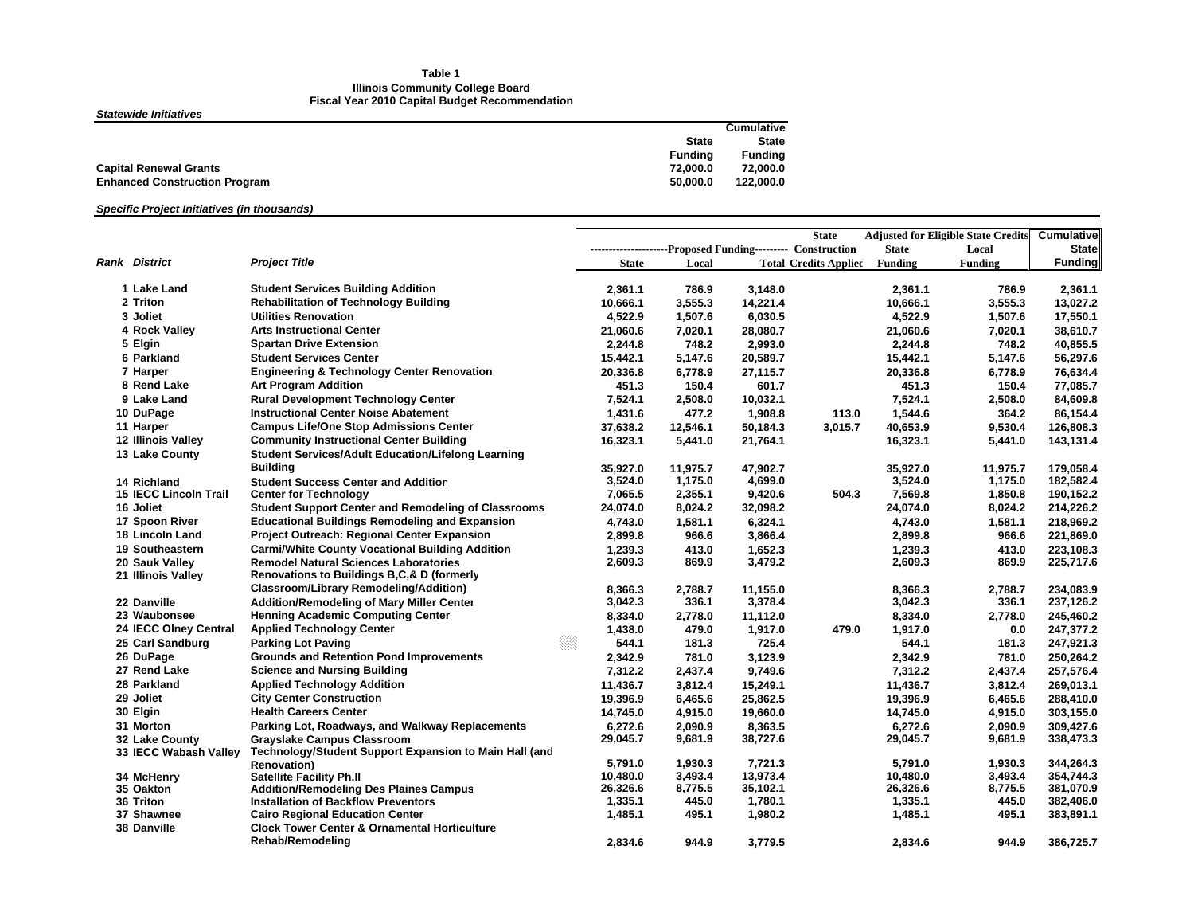**Table 1**
**Illinois Community College Board**
**Fiscal Year 2010 Capital Budget Recommendation**

***Statewide Initiatives***

| | State Funding | Cumulative State Funding |
|---|---|---|
| **Capital Renewal Grants** | 72,000.0 | 72,000.0 |
| **Enhanced Construction Program** | 50,000.0 | 122,000.0 |

***Specific Project Initiatives (in thousands)***

| Rank | District | Project Title | Proposed Funding: State | Proposed Funding: Local | Proposed Funding: Total | State Construction Credits Applied | Adjusted for Eligible State Credits: State Funding | Adjusted for Eligible State Credits: Local Funding | Cumulative State Funding |
|---|---|---|---|---|---|---|---|---|---|
| 1 | Lake Land | Student Services Building Addition | 2,361.1 | 786.9 | 3,148.0 | | 2,361.1 | 786.9 | 2,361.1 |
| 2 | Triton | Rehabilitation of Technology Building | 10,666.1 | 3,555.3 | 14,221.4 | | 10,666.1 | 3,555.3 | 13,027.2 |
| 3 | Joliet | Utilities Renovation | 4,522.9 | 1,507.6 | 6,030.5 | | 4,522.9 | 1,507.6 | 17,550.1 |
| 4 | Rock Valley | Arts Instructional Center | 21,060.6 | 7,020.1 | 28,080.7 | | 21,060.6 | 7,020.1 | 38,610.7 |
| 5 | Elgin | Spartan Drive Extension | 2,244.8 | 748.2 | 2,993.0 | | 2,244.8 | 748.2 | 40,855.5 |
| 6 | Parkland | Student Services Center | 15,442.1 | 5,147.6 | 20,589.7 | | 15,442.1 | 5,147.6 | 56,297.6 |
| 7 | Harper | Engineering & Technology Center Renovation | 20,336.8 | 6,778.9 | 27,115.7 | | 20,336.8 | 6,778.9 | 76,634.4 |
| 8 | Rend Lake | Art Program Addition | 451.3 | 150.4 | 601.7 | | 451.3 | 150.4 | 77,085.7 |
| 9 | Lake Land | Rural Development Technology Center | 7,524.1 | 2,508.0 | 10,032.1 | | 7,524.1 | 2,508.0 | 84,609.8 |
| 10 | DuPage | Instructional Center Noise Abatement | 1,431.6 | 477.2 | 1,908.8 | 113.0 | 1,544.6 | 364.2 | 86,154.4 |
| 11 | Harper | Campus Life/One Stop Admissions Center | 37,638.2 | 12,546.1 | 50,184.3 | 3,015.7 | 40,653.9 | 9,530.4 | 126,808.3 |
| 12 | Illinois Valley | Community Instructional Center Building | 16,323.1 | 5,441.0 | 21,764.1 | | 16,323.1 | 5,441.0 | 143,131.4 |
| 13 | Lake County | Student Services/Adult Education/Lifelong Learning Building | 35,927.0 | 11,975.7 | 47,902.7 | | 35,927.0 | 11,975.7 | 179,058.4 |
| 14 | Richland | Student Success Center and Addition | 3,524.0 | 1,175.0 | 4,699.0 | | 3,524.0 | 1,175.0 | 182,582.4 |
| 15 | IECC Lincoln Trail | Center for Technology | 7,065.5 | 2,355.1 | 9,420.6 | 504.3 | 7,569.8 | 1,850.8 | 190,152.2 |
| 16 | Joliet | Student Support Center and Remodeling of Classrooms | 24,074.0 | 8,024.2 | 32,098.2 | | 24,074.0 | 8,024.2 | 214,226.2 |
| 17 | Spoon River | Educational Buildings Remodeling and Expansion | 4,743.0 | 1,581.1 | 6,324.1 | | 4,743.0 | 1,581.1 | 218,969.2 |
| 18 | Lincoln Land | Project Outreach: Regional Center Expansion | 2,899.8 | 966.6 | 3,866.4 | | 2,899.8 | 966.6 | 221,869.0 |
| 19 | Southeastern | Carmi/White County Vocational Building Addition | 1,239.3 | 413.0 | 1,652.3 | | 1,239.3 | 413.0 | 223,108.3 |
| 20 | Sauk Valley | Remodel Natural Sciences Laboratories | 2,609.3 | 869.9 | 3,479.2 | | 2,609.3 | 869.9 | 225,717.6 |
| 21 | Illinois Valley | Renovations to Buildings B,C,& D (formerly Classroom/Library Remodeling/Addition) | 8,366.3 | 2,788.7 | 11,155.0 | | 8,366.3 | 2,788.7 | 234,083.9 |
| 22 | Danville | Addition/Remodeling of Mary Miller Center | 3,042.3 | 336.1 | 3,378.4 | | 3,042.3 | 336.1 | 237,126.2 |
| 23 | Waubonsee | Henning Academic Computing Center | 8,334.0 | 2,778.0 | 11,112.0 | | 8,334.0 | 2,778.0 | 245,460.2 |
| 24 | IECC Olney Central | Applied Technology Center | 1,438.0 | 479.0 | 1,917.0 | 479.0 | 1,917.0 | 0.0 | 247,377.2 |
| 25 | Carl Sandburg | Parking Lot Paving | 544.1 | 181.3 | 725.4 | | 544.1 | 181.3 | 247,921.3 |
| 26 | DuPage | Grounds and Retention Pond Improvements | 2,342.9 | 781.0 | 3,123.9 | | 2,342.9 | 781.0 | 250,264.2 |
| 27 | Rend Lake | Science and Nursing Building | 7,312.2 | 2,437.4 | 9,749.6 | | 7,312.2 | 2,437.4 | 257,576.4 |
| 28 | Parkland | Applied Technology Addition | 11,436.7 | 3,812.4 | 15,249.1 | | 11,436.7 | 3,812.4 | 269,013.1 |
| 29 | Joliet | City Center Construction | 19,396.9 | 6,465.6 | 25,862.5 | | 19,396.9 | 6,465.6 | 288,410.0 |
| 30 | Elgin | Health Careers Center | 14,745.0 | 4,915.0 | 19,660.0 | | 14,745.0 | 4,915.0 | 303,155.0 |
| 31 | Morton | Parking Lot, Roadways, and Walkway Replacements | 6,272.6 | 2,090.9 | 8,363.5 | | 6,272.6 | 2,090.9 | 309,427.6 |
| 32 | Lake County | Grayslake Campus Classroom | 29,045.7 | 9,681.9 | 38,727.6 | | 29,045.7 | 9,681.9 | 338,473.3 |
| 33 | IECC Wabash Valley | Technology/Student Support Expansion to Main Hall (and Renovation) | 5,791.0 | 1,930.3 | 7,721.3 | | 5,791.0 | 1,930.3 | 344,264.3 |
| 34 | McHenry | Satellite Facility Ph.II | 10,480.0 | 3,493.4 | 13,973.4 | | 10,480.0 | 3,493.4 | 354,744.3 |
| 35 | Oakton | Addition/Remodeling Des Plaines Campus | 26,326.6 | 8,775.5 | 35,102.1 | | 26,326.6 | 8,775.5 | 381,070.9 |
| 36 | Triton | Installation of Backflow Preventors | 1,335.1 | 445.0 | 1,780.1 | | 1,335.1 | 445.0 | 382,406.0 |
| 37 | Shawnee | Cairo Regional Education Center | 1,485.1 | 495.1 | 1,980.2 | | 1,485.1 | 495.1 | 383,891.1 |
| 38 | Danville | Clock Tower Center & Ornamental Horticulture Rehab/Remodeling | 2,834.6 | 944.9 | 3,779.5 | | 2,834.6 | 944.9 | 386,725.7 |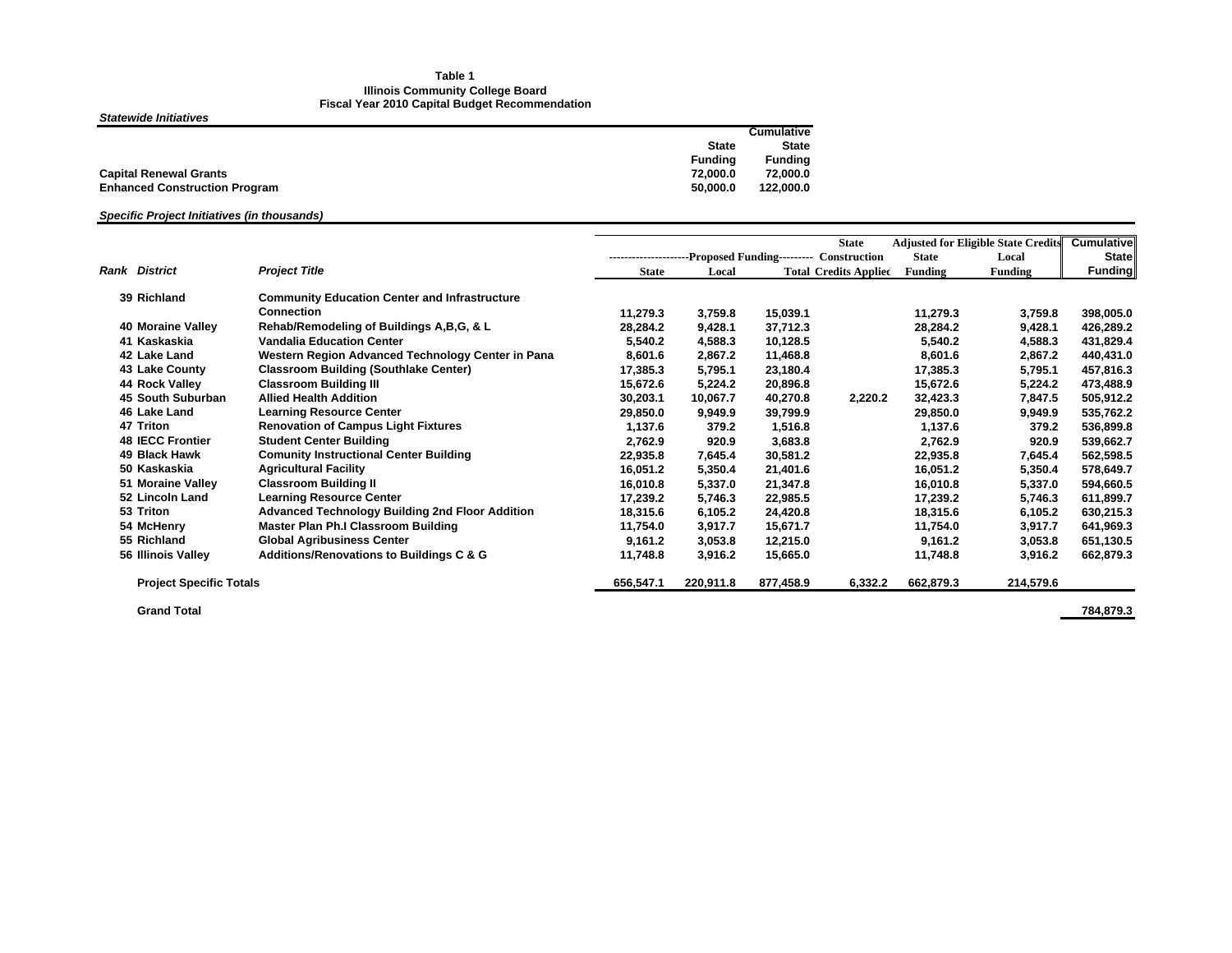**Table 1**
**Illinois Community College Board**
**Fiscal Year 2010 Capital Budget Recommendation**

***Statewide Initiatives***

| | State Funding | Cumulative State Funding |
|---|---|---|
| **Capital Renewal Grants** | 72,000.0 | 72,000.0 |
| **Enhanced Construction Program** | 50,000.0 | 122,000.0 |

***Specific Project Initiatives (in thousands)***

| Rank | District | Project Title | Proposed Funding State | Proposed Funding Local | Proposed Funding Total | State Construction Credits Applied | Adjusted for Eligible State Credits State Funding | Adjusted for Eligible State Credits Local Funding | Cumulative State Funding |
|---|---|---|---|---|---|---|---|---|---|
| 39 | Richland | Community Education Center and Infrastructure Connection | 11,279.3 | 3,759.8 | 15,039.1 | | 11,279.3 | 3,759.8 | 398,005.0 |
| 40 | Moraine Valley | Rehab/Remodeling of Buildings A,B,G, & L | 28,284.2 | 9,428.1 | 37,712.3 | | 28,284.2 | 9,428.1 | 426,289.2 |
| 41 | Kaskaskia | Vandalia Education Center | 5,540.2 | 4,588.3 | 10,128.5 | | 5,540.2 | 4,588.3 | 431,829.4 |
| 42 | Lake Land | Western Region Advanced Technology Center in Pana | 8,601.6 | 2,867.2 | 11,468.8 | | 8,601.6 | 2,867.2 | 440,431.0 |
| 43 | Lake County | Classroom Building (Southlake Center) | 17,385.3 | 5,795.1 | 23,180.4 | | 17,385.3 | 5,795.1 | 457,816.3 |
| 44 | Rock Valley | Classroom Building III | 15,672.6 | 5,224.2 | 20,896.8 | | 15,672.6 | 5,224.2 | 473,488.9 |
| 45 | South Suburban | Allied Health Addition | 30,203.1 | 10,067.7 | 40,270.8 | 2,220.2 | 32,423.3 | 7,847.5 | 505,912.2 |
| 46 | Lake Land | Learning Resource Center | 29,850.0 | 9,949.9 | 39,799.9 | | 29,850.0 | 9,949.9 | 535,762.2 |
| 47 | Triton | Renovation of Campus Light Fixtures | 1,137.6 | 379.2 | 1,516.8 | | 1,137.6 | 379.2 | 536,899.8 |
| 48 | IECC Frontier | Student Center Building | 2,762.9 | 920.9 | 3,683.8 | | 2,762.9 | 920.9 | 539,662.7 |
| 49 | Black Hawk | Comunity Instructional Center Building | 22,935.8 | 7,645.4 | 30,581.2 | | 22,935.8 | 7,645.4 | 562,598.5 |
| 50 | Kaskaskia | Agricultural Facility | 16,051.2 | 5,350.4 | 21,401.6 | | 16,051.2 | 5,350.4 | 578,649.7 |
| 51 | Moraine Valley | Classroom Building II | 16,010.8 | 5,337.0 | 21,347.8 | | 16,010.8 | 5,337.0 | 594,660.5 |
| 52 | Lincoln Land | Learning Resource Center | 17,239.2 | 5,746.3 | 22,985.5 | | 17,239.2 | 5,746.3 | 611,899.7 |
| 53 | Triton | Advanced Technology Building 2nd Floor Addition | 18,315.6 | 6,105.2 | 24,420.8 | | 18,315.6 | 6,105.2 | 630,215.3 |
| 54 | McHenry | Master Plan Ph.I Classroom Building | 11,754.0 | 3,917.7 | 15,671.7 | | 11,754.0 | 3,917.7 | 641,969.3 |
| 55 | Richland | Global Agribusiness Center | 9,161.2 | 3,053.8 | 12,215.0 | | 9,161.2 | 3,053.8 | 651,130.5 |
| 56 | Illinois Valley | Additions/Renovations to Buildings C & G | 11,748.8 | 3,916.2 | 15,665.0 | | 11,748.8 | 3,916.2 | 662,879.3 |
| | **Project Specific Totals** | | 656,547.1 | 220,911.8 | 877,458.9 | 6,332.2 | 662,879.3 | 214,579.6 | |
| | **Grand Total** | | | | | | | | 784,879.3 |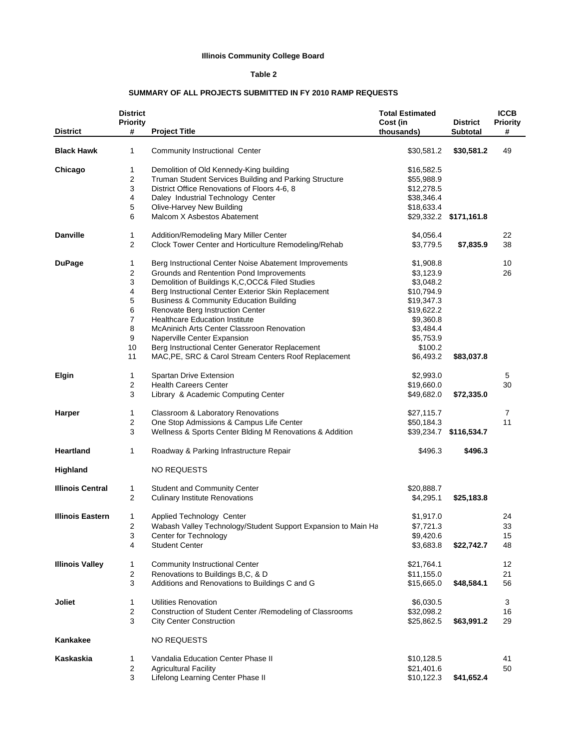**Illinois Community College Board**

**Table 2**

**SUMMARY OF ALL PROJECTS SUBMITTED IN FY 2010 RAMP REQUESTS**

| District | District Priority # | Project Title | Total Estimated Cost (in thousands) | District Subtotal | ICCB Priority # |
|---|---|---|---|---|---|
| **Black Hawk** | 1 | Community Instructional Center | $30,581.2 | **$30,581.2** | 49 |
| **Chicago** | 1 | Demolition of Old Kennedy-King building | $16,582.5 | | |
| | 2 | Truman Student Services Building and Parking Structure | $55,988.9 | | |
| | 3 | District Office Renovations of Floors 4-6, 8 | $12,278.5 | | |
| | 4 | Daley Industrial Technology Center | $38,346.4 | | |
| | 5 | Olive-Harvey New Building | $18,633.4 | | |
| | 6 | Malcom X Asbestos Abatement | $29,332.2 | **$171,161.8** | |
| **Danville** | 1 | Addition/Remodeling Mary Miller Center | $4,056.4 | | 22 |
| | 2 | Clock Tower Center and Horticulture Remodeling/Rehab | $3,779.5 | **$7,835.9** | 38 |
| **DuPage** | 1 | Berg Instructional Center Noise Abatement Improvements | $1,908.8 | | 10 |
| | 2 | Grounds and Rentention Pond Improvements | $3,123.9 | | 26 |
| | 3 | Demolition of Buildings K,C,OCC& Filed Studies | $3,048.2 | | |
| | 4 | Berg Instructional Center Exterior Skin Replacement | $10,794.9 | | |
| | 5 | Business & Community Education Building | $19,347.3 | | |
| | 6 | Renovate Berg Instruction Center | $19,622.2 | | |
| | 7 | Healthcare Education Institute | $9,360.8 | | |
| | 8 | McAninich Arts Center Classroon Renovation | $3,484.4 | | |
| | 9 | Naperville Center Expansion | $5,753.9 | | |
| | 10 | Berg Instructional Center Generator Replacement | $100.2 | | |
| | 11 | MAC,PE, SRC & Carol Stream Centers Roof Replacement | $6,493.2 | **$83,037.8** | |
| **Elgin** | 1 | Spartan Drive Extension | $2,993.0 | | 5 |
| | 2 | Health Careers Center | $19,660.0 | | 30 |
| | 3 | Library & Academic Computing Center | $49,682.0 | **$72,335.0** | |
| **Harper** | 1 | Classroom & Laboratory Renovations | $27,115.7 | | 7 |
| | 2 | One Stop Admissions & Campus Life Center | $50,184.3 | | 11 |
| | 3 | Wellness & Sports Center Blding M Renovations & Addition | $39,234.7 | **$116,534.7** | |
| **Heartland** | 1 | Roadway & Parking Infrastructure Repair | $496.3 | **$496.3** | |
| **Highland** | | NO REQUESTS | | | |
| **Illinois Central** | 1 | Student and Community Center | $20,888.7 | | |
| | 2 | Culinary Institute Renovations | $4,295.1 | **$25,183.8** | |
| **Illinois Eastern** | 1 | Applied Technology Center | $1,917.0 | | 24 |
| | 2 | Wabash Valley Technology/Student Support Expansion to Main Ha | $7,721.3 | | 33 |
| | 3 | Center for Technology | $9,420.6 | | 15 |
| | 4 | Student Center | $3,683.8 | **$22,742.7** | 48 |
| **Illinois Valley** | 1 | Community Instructional Center | $21,764.1 | | 12 |
| | 2 | Renovations to Buildings B,C, & D | $11,155.0 | | 21 |
| | 3 | Additions and Renovations to Buildings C and G | $15,665.0 | **$48,584.1** | 56 |
| **Joliet** | 1 | Utilities Renovation | $6,030.5 | | 3 |
| | 2 | Construction of Student Center /Remodeling of Classrooms | $32,098.2 | | 16 |
| | 3 | City Center Construction | $25,862.5 | **$63,991.2** | 29 |
| **Kankakee** | | NO REQUESTS | | | |
| **Kaskaskia** | 1 | Vandalia Education Center Phase II | $10,128.5 | | 41 |
| | 2 | Agricultural Facility | $21,401.6 | | 50 |
| | 3 | Lifelong Learning Center Phase II | $10,122.3 | **$41,652.4** | |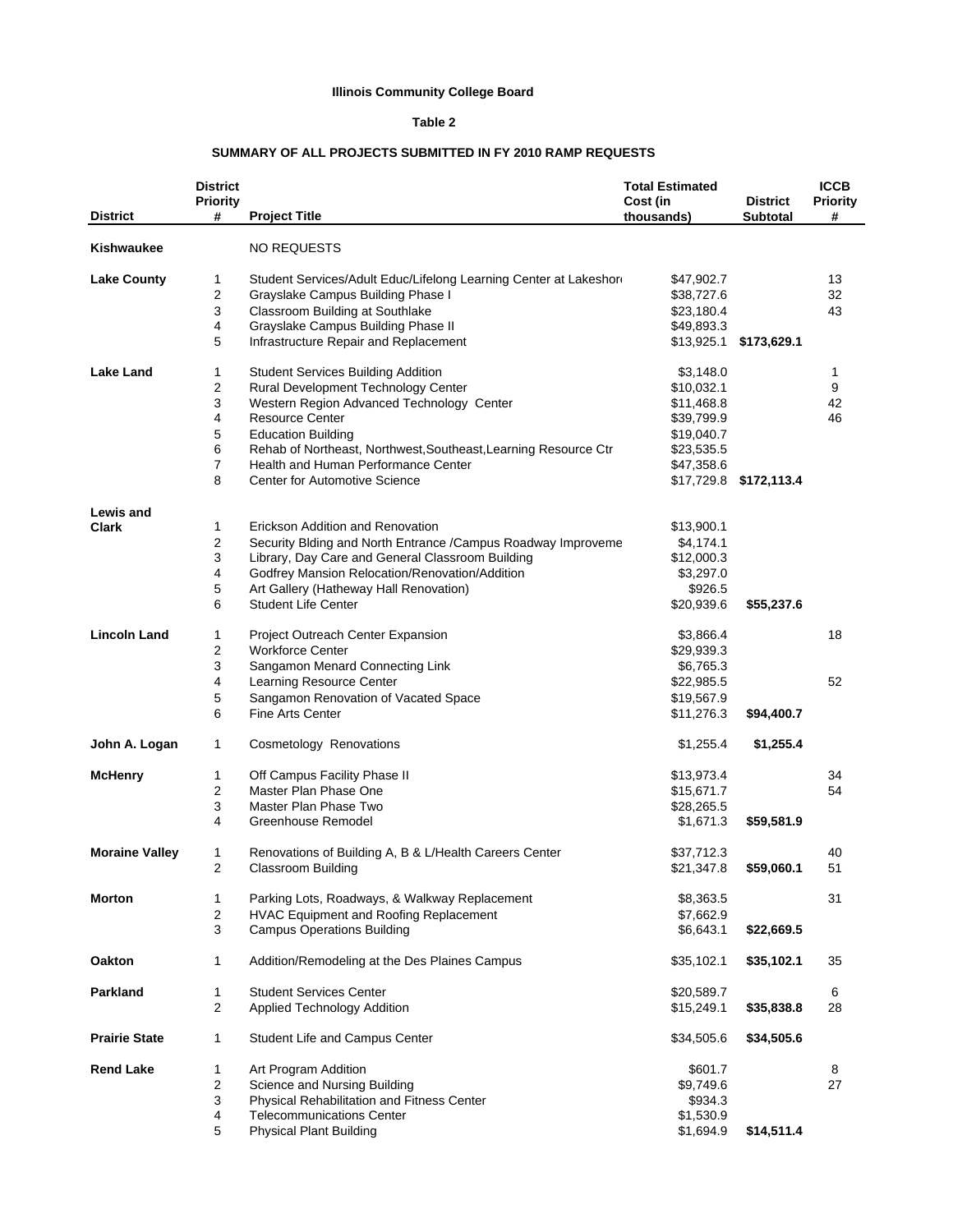**Illinois Community College Board**

**Table 2**

**SUMMARY OF ALL PROJECTS SUBMITTED IN FY 2010 RAMP REQUESTS**

| District | District Priority # | Project Title | Total Estimated Cost (in thousands) | District Subtotal | ICCB Priority # |
|---|---|---|---|---|---|
| **Kishwaukee** | | NO REQUESTS | | | |
| **Lake County** | 1 | Student Services/Adult Educ/Lifelong Learning Center at Lakeshor | $47,902.7 | | 13 |
| | 2 | Grayslake Campus Building Phase I | $38,727.6 | | 32 |
| | 3 | Classroom Building at Southlake | $23,180.4 | | 43 |
| | 4 | Grayslake Campus Building Phase II | $49,893.3 | | |
| | 5 | Infrastructure Repair and Replacement | $13,925.1 | **$173,629.1** | |
| **Lake Land** | 1 | Student Services Building Addition | $3,148.0 | | 1 |
| | 2 | Rural Development Technology Center | $10,032.1 | | 9 |
| | 3 | Western Region Advanced Technology Center | $11,468.8 | | 42 |
| | 4 | Resource Center | $39,799.9 | | 46 |
| | 5 | Education Building | $19,040.7 | | |
| | 6 | Rehab of Northeast, Northwest,Southeast,Learning Resource Ctr | $23,535.5 | | |
| | 7 | Health and Human Performance Center | $47,358.6 | | |
| | 8 | Center for Automotive Science | $17,729.8 | **$172,113.4** | |
| **Lewis and Clark** | 1 | Erickson Addition and Renovation | $13,900.1 | | |
| | 2 | Security Blding and North Entrance /Campus Roadway Improveme | $4,174.1 | | |
| | 3 | Library, Day Care and General Classroom Building | $12,000.3 | | |
| | 4 | Godfrey Mansion Relocation/Renovation/Addition | $3,297.0 | | |
| | 5 | Art Gallery (Hatheway Hall Renovation) | $926.5 | | |
| | 6 | Student Life Center | $20,939.6 | **$55,237.6** | |
| **Lincoln Land** | 1 | Project Outreach Center Expansion | $3,866.4 | | 18 |
| | 2 | Workforce Center | $29,939.3 | | |
| | 3 | Sangamon Menard Connecting Link | $6,765.3 | | |
| | 4 | Learning Resource Center | $22,985.5 | | 52 |
| | 5 | Sangamon Renovation of Vacated Space | $19,567.9 | | |
| | 6 | Fine Arts Center | $11,276.3 | **$94,400.7** | |
| **John A. Logan** | 1 | Cosmetology Renovations | $1,255.4 | **$1,255.4** | |
| **McHenry** | 1 | Off Campus Facility Phase II | $13,973.4 | | 34 |
| | 2 | Master Plan Phase One | $15,671.7 | | 54 |
| | 3 | Master Plan Phase Two | $28,265.5 | | |
| | 4 | Greenhouse Remodel | $1,671.3 | **$59,581.9** | |
| **Moraine Valley** | 1 | Renovations of Building A, B & L/Health Careers Center | $37,712.3 | | 40 |
| | 2 | Classroom Building | $21,347.8 | **$59,060.1** | 51 |
| **Morton** | 1 | Parking Lots, Roadways, & Walkway Replacement | $8,363.5 | | 31 |
| | 2 | HVAC Equipment and Roofing Replacement | $7,662.9 | | |
| | 3 | Campus Operations Building | $6,643.1 | **$22,669.5** | |
| **Oakton** | 1 | Addition/Remodeling at the Des Plaines Campus | $35,102.1 | **$35,102.1** | 35 |
| **Parkland** | 1 | Student Services Center | $20,589.7 | | 6 |
| | 2 | Applied Technology Addition | $15,249.1 | **$35,838.8** | 28 |
| **Prairie State** | 1 | Student Life and Campus Center | $34,505.6 | **$34,505.6** | |
| **Rend Lake** | 1 | Art Program Addition | $601.7 | | 8 |
| | 2 | Science and Nursing Building | $9,749.6 | | 27 |
| | 3 | Physical Rehabilitation and Fitness Center | $934.3 | | |
| | 4 | Telecommunications Center | $1,530.9 | | |
| | 5 | Physical Plant Building | $1,694.9 | **$14,511.4** | |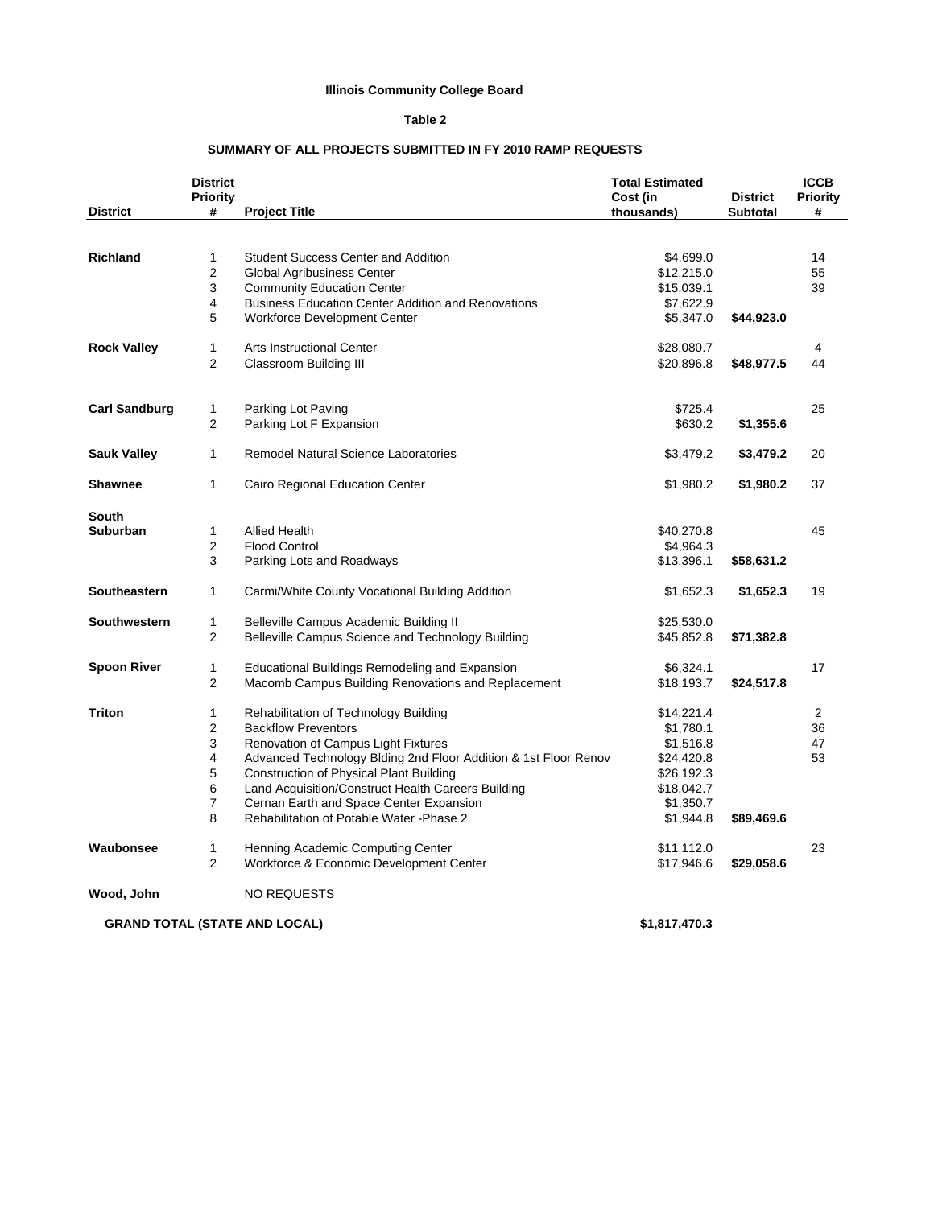**Illinois Community College Board**

**Table 2**

**SUMMARY OF ALL PROJECTS SUBMITTED IN FY 2010 RAMP REQUESTS**

| District | District Priority # | Project Title | Total Estimated Cost (in thousands) | District Subtotal | ICCB Priority # |
|---|---|---|---|---|---|
| **Richland** | 1 | Student Success Center and Addition | $4,699.0 | | 14 |
| | 2 | Global Agribusiness Center | $12,215.0 | | 55 |
| | 3 | Community Education Center | $15,039.1 | | 39 |
| | 4 | Business Education Center Addition and Renovations | $7,622.9 | | |
| | 5 | Workforce Development Center | $5,347.0 | **$44,923.0** | |
| **Rock Valley** | 1 | Arts Instructional Center | $28,080.7 | | 4 |
| | 2 | Classroom Building III | $20,896.8 | **$48,977.5** | 44 |
| **Carl Sandburg** | 1 | Parking Lot Paving | $725.4 | | 25 |
| | 2 | Parking Lot F Expansion | $630.2 | **$1,355.6** | |
| **Sauk Valley** | 1 | Remodel Natural Science Laboratories | $3,479.2 | **$3,479.2** | 20 |
| **Shawnee** | 1 | Cairo Regional Education Center | $1,980.2 | **$1,980.2** | 37 |
| **South Suburban** | 1 | Allied Health | $40,270.8 | | 45 |
| | 2 | Flood Control | $4,964.3 | | |
| | 3 | Parking Lots and Roadways | $13,396.1 | **$58,631.2** | |
| **Southeastern** | 1 | Carmi/White County Vocational Building Addition | $1,652.3 | **$1,652.3** | 19 |
| **Southwestern** | 1 | Belleville Campus Academic Building II | $25,530.0 | | |
| | 2 | Belleville Campus Science and Technology Building | $45,852.8 | **$71,382.8** | |
| **Spoon River** | 1 | Educational Buildings Remodeling and Expansion | $6,324.1 | | 17 |
| | 2 | Macomb Campus Building Renovations and Replacement | $18,193.7 | **$24,517.8** | |
| **Triton** | 1 | Rehabilitation of Technology Building | $14,221.4 | | 2 |
| | 2 | Backflow Preventors | $1,780.1 | | 36 |
| | 3 | Renovation of Campus Light Fixtures | $1,516.8 | | 47 |
| | 4 | Advanced Technology Blding 2nd Floor Addition & 1st Floor Renov | $24,420.8 | | 53 |
| | 5 | Construction of Physical Plant Building | $26,192.3 | | |
| | 6 | Land Acquisition/Construct Health Careers Building | $18,042.7 | | |
| | 7 | Cernan Earth and Space Center Expansion | $1,350.7 | | |
| | 8 | Rehabilitation of Potable Water -Phase 2 | $1,944.8 | **$89,469.6** | |
| **Waubonsee** | 1 | Henning Academic Computing Center | $11,112.0 | | 23 |
| | 2 | Workforce & Economic Development Center | $17,946.6 | **$29,058.6** | |
| **Wood, John** | | NO REQUESTS | | | |
| **GRAND TOTAL (STATE AND LOCAL)** | | | **$1,817,470.3** | | |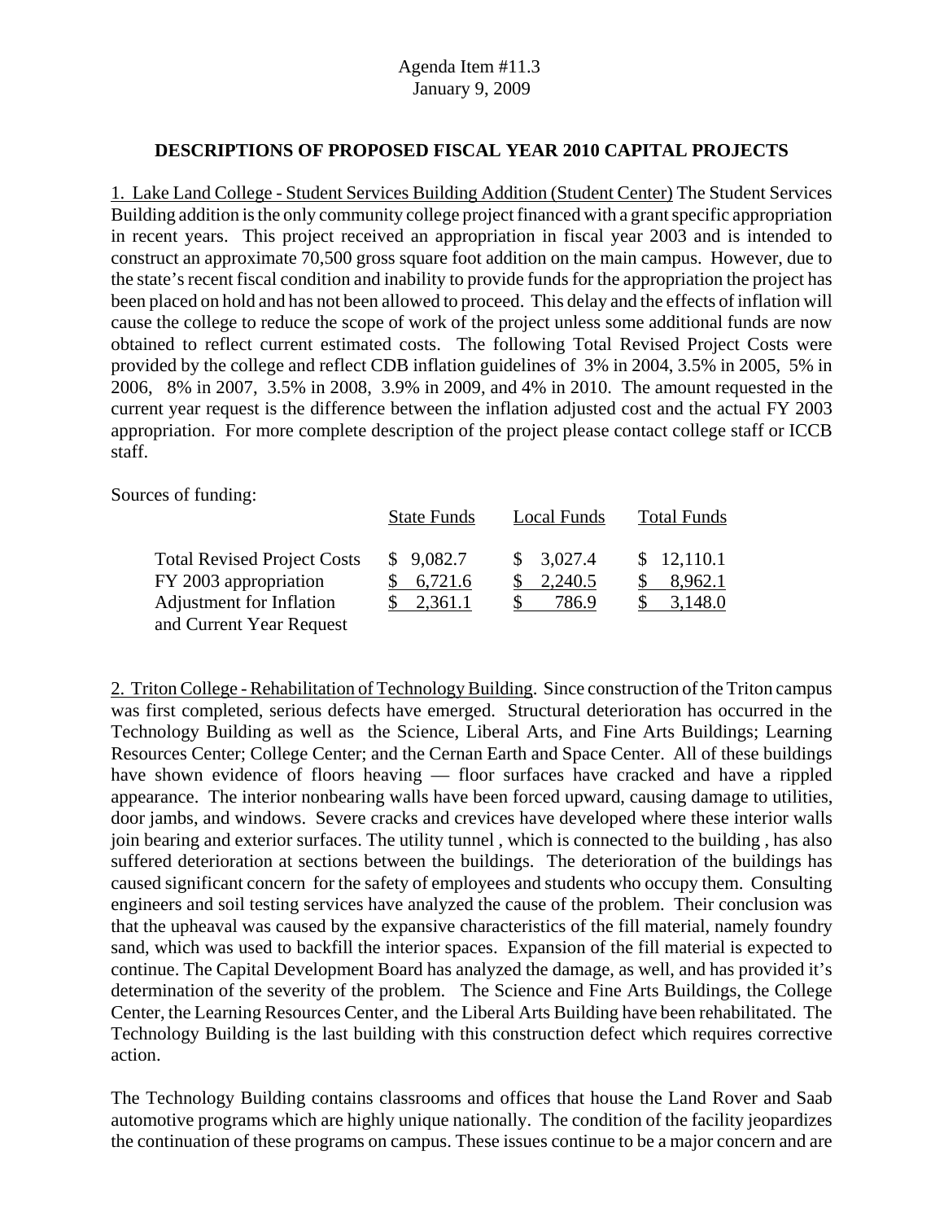Agenda Item #11.3
January 9, 2009

## DESCRIPTIONS OF PROPOSED FISCAL YEAR 2010 CAPITAL PROJECTS

1. Lake Land College - Student Services Building Addition (Student Center) The Student Services Building addition is the only community college project financed with a grant specific appropriation in recent years. This project received an appropriation in fiscal year 2003 and is intended to construct an approximate 70,500 gross square foot addition on the main campus. However, due to the state's recent fiscal condition and inability to provide funds for the appropriation the project has been placed on hold and has not been allowed to proceed. This delay and the effects of inflation will cause the college to reduce the scope of work of the project unless some additional funds are now obtained to reflect current estimated costs. The following Total Revised Project Costs were provided by the college and reflect CDB inflation guidelines of 3% in 2004, 3.5% in 2005, 5% in 2006, 8% in 2007, 3.5% in 2008, 3.9% in 2009, and 4% in 2010. The amount requested in the current year request is the difference between the inflation adjusted cost and the actual FY 2003 appropriation. For more complete description of the project please contact college staff or ICCB staff.

Sources of funding:

| | State Funds | Local Funds | Total Funds |
|---|---|---|---|
| Total Revised Project Costs | $ 9,082.7 | $ 3,027.4 | $ 12,110.1 |
| FY 2003 appropriation | $ 6,721.6 | $ 2,240.5 | $ 8,962.1 |
| Adjustment for Inflation and Current Year Request | $ 2,361.1 | $ 786.9 | $ 3,148.0 |

2. Triton College - Rehabilitation of Technology Building. Since construction of the Triton campus was first completed, serious defects have emerged. Structural deterioration has occurred in the Technology Building as well as the Science, Liberal Arts, and Fine Arts Buildings; Learning Resources Center; College Center; and the Cernan Earth and Space Center. All of these buildings have shown evidence of floors heaving — floor surfaces have cracked and have a rippled appearance. The interior nonbearing walls have been forced upward, causing damage to utilities, door jambs, and windows. Severe cracks and crevices have developed where these interior walls join bearing and exterior surfaces. The utility tunnel , which is connected to the building , has also suffered deterioration at sections between the buildings. The deterioration of the buildings has caused significant concern for the safety of employees and students who occupy them. Consulting engineers and soil testing services have analyzed the cause of the problem. Their conclusion was that the upheaval was caused by the expansive characteristics of the fill material, namely foundry sand, which was used to backfill the interior spaces. Expansion of the fill material is expected to continue. The Capital Development Board has analyzed the damage, as well, and has provided it's determination of the severity of the problem. The Science and Fine Arts Buildings, the College Center, the Learning Resources Center, and the Liberal Arts Building have been rehabilitated. The Technology Building is the last building with this construction defect which requires corrective action.

The Technology Building contains classrooms and offices that house the Land Rover and Saab automotive programs which are highly unique nationally. The condition of the facility jeopardizes the continuation of these programs on campus. These issues continue to be a major concern and are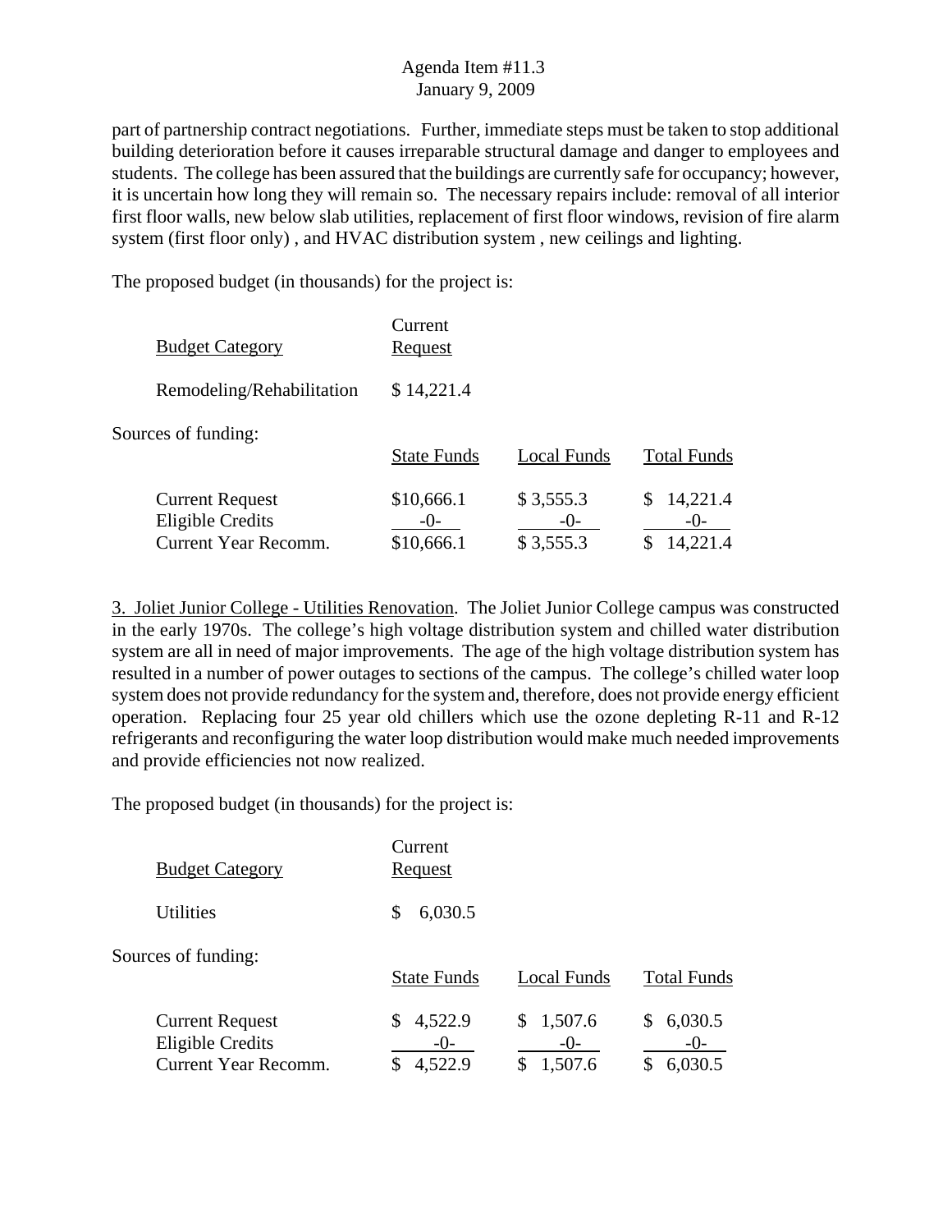part of partnership contract negotiations. Further, immediate steps must be taken to stop additional building deterioration before it causes irreparable structural damage and danger to employees and students. The college has been assured that the buildings are currently safe for occupancy; however, it is uncertain how long they will remain so. The necessary repairs include: removal of all interior first floor walls, new below slab utilities, replacement of first floor windows, revision of fire alarm system (first floor only) , and HVAC distribution system , new ceilings and lighting.

The proposed budget (in thousands) for the project is:

| Budget Category | Current Request |
|---|---|
| Remodeling/Rehabilitation | $ 14,221.4 |

Sources of funding:

| | State Funds | Local Funds | Total Funds |
|---|---|---|---|
| Current Request | $10,666.1 | $ 3,555.3 | $ 14,221.4 |
| Eligible Credits | -0- | -0- | -0- |
| Current Year Recomm. | $10,666.1 | $ 3,555.3 | $ 14,221.4 |

3. Joliet Junior College - Utilities Renovation. The Joliet Junior College campus was constructed in the early 1970s. The college's high voltage distribution system and chilled water distribution system are all in need of major improvements. The age of the high voltage distribution system has resulted in a number of power outages to sections of the campus. The college's chilled water loop system does not provide redundancy for the system and, therefore, does not provide energy efficient operation. Replacing four 25 year old chillers which use the ozone depleting R-11 and R-12 refrigerants and reconfiguring the water loop distribution would make much needed improvements and provide efficiencies not now realized.

The proposed budget (in thousands) for the project is:

| Budget Category | Current Request |
|---|---|
| Utilities | $ 6,030.5 |

Sources of funding:

| | State Funds | Local Funds | Total Funds |
|---|---|---|---|
| Current Request | $ 4,522.9 | $ 1,507.6 | $ 6,030.5 |
| Eligible Credits | -0- | -0- | -0- |
| Current Year Recomm. | $ 4,522.9 | $ 1,507.6 | $ 6,030.5 |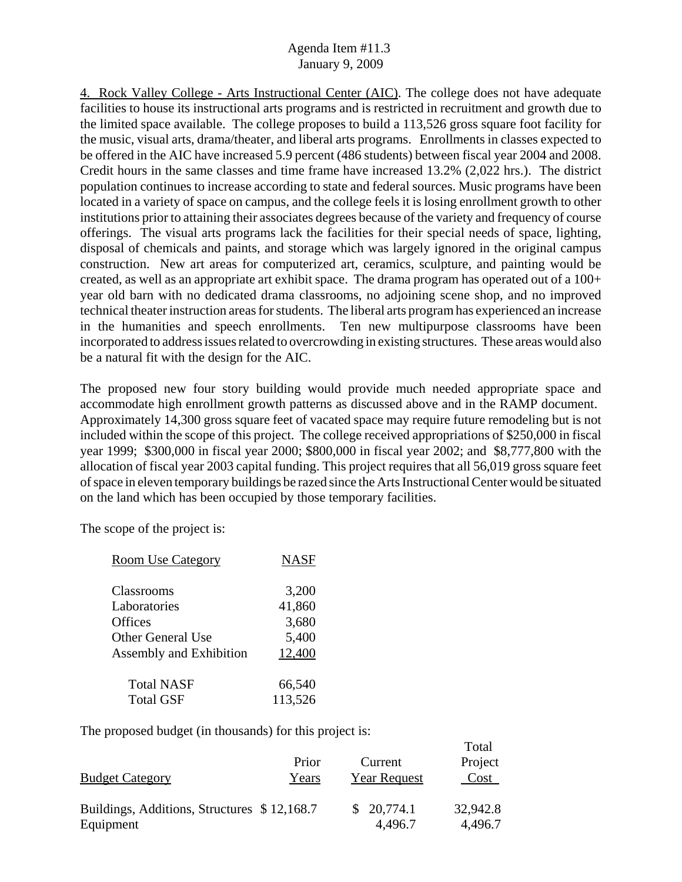4. Rock Valley College - Arts Instructional Center (AIC). The college does not have adequate facilities to house its instructional arts programs and is restricted in recruitment and growth due to the limited space available. The college proposes to build a 113,526 gross square foot facility for the music, visual arts, drama/theater, and liberal arts programs. Enrollments in classes expected to be offered in the AIC have increased 5.9 percent (486 students) between fiscal year 2004 and 2008. Credit hours in the same classes and time frame have increased 13.2% (2,022 hrs.). The district population continues to increase according to state and federal sources. Music programs have been located in a variety of space on campus, and the college feels it is losing enrollment growth to other institutions prior to attaining their associates degrees because of the variety and frequency of course offerings. The visual arts programs lack the facilities for their special needs of space, lighting, disposal of chemicals and paints, and storage which was largely ignored in the original campus construction. New art areas for computerized art, ceramics, sculpture, and painting would be created, as well as an appropriate art exhibit space. The drama program has operated out of a 100+ year old barn with no dedicated drama classrooms, no adjoining scene shop, and no improved technical theater instruction areas for students. The liberal arts program has experienced an increase in the humanities and speech enrollments. Ten new multipurpose classrooms have been incorporated to address issues related to overcrowding in existing structures. These areas would also be a natural fit with the design for the AIC.

The proposed new four story building would provide much needed appropriate space and accommodate high enrollment growth patterns as discussed above and in the RAMP document. Approximately 14,300 gross square feet of vacated space may require future remodeling but is not included within the scope of this project. The college received appropriations of $250,000 in fiscal year 1999; $300,000 in fiscal year 2000; $800,000 in fiscal year 2002; and $8,777,800 with the allocation of fiscal year 2003 capital funding. This project requires that all 56,019 gross square feet of space in eleven temporary buildings be razed since the Arts Instructional Center would be situated on the land which has been occupied by those temporary facilities.

The scope of the project is:

| Room Use Category | NASF |
|---|---|
| Classrooms | 3,200 |
| Laboratories | 41,860 |
| Offices | 3,680 |
| Other General Use | 5,400 |
| Assembly and Exhibition | 12,400 |
| Total NASF | 66,540 |
| Total GSF | 113,526 |

The proposed budget (in thousands) for this project is:

| Budget Category | Prior Years | Current Year Request | Total Project Cost |
|---|---|---|---|
| Buildings, Additions, Structures | $ 12,168.7 | $ 20,774.1 | 32,942.8 |
| Equipment | | 4,496.7 | 4,496.7 |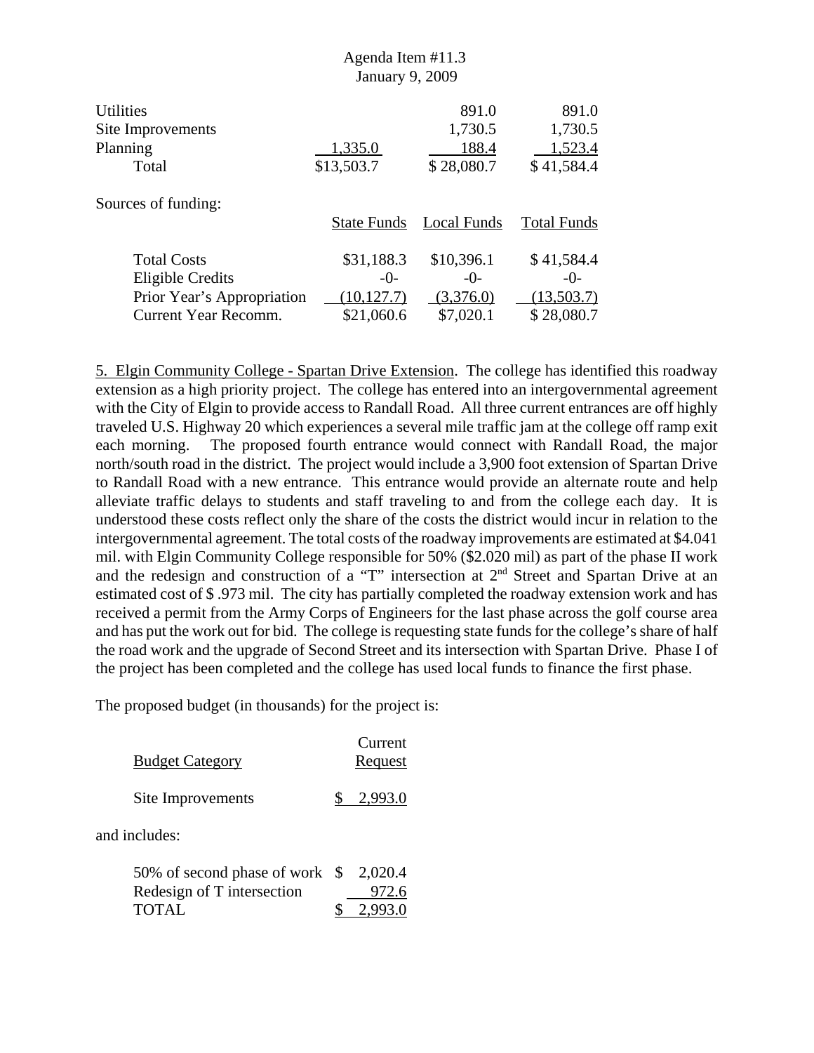| | | | |
|---|---|---|---|
| Utilities | | 891.0 | 891.0 |
| Site Improvements | | 1,730.5 | 1,730.5 |
| Planning | 1,335.0 | 188.4 | 1,523.4 |
| Total | $13,503.7 | $ 28,080.7 | $ 41,584.4 |

Sources of funding:

| | State Funds | Local Funds | Total Funds |
|---|---|---|---|
| Total Costs | $31,188.3 | $10,396.1 | $ 41,584.4 |
| Eligible Credits | -0- | -0- | -0- |
| Prior Year's Appropriation | (10,127.7) | (3,376.0) | (13,503.7) |
| Current Year Recomm. | $21,060.6 | $7,020.1 | $ 28,080.7 |

5. Elgin Community College - Spartan Drive Extension. The college has identified this roadway extension as a high priority project. The college has entered into an intergovernmental agreement with the City of Elgin to provide access to Randall Road. All three current entrances are off highly traveled U.S. Highway 20 which experiences a several mile traffic jam at the college off ramp exit each morning. The proposed fourth entrance would connect with Randall Road, the major north/south road in the district. The project would include a 3,900 foot extension of Spartan Drive to Randall Road with a new entrance. This entrance would provide an alternate route and help alleviate traffic delays to students and staff traveling to and from the college each day. It is understood these costs reflect only the share of the costs the district would incur in relation to the intergovernmental agreement. The total costs of the roadway improvements are estimated at $4.041 mil. with Elgin Community College responsible for 50% ($2.020 mil) as part of the phase II work and the redesign and construction of a "T" intersection at 2nd Street and Spartan Drive at an estimated cost of $ .973 mil. The city has partially completed the roadway extension work and has received a permit from the Army Corps of Engineers for the last phase across the golf course area and has put the work out for bid. The college is requesting state funds for the college's share of half the road work and the upgrade of Second Street and its intersection with Spartan Drive. Phase I of the project has been completed and the college has used local funds to finance the first phase.

The proposed budget (in thousands) for the project is:

| Budget Category | Current Request |
|---|---|
| Site Improvements | $ 2,993.0 |

and includes:

| | |
|---|---|
| 50% of second phase of work | $ 2,020.4 |
| Redesign of T intersection | 972.6 |
| TOTAL | $ 2,993.0 |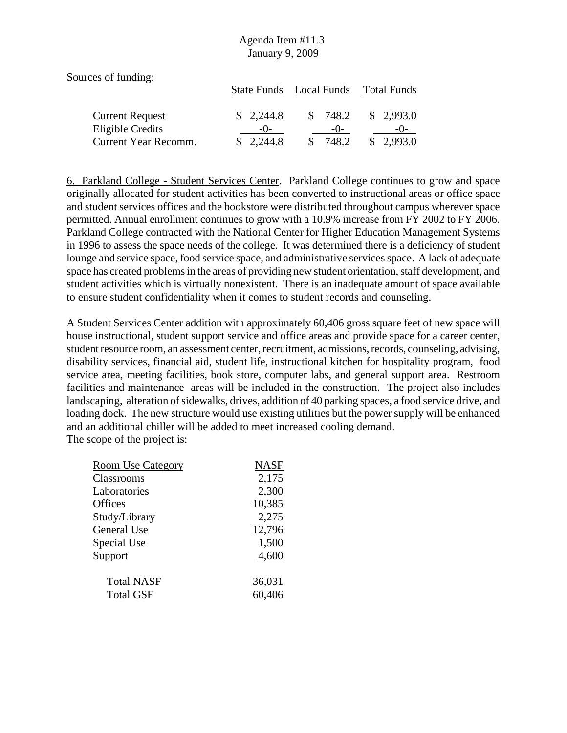Sources of funding:

| | State Funds | Local Funds | Total Funds |
|---|---|---|---|
| Current Request | $ 2,244.8 | $ 748.2 | $ 2,993.0 |
| Eligible Credits | -0- | -0- | -0- |
| Current Year Recomm. | $ 2,244.8 | $ 748.2 | $ 2,993.0 |

6. Parkland College - Student Services Center. Parkland College continues to grow and space originally allocated for student activities has been converted to instructional areas or office space and student services offices and the bookstore were distributed throughout campus wherever space permitted. Annual enrollment continues to grow with a 10.9% increase from FY 2002 to FY 2006. Parkland College contracted with the National Center for Higher Education Management Systems in 1996 to assess the space needs of the college. It was determined there is a deficiency of student lounge and service space, food service space, and administrative services space. A lack of adequate space has created problems in the areas of providing new student orientation, staff development, and student activities which is virtually nonexistent. There is an inadequate amount of space available to ensure student confidentiality when it comes to student records and counseling.

A Student Services Center addition with approximately 60,406 gross square feet of new space will house instructional, student support service and office areas and provide space for a career center, student resource room, an assessment center, recruitment, admissions, records, counseling, advising, disability services, financial aid, student life, instructional kitchen for hospitality program, food service area, meeting facilities, book store, computer labs, and general support area. Restroom facilities and maintenance areas will be included in the construction. The project also includes landscaping, alteration of sidewalks, drives, addition of 40 parking spaces, a food service drive, and loading dock. The new structure would use existing utilities but the power supply will be enhanced and an additional chiller will be added to meet increased cooling demand.
The scope of the project is:

| Room Use Category | NASF |
|---|---|
| Classrooms | 2,175 |
| Laboratories | 2,300 |
| Offices | 10,385 |
| Study/Library | 2,275 |
| General Use | 12,796 |
| Special Use | 1,500 |
| Support | 4,600 |
| Total NASF | 36,031 |
| Total GSF | 60,406 |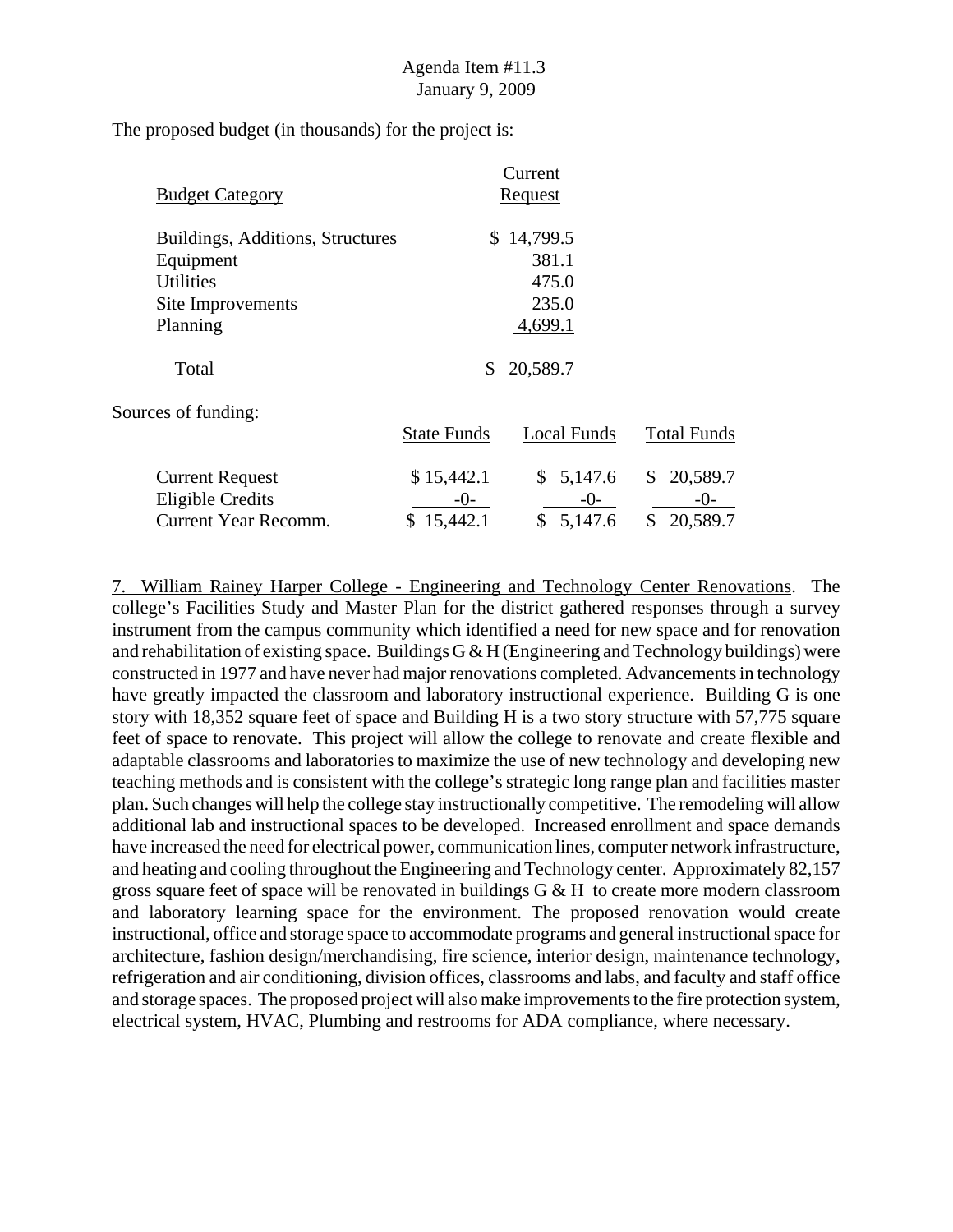Agenda Item #11.3
January 9, 2009

The proposed budget (in thousands) for the project is:

| Budget Category | Current Request |
|---|---|
| Buildings, Additions, Structures | $ 14,799.5 |
| Equipment | 381.1 |
| Utilities | 475.0 |
| Site Improvements | 235.0 |
| Planning | 4,699.1 |
| Total | $ 20,589.7 |

Sources of funding:

| | State Funds | Local Funds | Total Funds |
|---|---|---|---|
| Current Request | $ 15,442.1 | $ 5,147.6 | $ 20,589.7 |
| Eligible Credits | -0- | -0- | -0- |
| Current Year Recomm. | $ 15,442.1 | $ 5,147.6 | $ 20,589.7 |

7. William Rainey Harper College - Engineering and Technology Center Renovations. The college's Facilities Study and Master Plan for the district gathered responses through a survey instrument from the campus community which identified a need for new space and for renovation and rehabilitation of existing space. Buildings G & H (Engineering and Technology buildings) were constructed in 1977 and have never had major renovations completed. Advancements in technology have greatly impacted the classroom and laboratory instructional experience. Building G is one story with 18,352 square feet of space and Building H is a two story structure with 57,775 square feet of space to renovate. This project will allow the college to renovate and create flexible and adaptable classrooms and laboratories to maximize the use of new technology and developing new teaching methods and is consistent with the college's strategic long range plan and facilities master plan. Such changes will help the college stay instructionally competitive. The remodeling will allow additional lab and instructional spaces to be developed. Increased enrollment and space demands have increased the need for electrical power, communication lines, computer network infrastructure, and heating and cooling throughout the Engineering and Technology center. Approximately 82,157 gross square feet of space will be renovated in buildings G & H to create more modern classroom and laboratory learning space for the environment. The proposed renovation would create instructional, office and storage space to accommodate programs and general instructional space for architecture, fashion design/merchandising, fire science, interior design, maintenance technology, refrigeration and air conditioning, division offices, classrooms and labs, and faculty and staff office and storage spaces. The proposed project will also make improvements to the fire protection system, electrical system, HVAC, Plumbing and restrooms for ADA compliance, where necessary.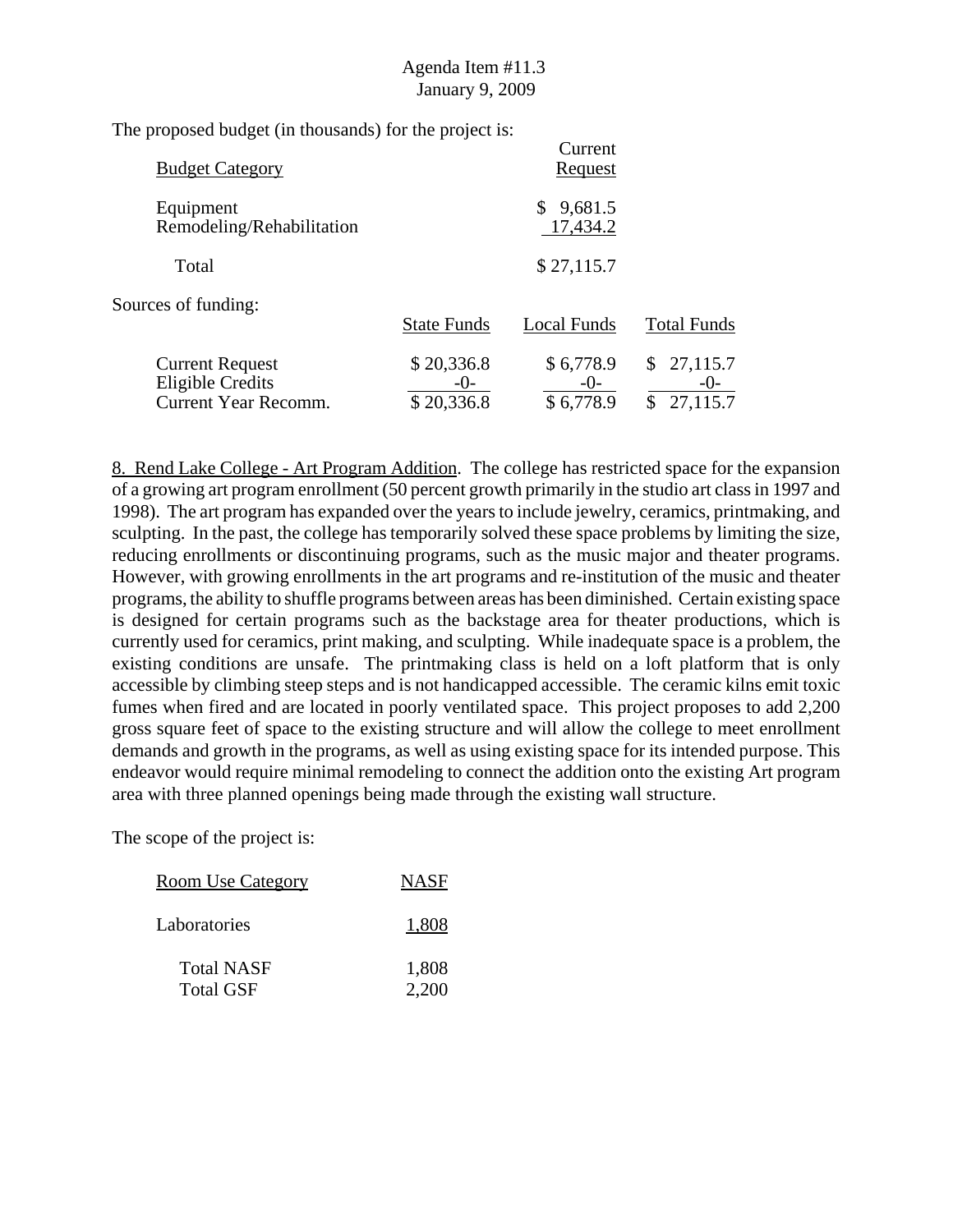Agenda Item #11.3
January 9, 2009

The proposed budget (in thousands) for the project is:

| Budget Category | Current Request |
|---|---|
| Equipment | $ 9,681.5 |
| Remodeling/Rehabilitation | 17,434.2 |
| Total | $ 27,115.7 |

Sources of funding:

| | State Funds | Local Funds | Total Funds |
|---|---|---|---|
| Current Request | $ 20,336.8 | $ 6,778.9 | $ 27,115.7 |
| Eligible Credits | -0- | -0- | -0- |
| Current Year Recomm. | $ 20,336.8 | $ 6,778.9 | $ 27,115.7 |

8. Rend Lake College - Art Program Addition. The college has restricted space for the expansion of a growing art program enrollment (50 percent growth primarily in the studio art class in 1997 and 1998). The art program has expanded over the years to include jewelry, ceramics, printmaking, and sculpting. In the past, the college has temporarily solved these space problems by limiting the size, reducing enrollments or discontinuing programs, such as the music major and theater programs. However, with growing enrollments in the art programs and re-institution of the music and theater programs, the ability to shuffle programs between areas has been diminished. Certain existing space is designed for certain programs such as the backstage area for theater productions, which is currently used for ceramics, print making, and sculpting. While inadequate space is a problem, the existing conditions are unsafe. The printmaking class is held on a loft platform that is only accessible by climbing steep steps and is not handicapped accessible. The ceramic kilns emit toxic fumes when fired and are located in poorly ventilated space. This project proposes to add 2,200 gross square feet of space to the existing structure and will allow the college to meet enrollment demands and growth in the programs, as well as using existing space for its intended purpose. This endeavor would require minimal remodeling to connect the addition onto the existing Art program area with three planned openings being made through the existing wall structure.

The scope of the project is:

| Room Use Category | NASF |
|---|---|
| Laboratories | 1,808 |
| Total NASF | 1,808 |
| Total GSF | 2,200 |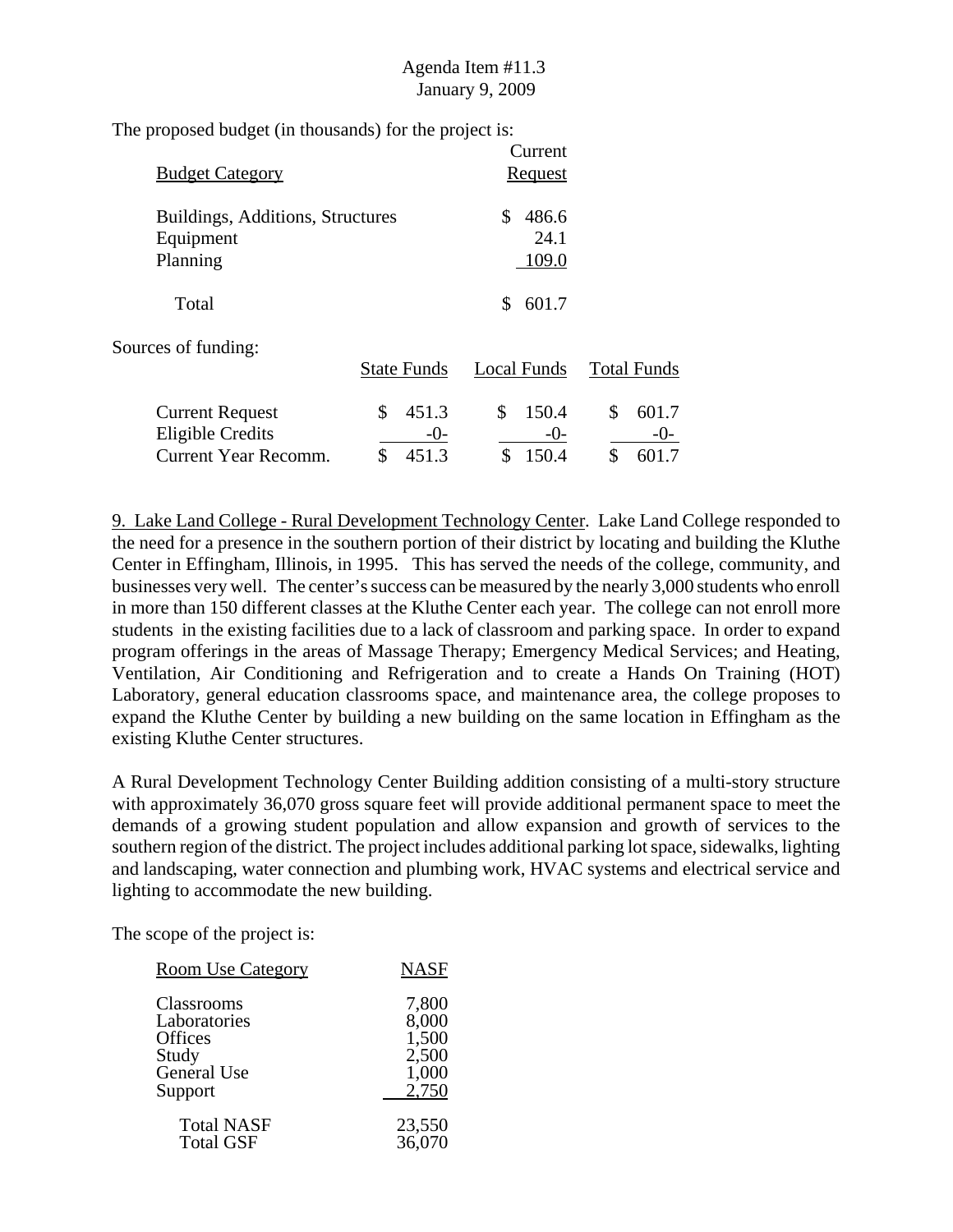The proposed budget (in thousands) for the project is:

| Budget Category | Current Request |
|---|---|
| Buildings, Additions, Structures | $ 486.6 |
| Equipment | 24.1 |
| Planning | 109.0 |
| Total | $ 601.7 |

Sources of funding:

| | State Funds | Local Funds | Total Funds |
|---|---|---|---|
| Current Request | $ 451.3 | $ 150.4 | $ 601.7 |
| Eligible Credits | -0- | -0- | -0- |
| Current Year Recomm. | $ 451.3 | $ 150.4 | $ 601.7 |

9. Lake Land College - Rural Development Technology Center. Lake Land College responded to the need for a presence in the southern portion of their district by locating and building the Kluthe Center in Effingham, Illinois, in 1995. This has served the needs of the college, community, and businesses very well. The center's success can be measured by the nearly 3,000 students who enroll in more than 150 different classes at the Kluthe Center each year. The college can not enroll more students in the existing facilities due to a lack of classroom and parking space. In order to expand program offerings in the areas of Massage Therapy; Emergency Medical Services; and Heating, Ventilation, Air Conditioning and Refrigeration and to create a Hands On Training (HOT) Laboratory, general education classrooms space, and maintenance area, the college proposes to expand the Kluthe Center by building a new building on the same location in Effingham as the existing Kluthe Center structures.

A Rural Development Technology Center Building addition consisting of a multi-story structure with approximately 36,070 gross square feet will provide additional permanent space to meet the demands of a growing student population and allow expansion and growth of services to the southern region of the district. The project includes additional parking lot space, sidewalks, lighting and landscaping, water connection and plumbing work, HVAC systems and electrical service and lighting to accommodate the new building.

The scope of the project is:

| Room Use Category | NASF |
|---|---|
| Classrooms | 7,800 |
| Laboratories | 8,000 |
| Offices | 1,500 |
| Study | 2,500 |
| General Use | 1,000 |
| Support | 2,750 |
| Total NASF | 23,550 |
| Total GSF | 36,070 |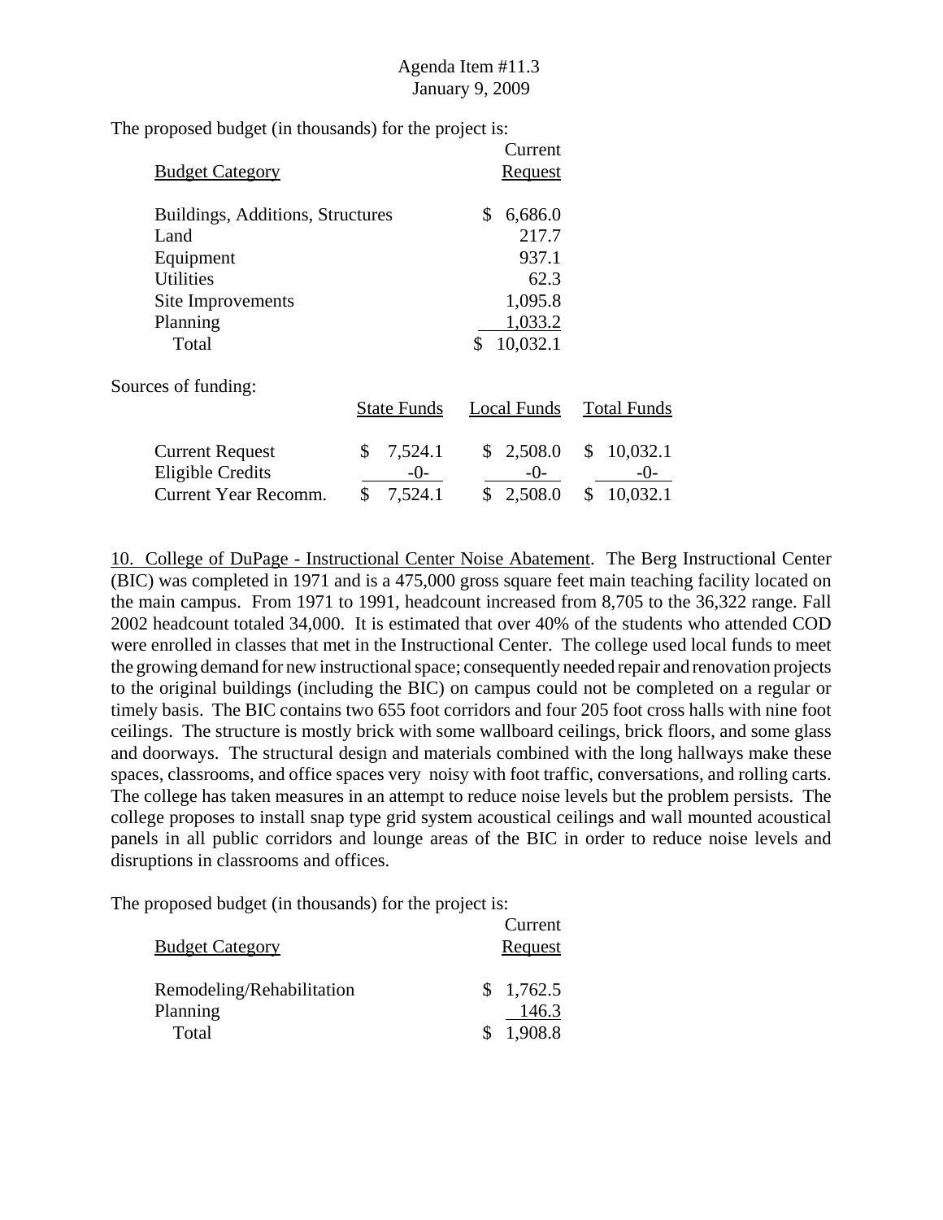Agenda Item #11.3
January 9, 2009

The proposed budget (in thousands) for the project is:

| Budget Category | Current Request |
|---|---|
| Buildings, Additions, Structures | $ 6,686.0 |
| Land | 217.7 |
| Equipment | 937.1 |
| Utilities | 62.3 |
| Site Improvements | 1,095.8 |
| Planning | 1,033.2 |
| Total | $ 10,032.1 |

Sources of funding:

| | State Funds | Local Funds | Total Funds |
|---|---|---|---|
| Current Request | $ 7,524.1 | $ 2,508.0 | $ 10,032.1 |
| Eligible Credits | -0- | -0- | -0- |
| Current Year Recomm. | $ 7,524.1 | $ 2,508.0 | $ 10,032.1 |

10. College of DuPage - Instructional Center Noise Abatement. The Berg Instructional Center (BIC) was completed in 1971 and is a 475,000 gross square feet main teaching facility located on the main campus. From 1971 to 1991, headcount increased from 8,705 to the 36,322 range. Fall 2002 headcount totaled 34,000. It is estimated that over 40% of the students who attended COD were enrolled in classes that met in the Instructional Center. The college used local funds to meet the growing demand for new instructional space; consequently needed repair and renovation projects to the original buildings (including the BIC) on campus could not be completed on a regular or timely basis. The BIC contains two 655 foot corridors and four 205 foot cross halls with nine foot ceilings. The structure is mostly brick with some wallboard ceilings, brick floors, and some glass and doorways. The structural design and materials combined with the long hallways make these spaces, classrooms, and office spaces very noisy with foot traffic, conversations, and rolling carts. The college has taken measures in an attempt to reduce noise levels but the problem persists. The college proposes to install snap type grid system acoustical ceilings and wall mounted acoustical panels in all public corridors and lounge areas of the BIC in order to reduce noise levels and disruptions in classrooms and offices.

The proposed budget (in thousands) for the project is:

| Budget Category | Current Request |
|---|---|
| Remodeling/Rehabilitation | $ 1,762.5 |
| Planning | 146.3 |
| Total | $ 1,908.8 |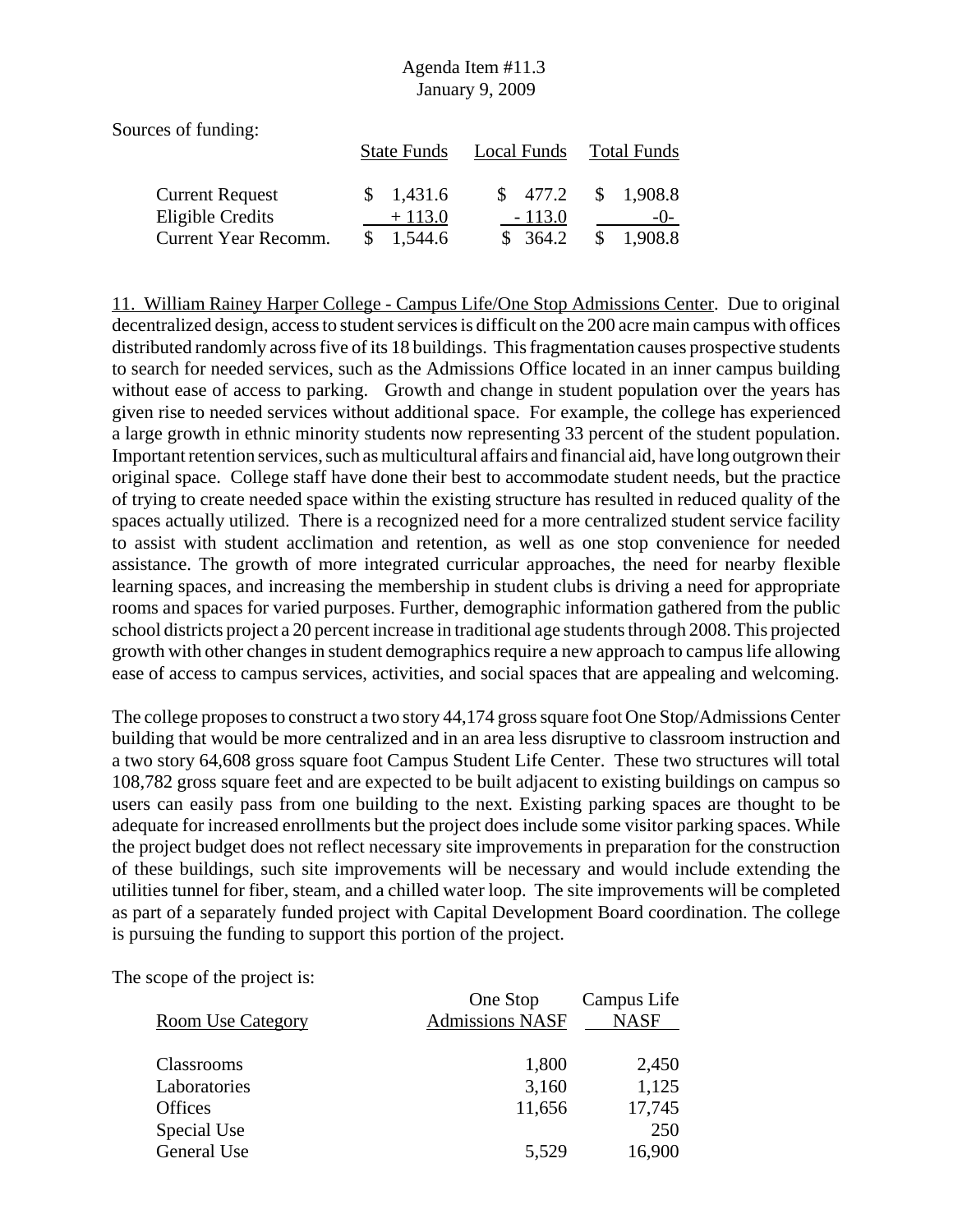Sources of funding:

| | State Funds | Local Funds | Total Funds |
|---|---|---|---|
| Current Request | $ 1,431.6 | $ 477.2 | $ 1,908.8 |
| Eligible Credits | + 113.0 | - 113.0 | -0- |
| Current Year Recomm. | $ 1,544.6 | $ 364.2 | $ 1,908.8 |

11. William Rainey Harper College - Campus Life/One Stop Admissions Center. Due to original decentralized design, access to student services is difficult on the 200 acre main campus with offices distributed randomly across five of its 18 buildings. This fragmentation causes prospective students to search for needed services, such as the Admissions Office located in an inner campus building without ease of access to parking. Growth and change in student population over the years has given rise to needed services without additional space. For example, the college has experienced a large growth in ethnic minority students now representing 33 percent of the student population. Important retention services, such as multicultural affairs and financial aid, have long outgrown their original space. College staff have done their best to accommodate student needs, but the practice of trying to create needed space within the existing structure has resulted in reduced quality of the spaces actually utilized. There is a recognized need for a more centralized student service facility to assist with student acclimation and retention, as well as one stop convenience for needed assistance. The growth of more integrated curricular approaches, the need for nearby flexible learning spaces, and increasing the membership in student clubs is driving a need for appropriate rooms and spaces for varied purposes. Further, demographic information gathered from the public school districts project a 20 percent increase in traditional age students through 2008. This projected growth with other changes in student demographics require a new approach to campus life allowing ease of access to campus services, activities, and social spaces that are appealing and welcoming.

The college proposes to construct a two story 44,174 gross square foot One Stop/Admissions Center building that would be more centralized and in an area less disruptive to classroom instruction and a two story 64,608 gross square foot Campus Student Life Center. These two structures will total 108,782 gross square feet and are expected to be built adjacent to existing buildings on campus so users can easily pass from one building to the next. Existing parking spaces are thought to be adequate for increased enrollments but the project does include some visitor parking spaces. While the project budget does not reflect necessary site improvements in preparation for the construction of these buildings, such site improvements will be necessary and would include extending the utilities tunnel for fiber, steam, and a chilled water loop. The site improvements will be completed as part of a separately funded project with Capital Development Board coordination. The college is pursuing the funding to support this portion of the project.

The scope of the project is:

| Room Use Category | One Stop Admissions NASF | Campus Life NASF |
|---|---|---|
| Classrooms | 1,800 | 2,450 |
| Laboratories | 3,160 | 1,125 |
| Offices | 11,656 | 17,745 |
| Special Use | | 250 |
| General Use | 5,529 | 16,900 |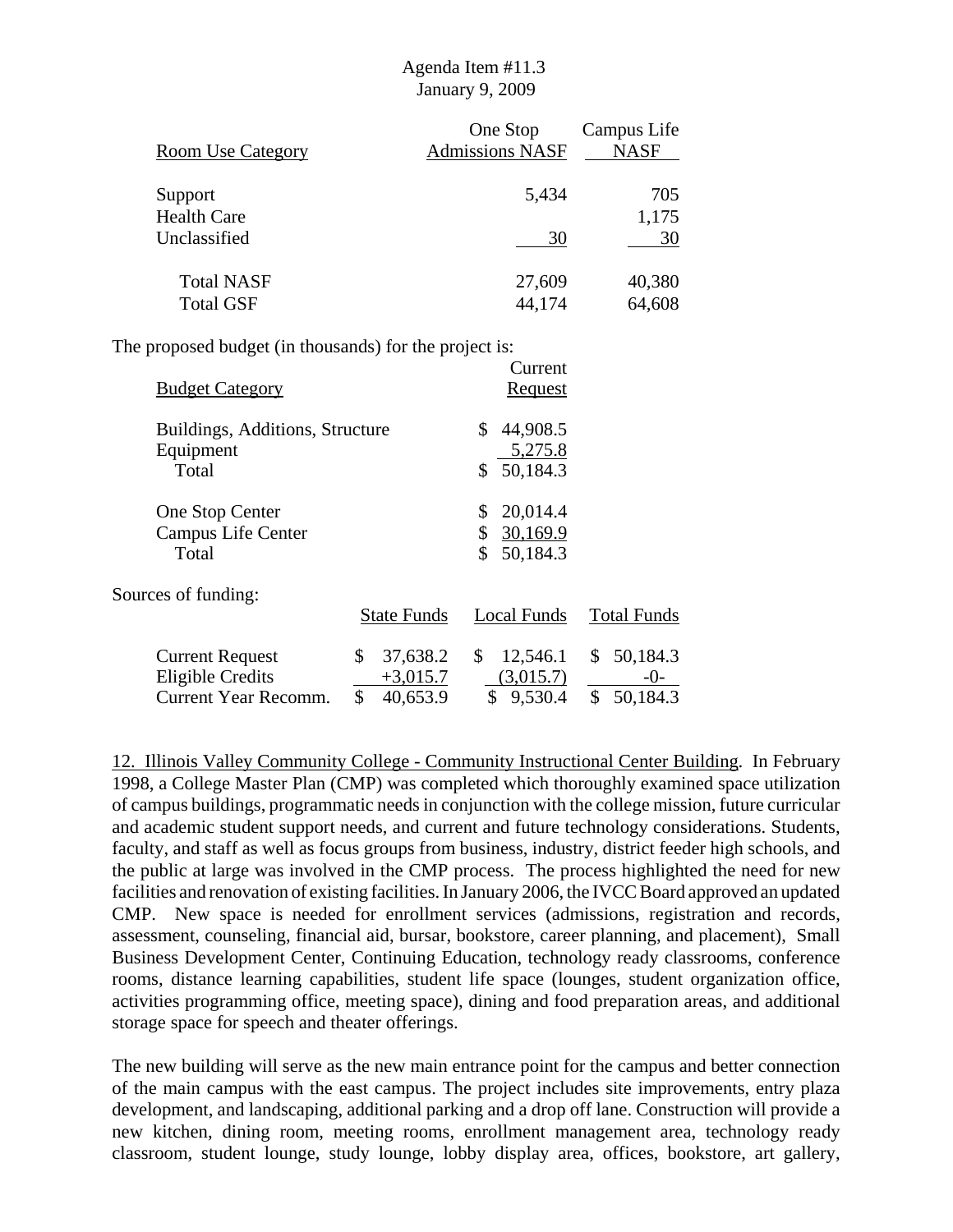Agenda Item #11.3
January 9, 2009

| Room Use Category | One Stop Admissions NASF | Campus Life NASF |
|---|---|---|
| Support | 5,434 | 705 |
| Health Care | | 1,175 |
| Unclassified | 30 | 30 |
| Total NASF | 27,609 | 40,380 |
| Total GSF | 44,174 | 64,608 |

The proposed budget (in thousands) for the project is:

| Budget Category | Current Request |
|---|---|
| Buildings, Additions, Structure | $ 44,908.5 |
| Equipment | 5,275.8 |
| Total | $ 50,184.3 |
| | |
| One Stop Center | $ 20,014.4 |
| Campus Life Center | $ 30,169.9 |
| Total | $ 50,184.3 |

Sources of funding:

| | State Funds | Local Funds | Total Funds |
|---|---|---|---|
| Current Request | $ 37,638.2 | $ 12,546.1 | $ 50,184.3 |
| Eligible Credits | +3,015.7 | (3,015.7) | -0- |
| Current Year Recomm. | $ 40,653.9 | $ 9,530.4 | $ 50,184.3 |

12. Illinois Valley Community College - Community Instructional Center Building. In February 1998, a College Master Plan (CMP) was completed which thoroughly examined space utilization of campus buildings, programmatic needs in conjunction with the college mission, future curricular and academic student support needs, and current and future technology considerations. Students, faculty, and staff as well as focus groups from business, industry, district feeder high schools, and the public at large was involved in the CMP process. The process highlighted the need for new facilities and renovation of existing facilities. In January 2006, the IVCC Board approved an updated CMP. New space is needed for enrollment services (admissions, registration and records, assessment, counseling, financial aid, bursar, bookstore, career planning, and placement), Small Business Development Center, Continuing Education, technology ready classrooms, conference rooms, distance learning capabilities, student life space (lounges, student organization office, activities programming office, meeting space), dining and food preparation areas, and additional storage space for speech and theater offerings.

The new building will serve as the new main entrance point for the campus and better connection of the main campus with the east campus. The project includes site improvements, entry plaza development, and landscaping, additional parking and a drop off lane. Construction will provide a new kitchen, dining room, meeting rooms, enrollment management area, technology ready classroom, student lounge, study lounge, lobby display area, offices, bookstore, art gallery,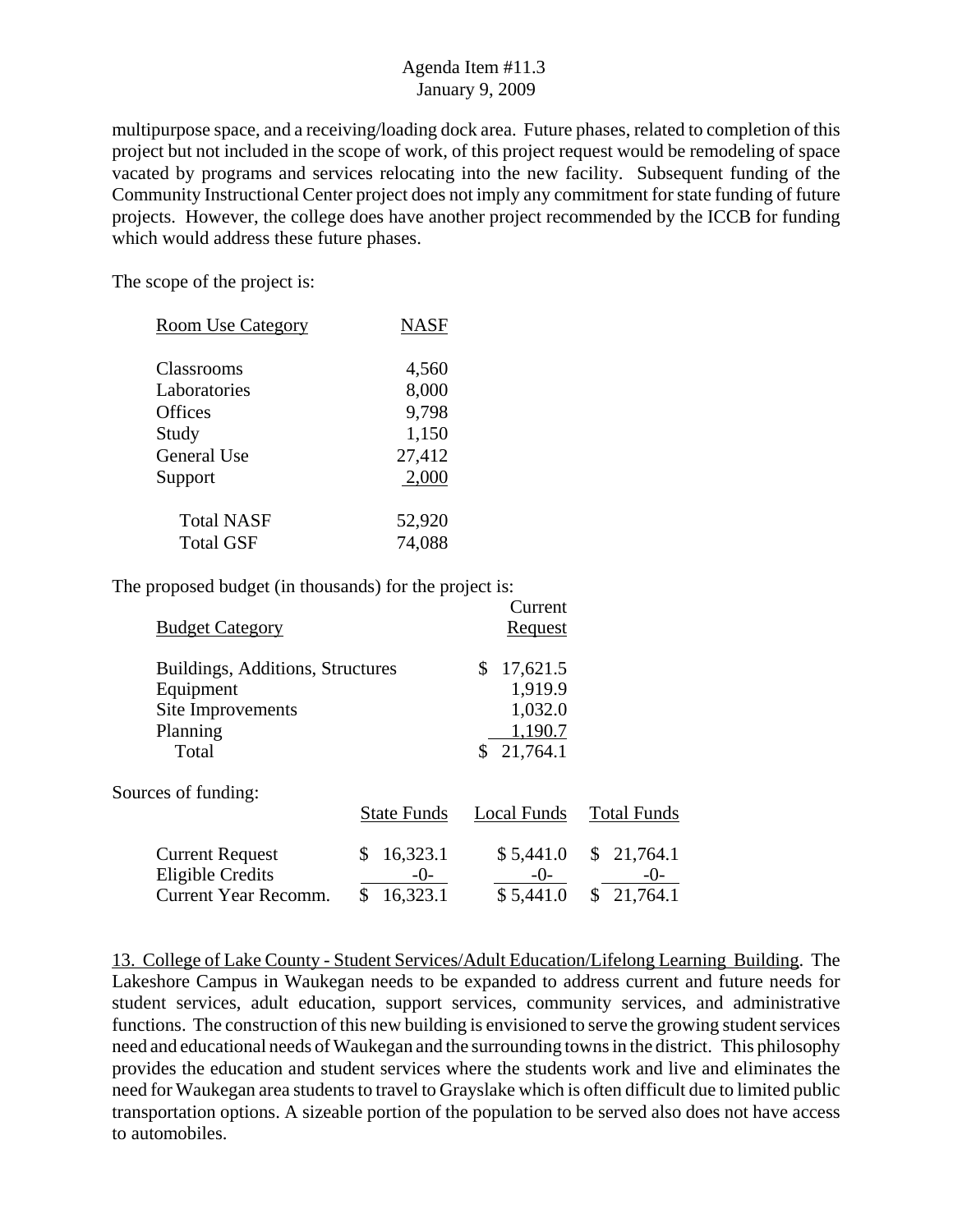multipurpose space, and a receiving/loading dock area. Future phases, related to completion of this project but not included in the scope of work, of this project request would be remodeling of space vacated by programs and services relocating into the new facility. Subsequent funding of the Community Instructional Center project does not imply any commitment for state funding of future projects. However, the college does have another project recommended by the ICCB for funding which would address these future phases.

The scope of the project is:

| Room Use Category | NASF |
|---|---|
| Classrooms | 4,560 |
| Laboratories | 8,000 |
| Offices | 9,798 |
| Study | 1,150 |
| General Use | 27,412 |
| Support | 2,000 |
| Total NASF | 52,920 |
| Total GSF | 74,088 |

The proposed budget (in thousands) for the project is:

| Budget Category | Current Request |
|---|---|
| Buildings, Additions, Structures | $ 17,621.5 |
| Equipment | 1,919.9 |
| Site Improvements | 1,032.0 |
| Planning | 1,190.7 |
| Total | $ 21,764.1 |

Sources of funding:

| | State Funds | Local Funds | Total Funds |
|---|---|---|---|
| Current Request | $ 16,323.1 | $ 5,441.0 | $ 21,764.1 |
| Eligible Credits | -0- | -0- | -0- |
| Current Year Recomm. | $ 16,323.1 | $ 5,441.0 | $ 21,764.1 |

13. College of Lake County - Student Services/Adult Education/Lifelong Learning Building. The Lakeshore Campus in Waukegan needs to be expanded to address current and future needs for student services, adult education, support services, community services, and administrative functions. The construction of this new building is envisioned to serve the growing student services need and educational needs of Waukegan and the surrounding towns in the district. This philosophy provides the education and student services where the students work and live and eliminates the need for Waukegan area students to travel to Grayslake which is often difficult due to limited public transportation options. A sizeable portion of the population to be served also does not have access to automobiles.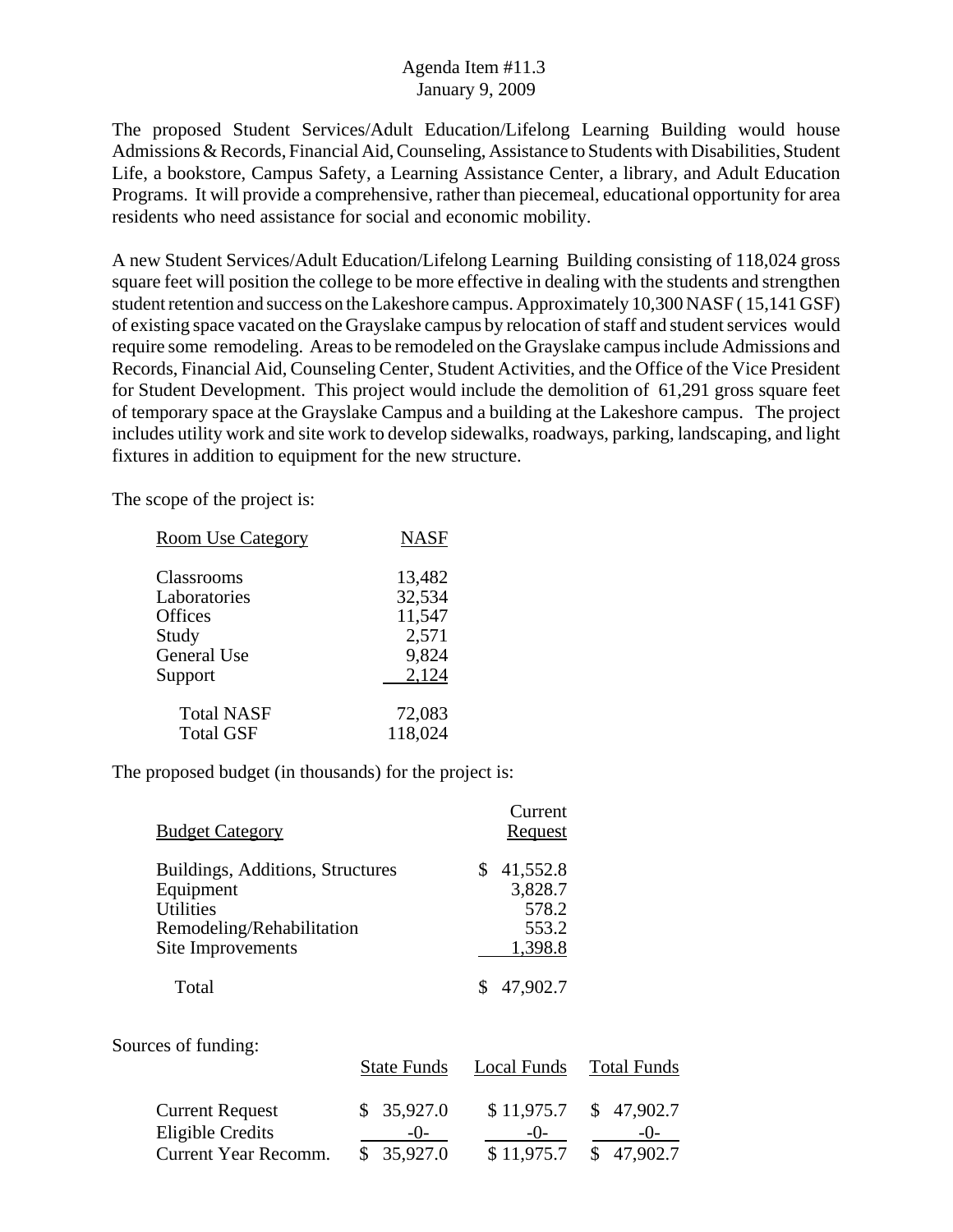Agenda Item #11.3
January 9, 2009

The proposed Student Services/Adult Education/Lifelong Learning Building would house Admissions & Records, Financial Aid, Counseling, Assistance to Students with Disabilities, Student Life, a bookstore, Campus Safety, a Learning Assistance Center, a library, and Adult Education Programs. It will provide a comprehensive, rather than piecemeal, educational opportunity for area residents who need assistance for social and economic mobility.

A new Student Services/Adult Education/Lifelong Learning Building consisting of 118,024 gross square feet will position the college to be more effective in dealing with the students and strengthen student retention and success on the Lakeshore campus. Approximately 10,300 NASF ( 15,141 GSF) of existing space vacated on the Grayslake campus by relocation of staff and student services would require some remodeling. Areas to be remodeled on the Grayslake campus include Admissions and Records, Financial Aid, Counseling Center, Student Activities, and the Office of the Vice President for Student Development. This project would include the demolition of 61,291 gross square feet of temporary space at the Grayslake Campus and a building at the Lakeshore campus. The project includes utility work and site work to develop sidewalks, roadways, parking, landscaping, and light fixtures in addition to equipment for the new structure.

The scope of the project is:

| Room Use Category | NASF |
|---|---|
| Classrooms | 13,482 |
| Laboratories | 32,534 |
| Offices | 11,547 |
| Study | 2,571 |
| General Use | 9,824 |
| Support | 2,124 |
| Total NASF | 72,083 |
| Total GSF | 118,024 |

The proposed budget (in thousands) for the project is:

| Budget Category | Current Request |
|---|---|
| Buildings, Additions, Structures | $ 41,552.8 |
| Equipment | 3,828.7 |
| Utilities | 578.2 |
| Remodeling/Rehabilitation | 553.2 |
| Site Improvements | 1,398.8 |
| Total | $ 47,902.7 |

Sources of funding:

| | State Funds | Local Funds | Total Funds |
|---|---|---|---|
| Current Request | $ 35,927.0 | $ 11,975.7 | $ 47,902.7 |
| Eligible Credits | -0- | -0- | -0- |
| Current Year Recomm. | $ 35,927.0 | $ 11,975.7 | $ 47,902.7 |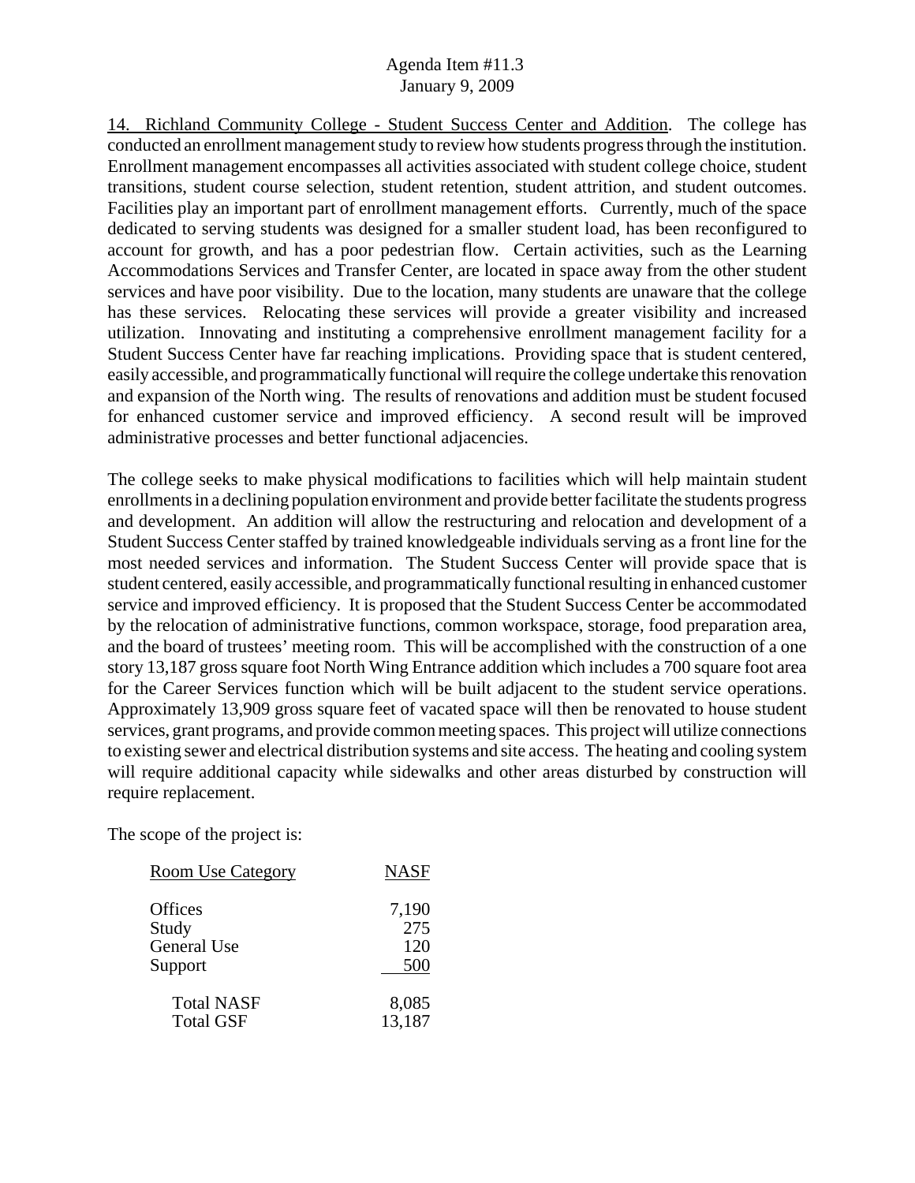14. Richland Community College - Student Success Center and Addition. The college has conducted an enrollment management study to review how students progress through the institution. Enrollment management encompasses all activities associated with student college choice, student transitions, student course selection, student retention, student attrition, and student outcomes. Facilities play an important part of enrollment management efforts. Currently, much of the space dedicated to serving students was designed for a smaller student load, has been reconfigured to account for growth, and has a poor pedestrian flow. Certain activities, such as the Learning Accommodations Services and Transfer Center, are located in space away from the other student services and have poor visibility. Due to the location, many students are unaware that the college has these services. Relocating these services will provide a greater visibility and increased utilization. Innovating and instituting a comprehensive enrollment management facility for a Student Success Center have far reaching implications. Providing space that is student centered, easily accessible, and programmatically functional will require the college undertake this renovation and expansion of the North wing. The results of renovations and addition must be student focused for enhanced customer service and improved efficiency. A second result will be improved administrative processes and better functional adjacencies.

The college seeks to make physical modifications to facilities which will help maintain student enrollments in a declining population environment and provide better facilitate the students progress and development. An addition will allow the restructuring and relocation and development of a Student Success Center staffed by trained knowledgeable individuals serving as a front line for the most needed services and information. The Student Success Center will provide space that is student centered, easily accessible, and programmatically functional resulting in enhanced customer service and improved efficiency. It is proposed that the Student Success Center be accommodated by the relocation of administrative functions, common workspace, storage, food preparation area, and the board of trustees' meeting room. This will be accomplished with the construction of a one story 13,187 gross square foot North Wing Entrance addition which includes a 700 square foot area for the Career Services function which will be built adjacent to the student service operations. Approximately 13,909 gross square feet of vacated space will then be renovated to house student services, grant programs, and provide common meeting spaces. This project will utilize connections to existing sewer and electrical distribution systems and site access. The heating and cooling system will require additional capacity while sidewalks and other areas disturbed by construction will require replacement.

The scope of the project is:

| Room Use Category | NASF |
|---|---|
| Offices | 7,190 |
| Study | 275 |
| General Use | 120 |
| Support | 500 |
| Total NASF | 8,085 |
| Total GSF | 13,187 |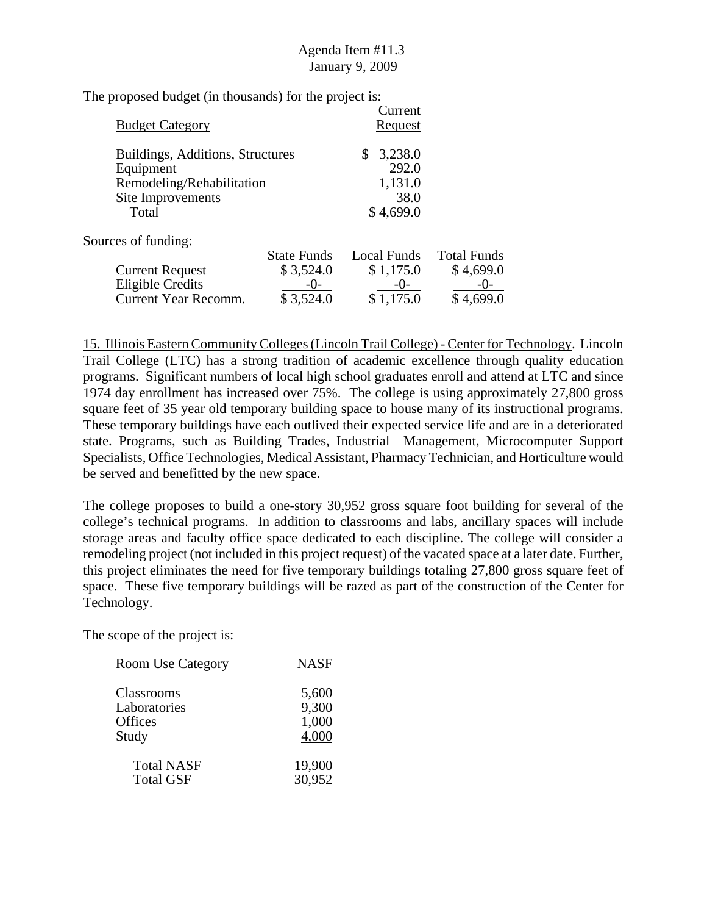The proposed budget (in thousands) for the project is:

| Budget Category | Current Request |
|---|---|
| Buildings, Additions, Structures | $ 3,238.0 |
| Equipment | 292.0 |
| Remodeling/Rehabilitation | 1,131.0 |
| Site Improvements | 38.0 |
| Total | $ 4,699.0 |

Sources of funding:

| | State Funds | Local Funds | Total Funds |
|---|---|---|---|
| Current Request | $ 3,524.0 | $ 1,175.0 | $ 4,699.0 |
| Eligible Credits | -0- | -0- | -0- |
| Current Year Recomm. | $ 3,524.0 | $ 1,175.0 | $ 4,699.0 |

15. Illinois Eastern Community Colleges (Lincoln Trail College) - Center for Technology. Lincoln Trail College (LTC) has a strong tradition of academic excellence through quality education programs. Significant numbers of local high school graduates enroll and attend at LTC and since 1974 day enrollment has increased over 75%. The college is using approximately 27,800 gross square feet of 35 year old temporary building space to house many of its instructional programs. These temporary buildings have each outlived their expected service life and are in a deteriorated state. Programs, such as Building Trades, Industrial Management, Microcomputer Support Specialists, Office Technologies, Medical Assistant, Pharmacy Technician, and Horticulture would be served and benefitted by the new space.

The college proposes to build a one-story 30,952 gross square foot building for several of the college's technical programs. In addition to classrooms and labs, ancillary spaces will include storage areas and faculty office space dedicated to each discipline. The college will consider a remodeling project (not included in this project request) of the vacated space at a later date. Further, this project eliminates the need for five temporary buildings totaling 27,800 gross square feet of space. These five temporary buildings will be razed as part of the construction of the Center for Technology.

The scope of the project is:

| Room Use Category | NASF |
|---|---|
| Classrooms | 5,600 |
| Laboratories | 9,300 |
| Offices | 1,000 |
| Study | 4,000 |
| Total NASF | 19,900 |
| Total GSF | 30,952 |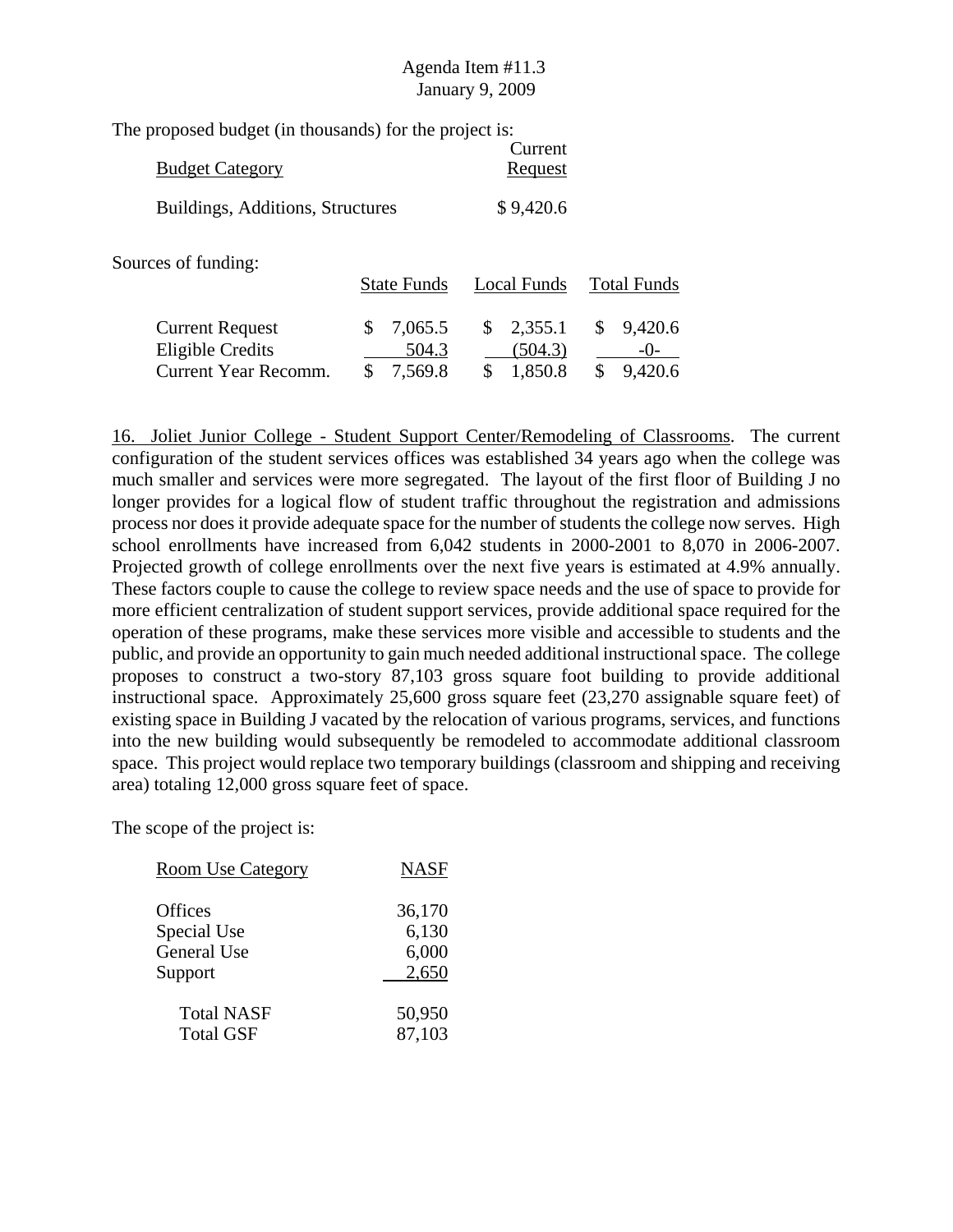The proposed budget (in thousands) for the project is:

| Budget Category | Current Request |
|---|---|
| Buildings, Additions, Structures | $ 9,420.6 |

Sources of funding:

| | State Funds | Local Funds | Total Funds |
|---|---|---|---|
| Current Request | $ 7,065.5 | $ 2,355.1 | $ 9,420.6 |
| Eligible Credits | 504.3 | (504.3) | -0- |
| Current Year Recomm. | $ 7,569.8 | $ 1,850.8 | $ 9,420.6 |

16. Joliet Junior College - Student Support Center/Remodeling of Classrooms. The current configuration of the student services offices was established 34 years ago when the college was much smaller and services were more segregated. The layout of the first floor of Building J no longer provides for a logical flow of student traffic throughout the registration and admissions process nor does it provide adequate space for the number of students the college now serves. High school enrollments have increased from 6,042 students in 2000-2001 to 8,070 in 2006-2007. Projected growth of college enrollments over the next five years is estimated at 4.9% annually. These factors couple to cause the college to review space needs and the use of space to provide for more efficient centralization of student support services, provide additional space required for the operation of these programs, make these services more visible and accessible to students and the public, and provide an opportunity to gain much needed additional instructional space. The college proposes to construct a two-story 87,103 gross square foot building to provide additional instructional space. Approximately 25,600 gross square feet (23,270 assignable square feet) of existing space in Building J vacated by the relocation of various programs, services, and functions into the new building would subsequently be remodeled to accommodate additional classroom space. This project would replace two temporary buildings (classroom and shipping and receiving area) totaling 12,000 gross square feet of space.

The scope of the project is:

| Room Use Category | NASF |
|---|---|
| Offices | 36,170 |
| Special Use | 6,130 |
| General Use | 6,000 |
| Support | 2,650 |
| Total NASF | 50,950 |
| Total GSF | 87,103 |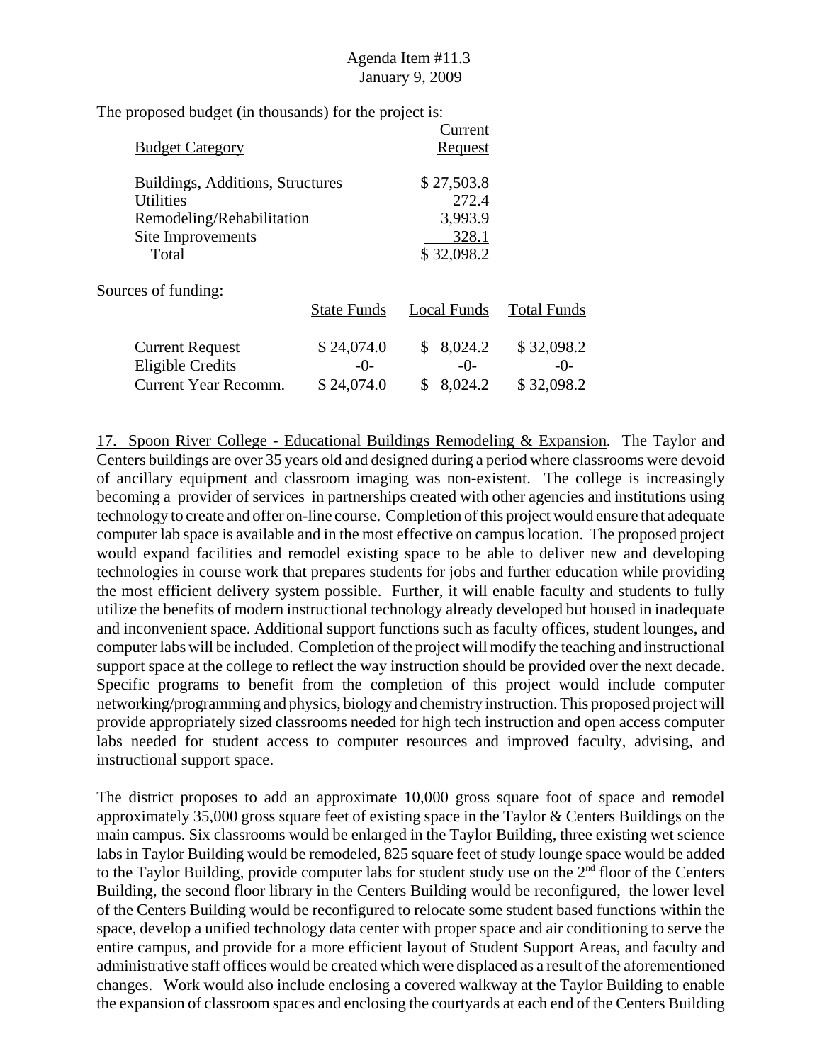Agenda Item #11.3
January 9, 2009

The proposed budget (in thousands) for the project is:

| Budget Category | Current Request |
|---|---|
| Buildings, Additions, Structures | $ 27,503.8 |
| Utilities | 272.4 |
| Remodeling/Rehabilitation | 3,993.9 |
| Site Improvements | 328.1 |
| Total | $ 32,098.2 |

Sources of funding:

| | State Funds | Local Funds | Total Funds |
|---|---|---|---|
| Current Request | $ 24,074.0 | $ 8,024.2 | $ 32,098.2 |
| Eligible Credits | -0- | -0- | -0- |
| Current Year Recomm. | $ 24,074.0 | $ 8,024.2 | $ 32,098.2 |

17. Spoon River College - Educational Buildings Remodeling & Expansion. The Taylor and Centers buildings are over 35 years old and designed during a period where classrooms were devoid of ancillary equipment and classroom imaging was non-existent. The college is increasingly becoming a provider of services in partnerships created with other agencies and institutions using technology to create and offer on-line course. Completion of this project would ensure that adequate computer lab space is available and in the most effective on campus location. The proposed project would expand facilities and remodel existing space to be able to deliver new and developing technologies in course work that prepares students for jobs and further education while providing the most efficient delivery system possible. Further, it will enable faculty and students to fully utilize the benefits of modern instructional technology already developed but housed in inadequate and inconvenient space. Additional support functions such as faculty offices, student lounges, and computer labs will be included. Completion of the project will modify the teaching and instructional support space at the college to reflect the way instruction should be provided over the next decade. Specific programs to benefit from the completion of this project would include computer networking/programming and physics, biology and chemistry instruction. This proposed project will provide appropriately sized classrooms needed for high tech instruction and open access computer labs needed for student access to computer resources and improved faculty, advising, and instructional support space.

The district proposes to add an approximate 10,000 gross square foot of space and remodel approximately 35,000 gross square feet of existing space in the Taylor & Centers Buildings on the main campus. Six classrooms would be enlarged in the Taylor Building, three existing wet science labs in Taylor Building would be remodeled, 825 square feet of study lounge space would be added to the Taylor Building, provide computer labs for student study use on the 2nd floor of the Centers Building, the second floor library in the Centers Building would be reconfigured, the lower level of the Centers Building would be reconfigured to relocate some student based functions within the space, develop a unified technology data center with proper space and air conditioning to serve the entire campus, and provide for a more efficient layout of Student Support Areas, and faculty and administrative staff offices would be created which were displaced as a result of the aforementioned changes. Work would also include enclosing a covered walkway at the Taylor Building to enable the expansion of classroom spaces and enclosing the courtyards at each end of the Centers Building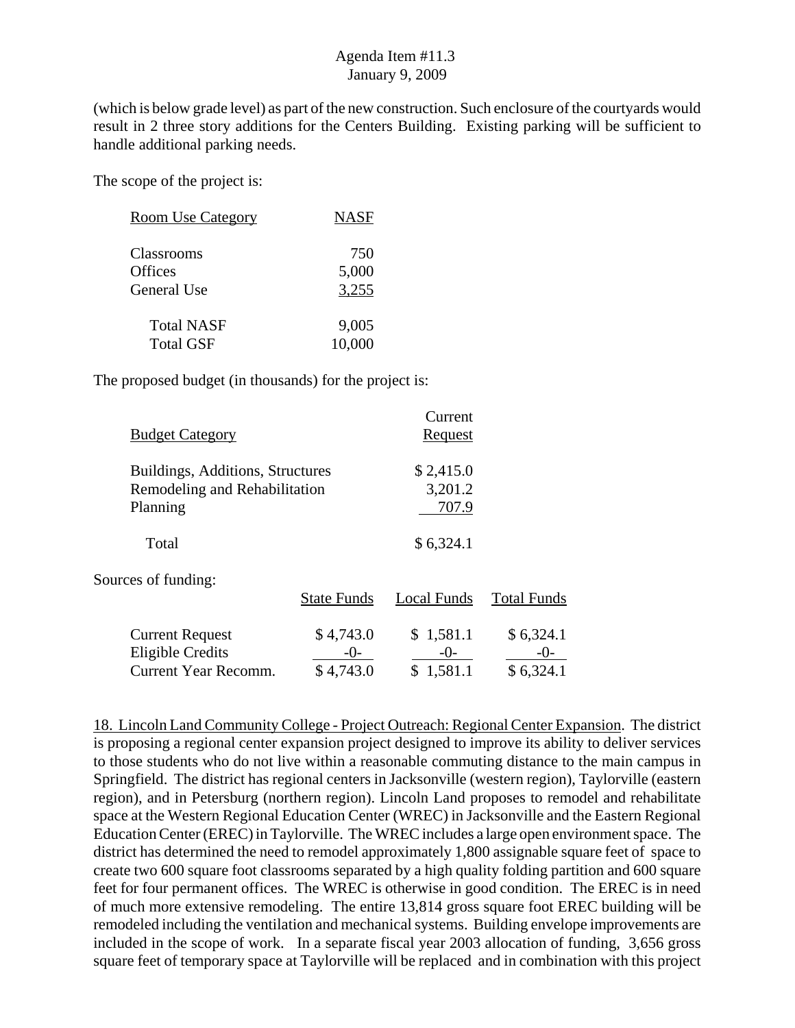(which is below grade level) as part of the new construction. Such enclosure of the courtyards would result in 2 three story additions for the Centers Building. Existing parking will be sufficient to handle additional parking needs.

The scope of the project is:

| Room Use Category | NASF |
|---|---|
| Classrooms | 750 |
| Offices | 5,000 |
| General Use | 3,255 |
| Total NASF | 9,005 |
| Total GSF | 10,000 |

The proposed budget (in thousands) for the project is:

| Budget Category | Current Request |
|---|---|
| Buildings, Additions, Structures | $ 2,415.0 |
| Remodeling and Rehabilitation | 3,201.2 |
| Planning | 707.9 |
| Total | $ 6,324.1 |

Sources of funding:

| | State Funds | Local Funds | Total Funds |
|---|---|---|---|
| Current Request | $ 4,743.0 | $ 1,581.1 | $ 6,324.1 |
| Eligible Credits | -0- | -0- | -0- |
| Current Year Recomm. | $ 4,743.0 | $ 1,581.1 | $ 6,324.1 |

18. Lincoln Land Community College - Project Outreach: Regional Center Expansion. The district is proposing a regional center expansion project designed to improve its ability to deliver services to those students who do not live within a reasonable commuting distance to the main campus in Springfield. The district has regional centers in Jacksonville (western region), Taylorville (eastern region), and in Petersburg (northern region). Lincoln Land proposes to remodel and rehabilitate space at the Western Regional Education Center (WREC) in Jacksonville and the Eastern Regional Education Center (EREC) in Taylorville. The WREC includes a large open environment space. The district has determined the need to remodel approximately 1,800 assignable square feet of space to create two 600 square foot classrooms separated by a high quality folding partition and 600 square feet for four permanent offices. The WREC is otherwise in good condition. The EREC is in need of much more extensive remodeling. The entire 13,814 gross square foot EREC building will be remodeled including the ventilation and mechanical systems. Building envelope improvements are included in the scope of work. In a separate fiscal year 2003 allocation of funding, 3,656 gross square feet of temporary space at Taylorville will be replaced and in combination with this project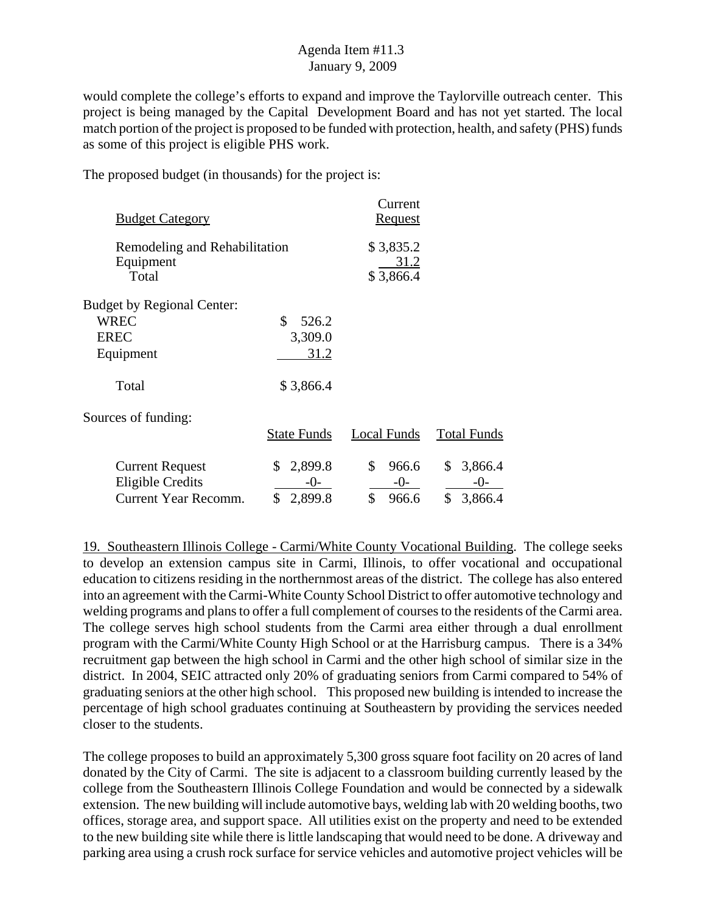would complete the college's efforts to expand and improve the Taylorville outreach center. This project is being managed by the Capital Development Board and has not yet started. The local match portion of the project is proposed to be funded with protection, health, and safety (PHS) funds as some of this project is eligible PHS work.

The proposed budget (in thousands) for the project is:

| Budget Category | Current Request |
|---|---|
| Remodeling and Rehabilitation | $ 3,835.2 |
| Equipment | 31.2 |
| Total | $ 3,866.4 |

Budget by Regional Center:

| | |
|---|---|
| WREC | $ 526.2 |
| EREC | 3,309.0 |
| Equipment | 31.2 |
| Total | $ 3,866.4 |

Sources of funding:

| | State Funds | Local Funds | Total Funds |
|---|---|---|---|
| Current Request | $ 2,899.8 | $ 966.6 | $ 3,866.4 |
| Eligible Credits | -0- | -0- | -0- |
| Current Year Recomm. | $ 2,899.8 | $ 966.6 | $ 3,866.4 |

19. Southeastern Illinois College - Carmi/White County Vocational Building. The college seeks to develop an extension campus site in Carmi, Illinois, to offer vocational and occupational education to citizens residing in the northernmost areas of the district. The college has also entered into an agreement with the Carmi-White County School District to offer automotive technology and welding programs and plans to offer a full complement of courses to the residents of the Carmi area. The college serves high school students from the Carmi area either through a dual enrollment program with the Carmi/White County High School or at the Harrisburg campus. There is a 34% recruitment gap between the high school in Carmi and the other high school of similar size in the district. In 2004, SEIC attracted only 20% of graduating seniors from Carmi compared to 54% of graduating seniors at the other high school. This proposed new building is intended to increase the percentage of high school graduates continuing at Southeastern by providing the services needed closer to the students.

The college proposes to build an approximately 5,300 gross square foot facility on 20 acres of land donated by the City of Carmi. The site is adjacent to a classroom building currently leased by the college from the Southeastern Illinois College Foundation and would be connected by a sidewalk extension. The new building will include automotive bays, welding lab with 20 welding booths, two offices, storage area, and support space. All utilities exist on the property and need to be extended to the new building site while there is little landscaping that would need to be done. A driveway and parking area using a crush rock surface for service vehicles and automotive project vehicles will be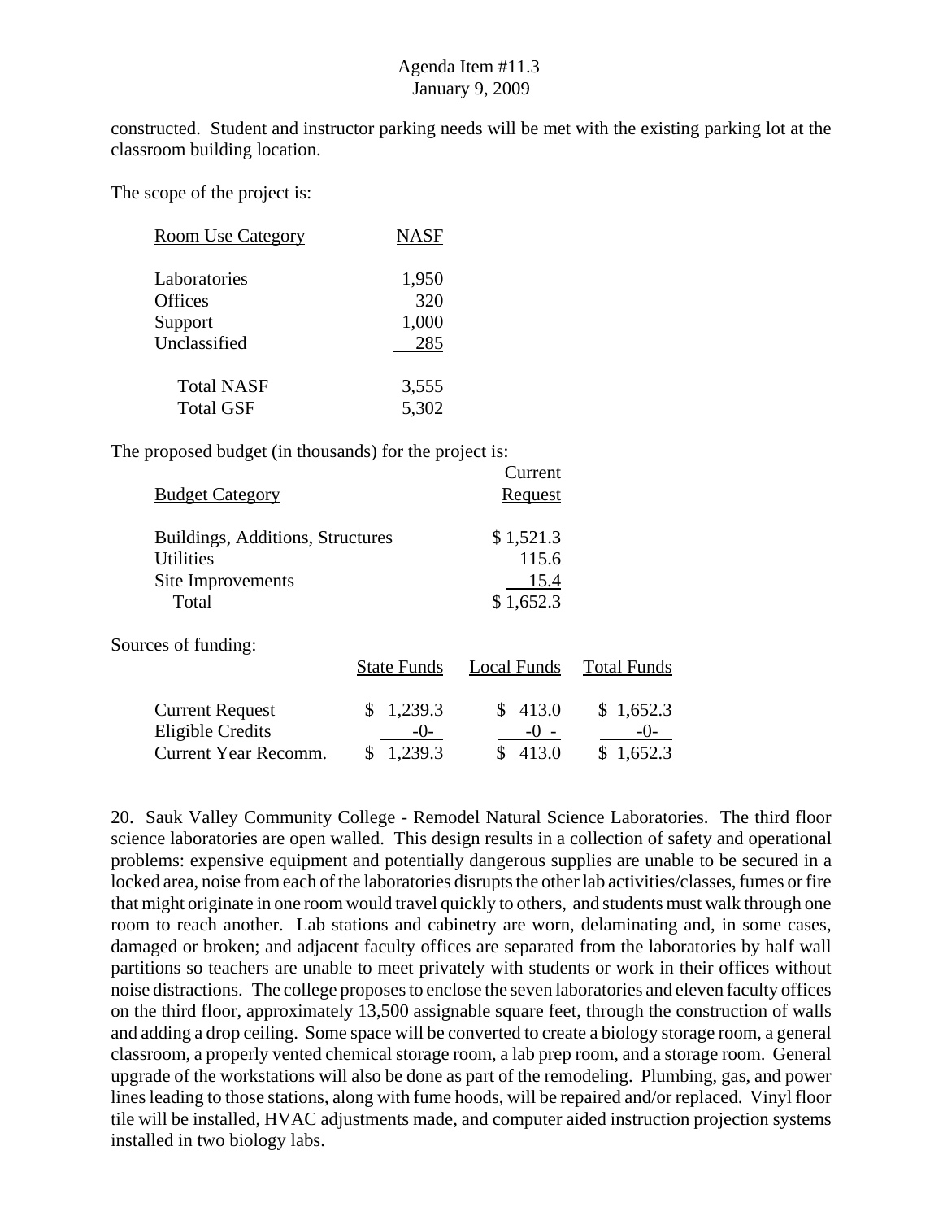constructed. Student and instructor parking needs will be met with the existing parking lot at the classroom building location.

The scope of the project is:

| Room Use Category | NASF |
|---|---|
| Laboratories | 1,950 |
| Offices | 320 |
| Support | 1,000 |
| Unclassified | 285 |
| Total NASF | 3,555 |
| Total GSF | 5,302 |

The proposed budget (in thousands) for the project is:

| Budget Category | Current Request |
|---|---|
| Buildings, Additions, Structures | $ 1,521.3 |
| Utilities | 115.6 |
| Site Improvements | 15.4 |
| Total | $ 1,652.3 |

Sources of funding:

| | State Funds | Local Funds | Total Funds |
|---|---|---|---|
| Current Request | $ 1,239.3 | $ 413.0 | $ 1,652.3 |
| Eligible Credits | -0- | -0 - | -0- |
| Current Year Recomm. | $ 1,239.3 | $ 413.0 | $ 1,652.3 |

20. Sauk Valley Community College - Remodel Natural Science Laboratories. The third floor science laboratories are open walled. This design results in a collection of safety and operational problems: expensive equipment and potentially dangerous supplies are unable to be secured in a locked area, noise from each of the laboratories disrupts the other lab activities/classes, fumes or fire that might originate in one room would travel quickly to others, and students must walk through one room to reach another. Lab stations and cabinetry are worn, delaminating and, in some cases, damaged or broken; and adjacent faculty offices are separated from the laboratories by half wall partitions so teachers are unable to meet privately with students or work in their offices without noise distractions. The college proposes to enclose the seven laboratories and eleven faculty offices on the third floor, approximately 13,500 assignable square feet, through the construction of walls and adding a drop ceiling. Some space will be converted to create a biology storage room, a general classroom, a properly vented chemical storage room, a lab prep room, and a storage room. General upgrade of the workstations will also be done as part of the remodeling. Plumbing, gas, and power lines leading to those stations, along with fume hoods, will be repaired and/or replaced. Vinyl floor tile will be installed, HVAC adjustments made, and computer aided instruction projection systems installed in two biology labs.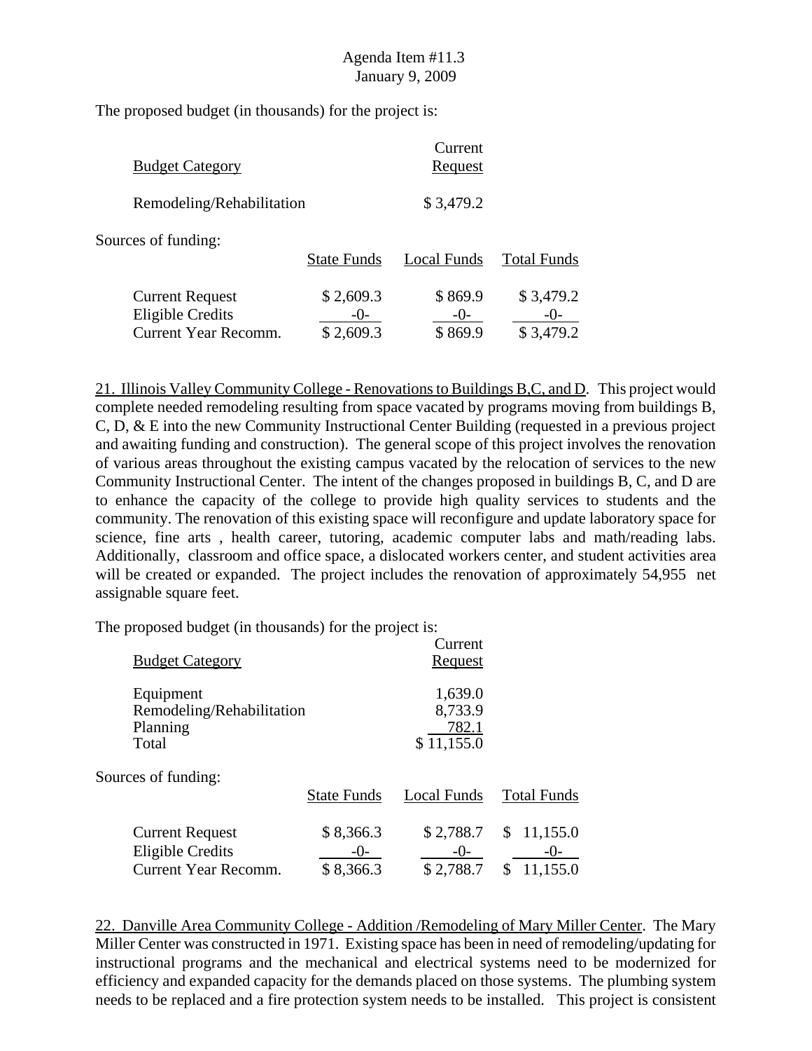The proposed budget (in thousands) for the project is:

| Budget Category | Current Request |
|---|---|
| Remodeling/Rehabilitation | $ 3,479.2 |

Sources of funding:

| | State Funds | Local Funds | Total Funds |
|---|---|---|---|
| Current Request | $ 2,609.3 | $ 869.9 | $ 3,479.2 |
| Eligible Credits | -0- | -0- | -0- |
| Current Year Recomm. | $ 2,609.3 | $ 869.9 | $ 3,479.2 |

21. Illinois Valley Community College - Renovations to Buildings B,C, and D. This project would complete needed remodeling resulting from space vacated by programs moving from buildings B, C, D, & E into the new Community Instructional Center Building (requested in a previous project and awaiting funding and construction). The general scope of this project involves the renovation of various areas throughout the existing campus vacated by the relocation of services to the new Community Instructional Center. The intent of the changes proposed in buildings B, C, and D are to enhance the capacity of the college to provide high quality services to students and the community. The renovation of this existing space will reconfigure and update laboratory space for science, fine arts , health career, tutoring, academic computer labs and math/reading labs. Additionally, classroom and office space, a dislocated workers center, and student activities area will be created or expanded. The project includes the renovation of approximately 54,955 net assignable square feet.

The proposed budget (in thousands) for the project is:

| Budget Category | Current Request |
|---|---|
| Equipment | 1,639.0 |
| Remodeling/Rehabilitation | 8,733.9 |
| Planning | 782.1 |
| Total | $ 11,155.0 |

Sources of funding:

| | State Funds | Local Funds | Total Funds |
|---|---|---|---|
| Current Request | $ 8,366.3 | $ 2,788.7 | $ 11,155.0 |
| Eligible Credits | -0- | -0- | -0- |
| Current Year Recomm. | $ 8,366.3 | $ 2,788.7 | $ 11,155.0 |

22. Danville Area Community College - Addition /Remodeling of Mary Miller Center. The Mary Miller Center was constructed in 1971. Existing space has been in need of remodeling/updating for instructional programs and the mechanical and electrical systems need to be modernized for efficiency and expanded capacity for the demands placed on those systems. The plumbing system needs to be replaced and a fire protection system needs to be installed. This project is consistent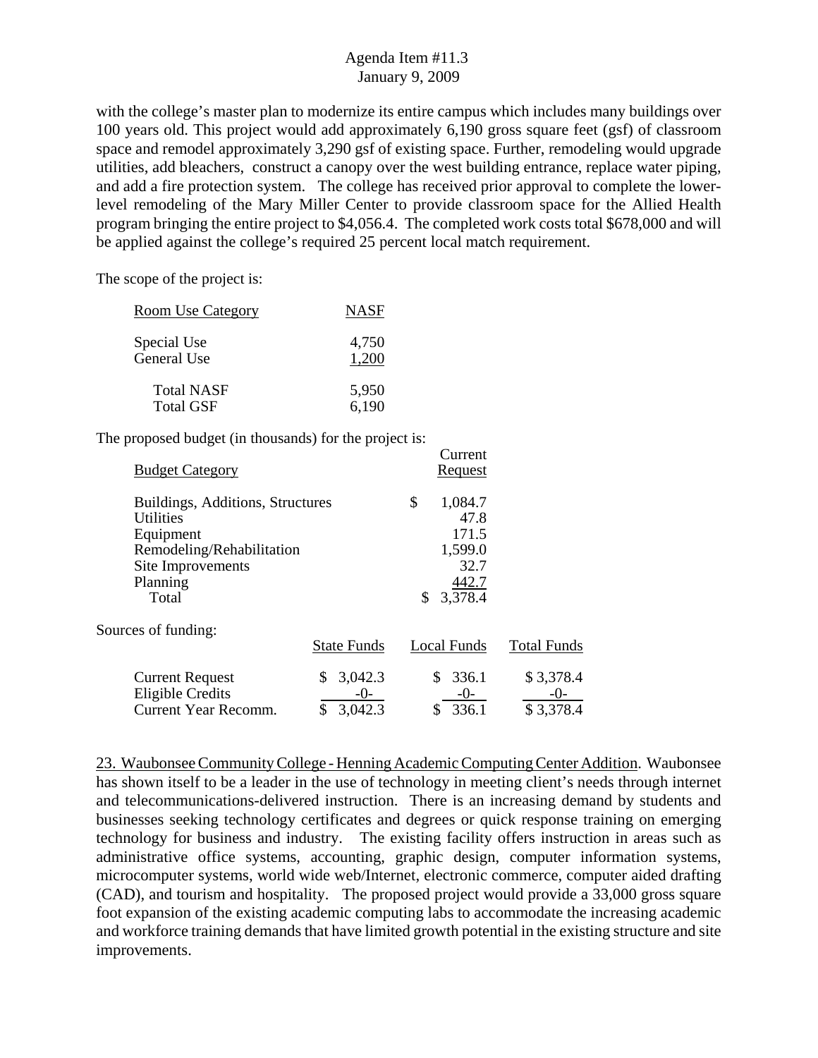with the college's master plan to modernize its entire campus which includes many buildings over 100 years old. This project would add approximately 6,190 gross square feet (gsf) of classroom space and remodel approximately 3,290 gsf of existing space. Further, remodeling would upgrade utilities, add bleachers, construct a canopy over the west building entrance, replace water piping, and add a fire protection system. The college has received prior approval to complete the lower-level remodeling of the Mary Miller Center to provide classroom space for the Allied Health program bringing the entire project to $4,056.4. The completed work costs total $678,000 and will be applied against the college's required 25 percent local match requirement.

The scope of the project is:

| Room Use Category | NASF |
|---|---|
| Special Use | 4,750 |
| General Use | 1,200 |
| Total NASF | 5,950 |
| Total GSF | 6,190 |

The proposed budget (in thousands) for the project is:

| Budget Category | Current Request |
|---|---|
| Buildings, Additions, Structures | $ 1,084.7 |
| Utilities | 47.8 |
| Equipment | 171.5 |
| Remodeling/Rehabilitation | 1,599.0 |
| Site Improvements | 32.7 |
| Planning | 442.7 |
| Total | $ 3,378.4 |

Sources of funding:

| | State Funds | Local Funds | Total Funds |
|---|---|---|---|
| Current Request | $ 3,042.3 | $ 336.1 | $ 3,378.4 |
| Eligible Credits | -0- | -0- | -0- |
| Current Year Recomm. | $ 3,042.3 | $ 336.1 | $ 3,378.4 |

23. Waubonsee Community College - Henning Academic Computing Center Addition. Waubonsee has shown itself to be a leader in the use of technology in meeting client's needs through internet and telecommunications-delivered instruction. There is an increasing demand by students and businesses seeking technology certificates and degrees or quick response training on emerging technology for business and industry. The existing facility offers instruction in areas such as administrative office systems, accounting, graphic design, computer information systems, microcomputer systems, world wide web/Internet, electronic commerce, computer aided drafting (CAD), and tourism and hospitality. The proposed project would provide a 33,000 gross square foot expansion of the existing academic computing labs to accommodate the increasing academic and workforce training demands that have limited growth potential in the existing structure and site improvements.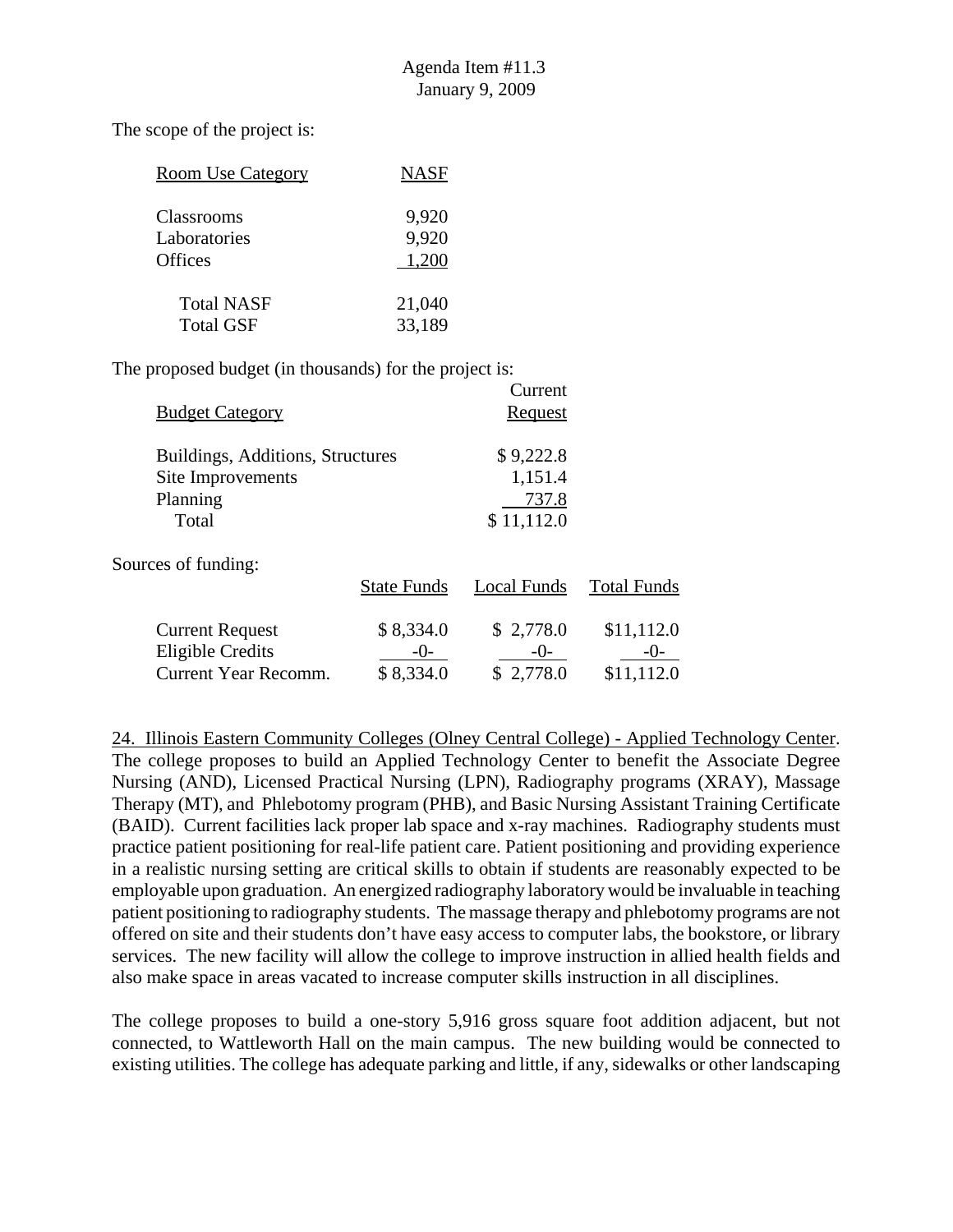The scope of the project is:

| Room Use Category | NASF |
|---|---|
| Classrooms | 9,920 |
| Laboratories | 9,920 |
| Offices | 1,200 |
| Total NASF | 21,040 |
| Total GSF | 33,189 |

The proposed budget (in thousands) for the project is:

| Budget Category | Current Request |
|---|---|
| Buildings, Additions, Structures | $ 9,222.8 |
| Site Improvements | 1,151.4 |
| Planning | 737.8 |
| Total | $ 11,112.0 |

Sources of funding:

| | State Funds | Local Funds | Total Funds |
|---|---|---|---|
| Current Request | $ 8,334.0 | $ 2,778.0 | $11,112.0 |
| Eligible Credits | -0- | -0- | -0- |
| Current Year Recomm. | $ 8,334.0 | $ 2,778.0 | $11,112.0 |

24. Illinois Eastern Community Colleges (Olney Central College) - Applied Technology Center. The college proposes to build an Applied Technology Center to benefit the Associate Degree Nursing (AND), Licensed Practical Nursing (LPN), Radiography programs (XRAY), Massage Therapy (MT), and Phlebotomy program (PHB), and Basic Nursing Assistant Training Certificate (BAID). Current facilities lack proper lab space and x-ray machines. Radiography students must practice patient positioning for real-life patient care. Patient positioning and providing experience in a realistic nursing setting are critical skills to obtain if students are reasonably expected to be employable upon graduation. An energized radiography laboratory would be invaluable in teaching patient positioning to radiography students. The massage therapy and phlebotomy programs are not offered on site and their students don't have easy access to computer labs, the bookstore, or library services. The new facility will allow the college to improve instruction in allied health fields and also make space in areas vacated to increase computer skills instruction in all disciplines.

The college proposes to build a one-story 5,916 gross square foot addition adjacent, but not connected, to Wattleworth Hall on the main campus. The new building would be connected to existing utilities. The college has adequate parking and little, if any, sidewalks or other landscaping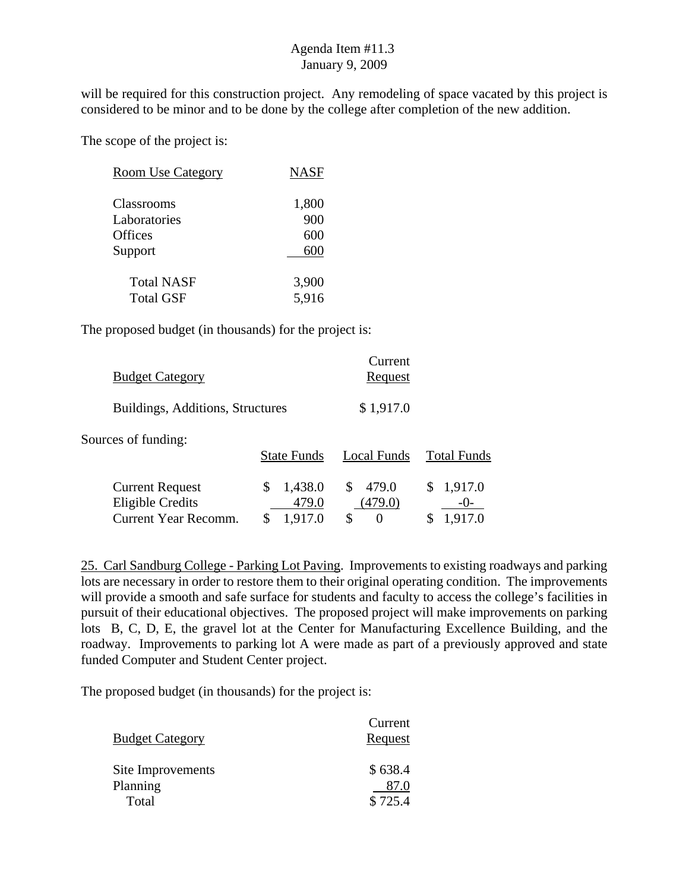will be required for this construction project. Any remodeling of space vacated by this project is considered to be minor and to be done by the college after completion of the new addition.

The scope of the project is:

| Room Use Category | NASF |
|---|---|
| Classrooms | 1,800 |
| Laboratories | 900 |
| Offices | 600 |
| Support | 600 |
| Total NASF | 3,900 |
| Total GSF | 5,916 |

The proposed budget (in thousands) for the project is:

| Budget Category | Current Request |
|---|---|
| Buildings, Additions, Structures | $ 1,917.0 |

Sources of funding:

| | State Funds | Local Funds | Total Funds |
|---|---|---|---|
| Current Request | $ 1,438.0 | $ 479.0 | $ 1,917.0 |
| Eligible Credits | 479.0 | (479.0) | -0- |
| Current Year Recomm. | $ 1,917.0 | $ 0 | $ 1,917.0 |

25. Carl Sandburg College - Parking Lot Paving. Improvements to existing roadways and parking lots are necessary in order to restore them to their original operating condition. The improvements will provide a smooth and safe surface for students and faculty to access the college's facilities in pursuit of their educational objectives. The proposed project will make improvements on parking lots B, C, D, E, the gravel lot at the Center for Manufacturing Excellence Building, and the roadway. Improvements to parking lot A were made as part of a previously approved and state funded Computer and Student Center project.

The proposed budget (in thousands) for the project is:

| Budget Category | Current Request |
|---|---|
| Site Improvements | $ 638.4 |
| Planning | 87.0 |
| Total | $ 725.4 |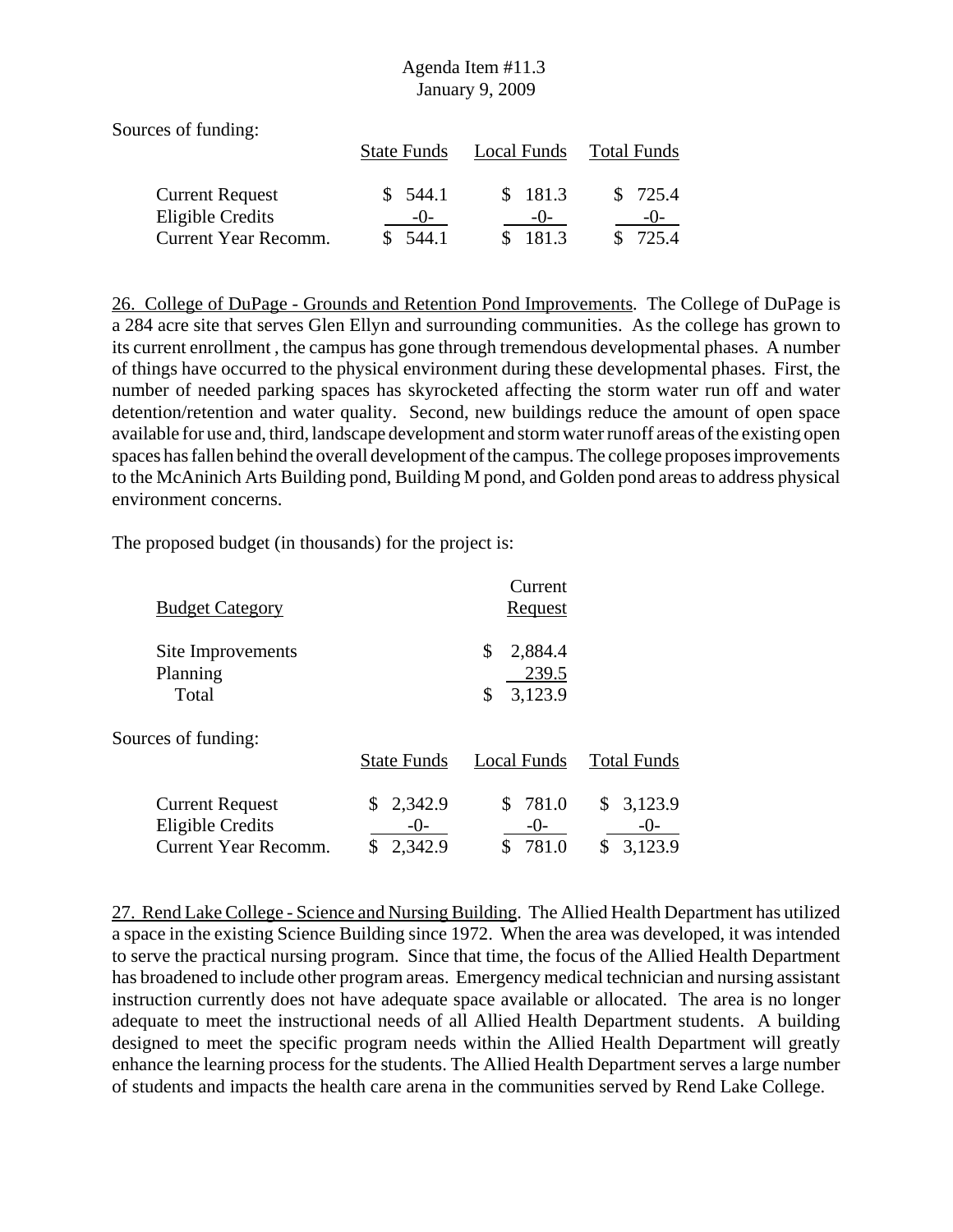Sources of funding:

| | State Funds | Local Funds | Total Funds |
|---|---|---|---|
| Current Request | $ 544.1 | $ 181.3 | $ 725.4 |
| Eligible Credits | -0- | -0- | -0- |
| Current Year Recomm. | $ 544.1 | $ 181.3 | $ 725.4 |

26. College of DuPage - Grounds and Retention Pond Improvements. The College of DuPage is a 284 acre site that serves Glen Ellyn and surrounding communities. As the college has grown to its current enrollment , the campus has gone through tremendous developmental phases. A number of things have occurred to the physical environment during these developmental phases. First, the number of needed parking spaces has skyrocketed affecting the storm water run off and water detention/retention and water quality. Second, new buildings reduce the amount of open space available for use and, third, landscape development and storm water runoff areas of the existing open spaces has fallen behind the overall development of the campus. The college proposes improvements to the McAninich Arts Building pond, Building M pond, and Golden pond areas to address physical environment concerns.

The proposed budget (in thousands) for the project is:

| Budget Category | Current Request |
|---|---|
| Site Improvements | $ 2,884.4 |
| Planning | 239.5 |
| Total | $ 3,123.9 |

Sources of funding:

| | State Funds | Local Funds | Total Funds |
|---|---|---|---|
| Current Request | $ 2,342.9 | $ 781.0 | $ 3,123.9 |
| Eligible Credits | -0- | -0- | -0- |
| Current Year Recomm. | $ 2,342.9 | $ 781.0 | $ 3,123.9 |

27. Rend Lake College - Science and Nursing Building. The Allied Health Department has utilized a space in the existing Science Building since 1972. When the area was developed, it was intended to serve the practical nursing program. Since that time, the focus of the Allied Health Department has broadened to include other program areas. Emergency medical technician and nursing assistant instruction currently does not have adequate space available or allocated. The area is no longer adequate to meet the instructional needs of all Allied Health Department students. A building designed to meet the specific program needs within the Allied Health Department will greatly enhance the learning process for the students. The Allied Health Department serves a large number of students and impacts the health care arena in the communities served by Rend Lake College.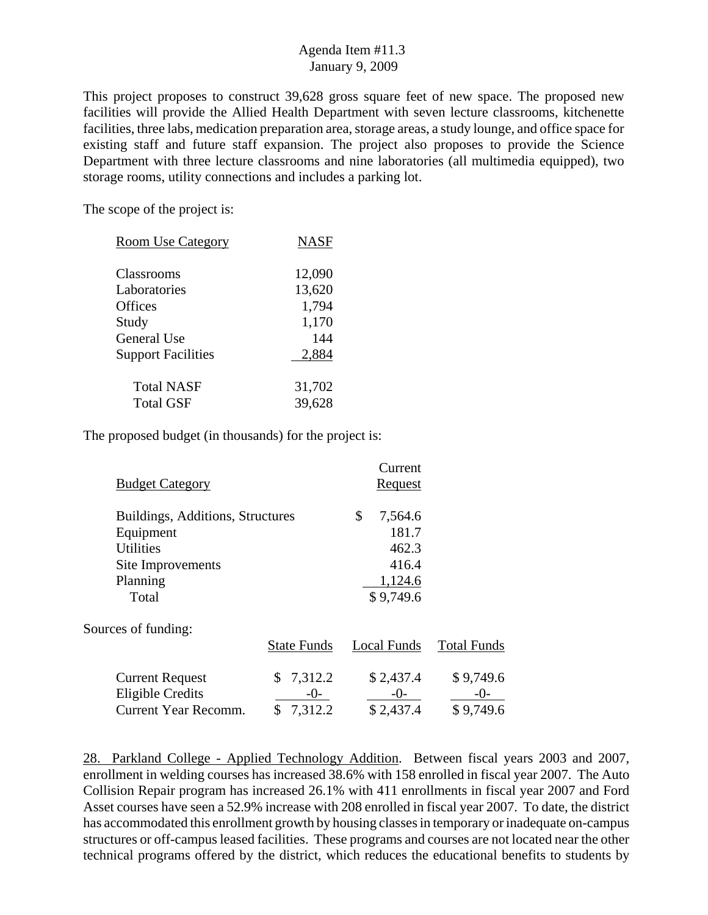This project proposes to construct 39,628 gross square feet of new space. The proposed new facilities will provide the Allied Health Department with seven lecture classrooms, kitchenette facilities, three labs, medication preparation area, storage areas, a study lounge, and office space for existing staff and future staff expansion. The project also proposes to provide the Science Department with three lecture classrooms and nine laboratories (all multimedia equipped), two storage rooms, utility connections and includes a parking lot.

The scope of the project is:

| Room Use Category | NASF |
|---|---|
| Classrooms | 12,090 |
| Laboratories | 13,620 |
| Offices | 1,794 |
| Study | 1,170 |
| General Use | 144 |
| Support Facilities | 2,884 |
| Total NASF | 31,702 |
| Total GSF | 39,628 |

The proposed budget (in thousands) for the project is:

| Budget Category | Current Request |
|---|---|
| Buildings, Additions, Structures | $ 7,564.6 |
| Equipment | 181.7 |
| Utilities | 462.3 |
| Site Improvements | 416.4 |
| Planning | 1,124.6 |
| Total | $ 9,749.6 |

Sources of funding:

| | State Funds | Local Funds | Total Funds |
|---|---|---|---|
| Current Request | $ 7,312.2 | $ 2,437.4 | $ 9,749.6 |
| Eligible Credits | -0- | -0- | -0- |
| Current Year Recomm. | $ 7,312.2 | $ 2,437.4 | $ 9,749.6 |

28. Parkland College - Applied Technology Addition. Between fiscal years 2003 and 2007, enrollment in welding courses has increased 38.6% with 158 enrolled in fiscal year 2007. The Auto Collision Repair program has increased 26.1% with 411 enrollments in fiscal year 2007 and Ford Asset courses have seen a 52.9% increase with 208 enrolled in fiscal year 2007. To date, the district has accommodated this enrollment growth by housing classes in temporary or inadequate on-campus structures or off-campus leased facilities. These programs and courses are not located near the other technical programs offered by the district, which reduces the educational benefits to students by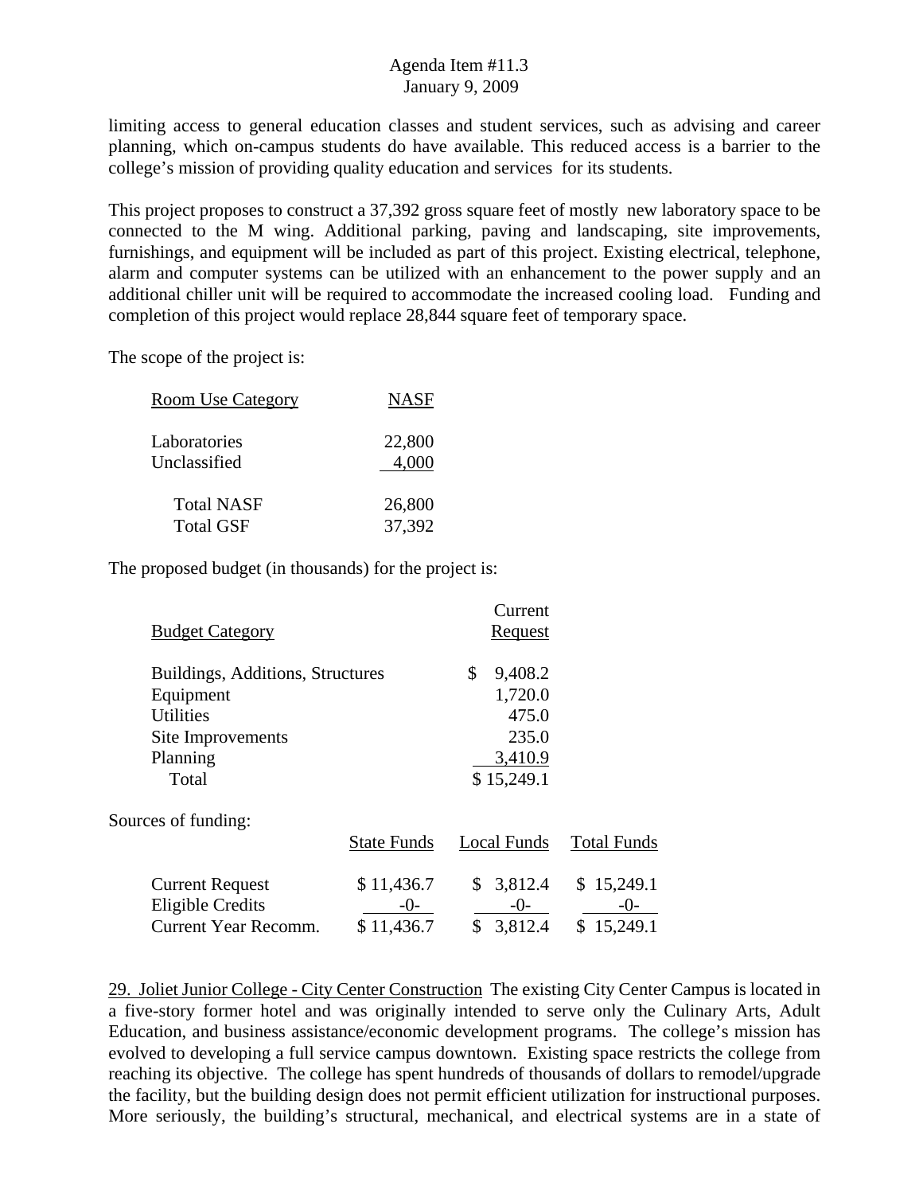limiting access to general education classes and student services, such as advising and career planning, which on-campus students do have available. This reduced access is a barrier to the college's mission of providing quality education and services for its students.

This project proposes to construct a 37,392 gross square feet of mostly new laboratory space to be connected to the M wing. Additional parking, paving and landscaping, site improvements, furnishings, and equipment will be included as part of this project. Existing electrical, telephone, alarm and computer systems can be utilized with an enhancement to the power supply and an additional chiller unit will be required to accommodate the increased cooling load. Funding and completion of this project would replace 28,844 square feet of temporary space.

The scope of the project is:

| Room Use Category | NASF |
|---|---|
| Laboratories | 22,800 |
| Unclassified | 4,000 |
| Total NASF | 26,800 |
| Total GSF | 37,392 |

The proposed budget (in thousands) for the project is:

| Budget Category | Current Request |
|---|---|
| Buildings, Additions, Structures | $ 9,408.2 |
| Equipment | 1,720.0 |
| Utilities | 475.0 |
| Site Improvements | 235.0 |
| Planning | 3,410.9 |
| Total | $ 15,249.1 |

Sources of funding:

| | State Funds | Local Funds | Total Funds |
|---|---|---|---|
| Current Request | $ 11,436.7 | $ 3,812.4 | $ 15,249.1 |
| Eligible Credits | -0- | -0- | -0- |
| Current Year Recomm. | $ 11,436.7 | $ 3,812.4 | $ 15,249.1 |

29. Joliet Junior College - City Center Construction The existing City Center Campus is located in a five-story former hotel and was originally intended to serve only the Culinary Arts, Adult Education, and business assistance/economic development programs. The college's mission has evolved to developing a full service campus downtown. Existing space restricts the college from reaching its objective. The college has spent hundreds of thousands of dollars to remodel/upgrade the facility, but the building design does not permit efficient utilization for instructional purposes. More seriously, the building's structural, mechanical, and electrical systems are in a state of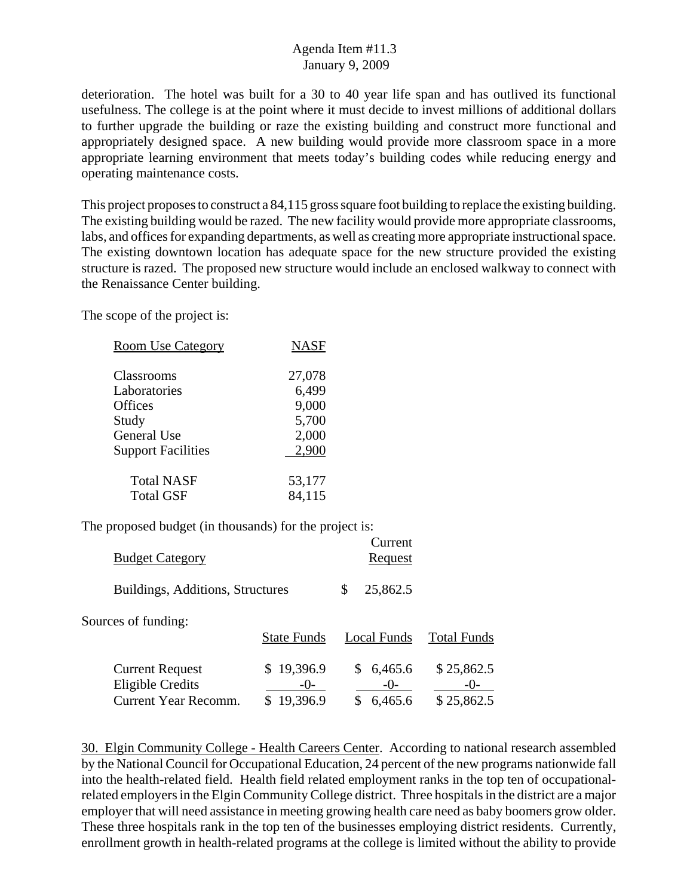deterioration. The hotel was built for a 30 to 40 year life span and has outlived its functional usefulness. The college is at the point where it must decide to invest millions of additional dollars to further upgrade the building or raze the existing building and construct more functional and appropriately designed space. A new building would provide more classroom space in a more appropriate learning environment that meets today's building codes while reducing energy and operating maintenance costs.

This project proposes to construct a 84,115 gross square foot building to replace the existing building. The existing building would be razed. The new facility would provide more appropriate classrooms, labs, and offices for expanding departments, as well as creating more appropriate instructional space. The existing downtown location has adequate space for the new structure provided the existing structure is razed. The proposed new structure would include an enclosed walkway to connect with the Renaissance Center building.

The scope of the project is:

| Room Use Category | NASF |
|---|---|
| Classrooms | 27,078 |
| Laboratories | 6,499 |
| Offices | 9,000 |
| Study | 5,700 |
| General Use | 2,000 |
| Support Facilities | 2,900 |
| Total NASF | 53,177 |
| Total GSF | 84,115 |

The proposed budget (in thousands) for the project is:

| Budget Category | Current Request |
|---|---|
| Buildings, Additions, Structures | $ 25,862.5 |

Sources of funding:

| | State Funds | Local Funds | Total Funds |
|---|---|---|---|
| Current Request | $ 19,396.9 | $ 6,465.6 | $ 25,862.5 |
| Eligible Credits | -0- | -0- | -0- |
| Current Year Recomm. | $ 19,396.9 | $ 6,465.6 | $ 25,862.5 |

30. Elgin Community College - Health Careers Center. According to national research assembled by the National Council for Occupational Education, 24 percent of the new programs nationwide fall into the health-related field. Health field related employment ranks in the top ten of occupational-related employers in the Elgin Community College district. Three hospitals in the district are a major employer that will need assistance in meeting growing health care need as baby boomers grow older. These three hospitals rank in the top ten of the businesses employing district residents. Currently, enrollment growth in health-related programs at the college is limited without the ability to provide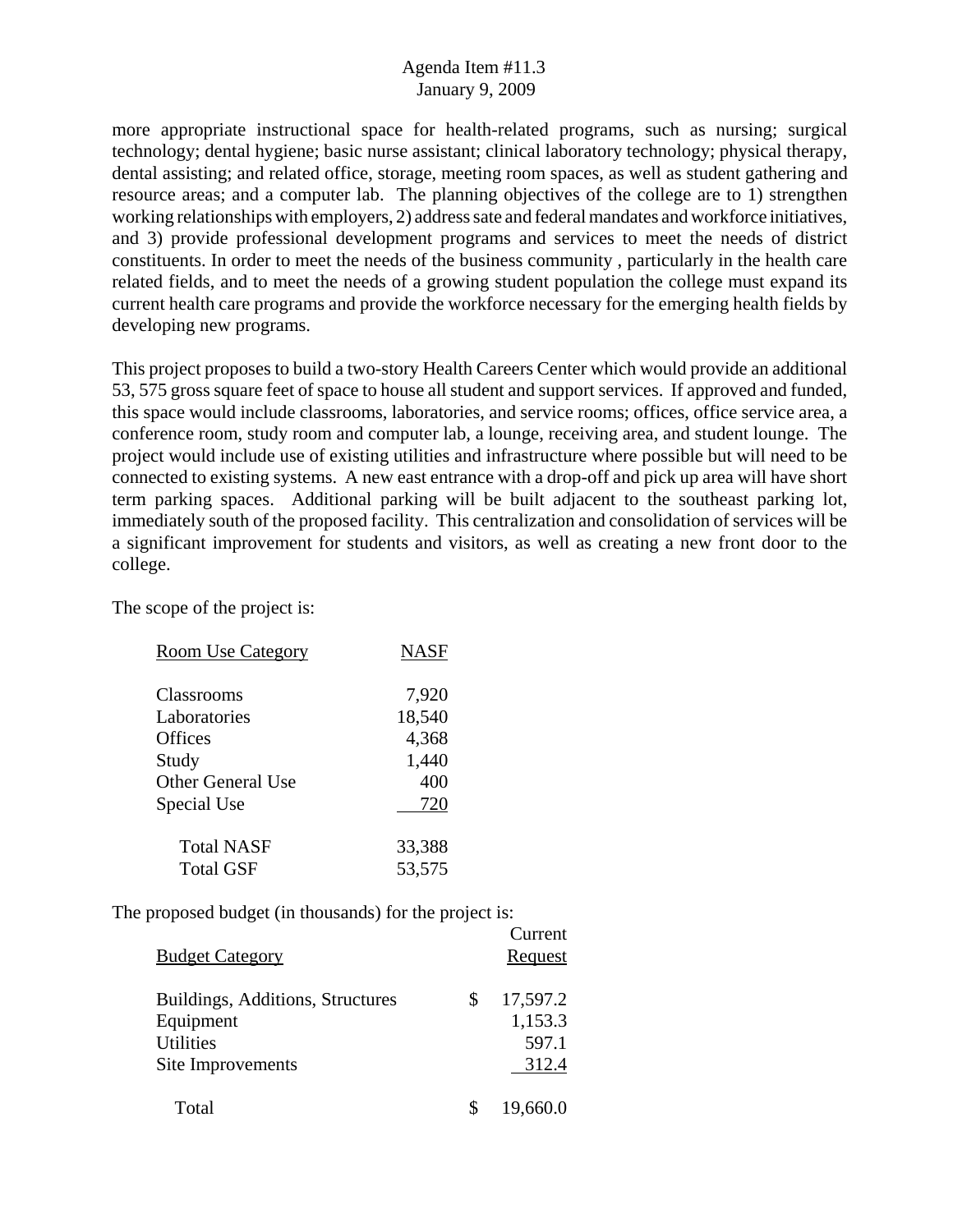more appropriate instructional space for health-related programs, such as nursing; surgical technology; dental hygiene; basic nurse assistant; clinical laboratory technology; physical therapy, dental assisting; and related office, storage, meeting room spaces, as well as student gathering and resource areas; and a computer lab. The planning objectives of the college are to 1) strengthen working relationships with employers, 2) address sate and federal mandates and workforce initiatives, and 3) provide professional development programs and services to meet the needs of district constituents. In order to meet the needs of the business community , particularly in the health care related fields, and to meet the needs of a growing student population the college must expand its current health care programs and provide the workforce necessary for the emerging health fields by developing new programs.

This project proposes to build a two-story Health Careers Center which would provide an additional 53, 575 gross square feet of space to house all student and support services. If approved and funded, this space would include classrooms, laboratories, and service rooms; offices, office service area, a conference room, study room and computer lab, a lounge, receiving area, and student lounge. The project would include use of existing utilities and infrastructure where possible but will need to be connected to existing systems. A new east entrance with a drop-off and pick up area will have short term parking spaces. Additional parking will be built adjacent to the southeast parking lot, immediately south of the proposed facility. This centralization and consolidation of services will be a significant improvement for students and visitors, as well as creating a new front door to the college.

The scope of the project is:

| Room Use Category | NASF |
|---|---|
| Classrooms | 7,920 |
| Laboratories | 18,540 |
| Offices | 4,368 |
| Study | 1,440 |
| Other General Use | 400 |
| Special Use | 720 |
| Total NASF | 33,388 |
| Total GSF | 53,575 |

The proposed budget (in thousands) for the project is:

| Budget Category | Current Request |
|---|---|
| Buildings, Additions, Structures | $ 17,597.2 |
| Equipment | 1,153.3 |
| Utilities | 597.1 |
| Site Improvements | 312.4 |
| Total | $ 19,660.0 |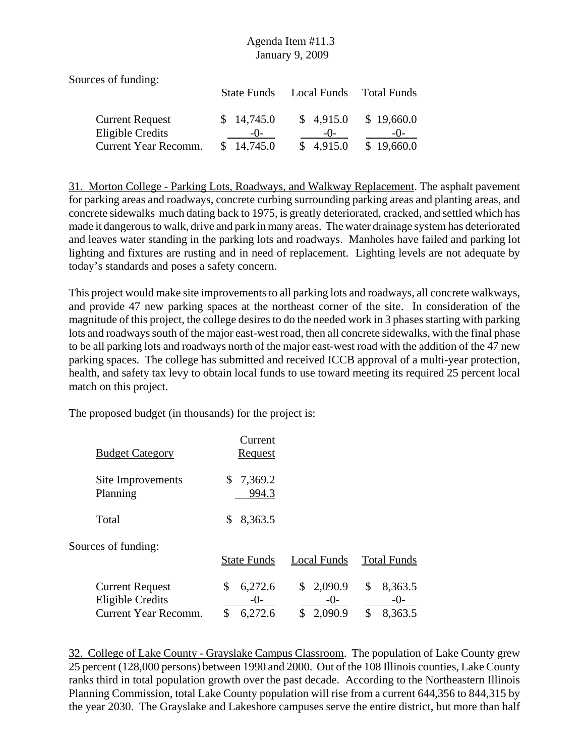Sources of funding:

| | State Funds | Local Funds | Total Funds |
|---|---|---|---|
| Current Request | $ 14,745.0 | $ 4,915.0 | $ 19,660.0 |
| Eligible Credits | -0- | -0- | -0- |
| Current Year Recomm. | $ 14,745.0 | $ 4,915.0 | $ 19,660.0 |

31. Morton College - Parking Lots, Roadways, and Walkway Replacement. The asphalt pavement for parking areas and roadways, concrete curbing surrounding parking areas and planting areas, and concrete sidewalks much dating back to 1975, is greatly deteriorated, cracked, and settled which has made it dangerous to walk, drive and park in many areas. The water drainage system has deteriorated and leaves water standing in the parking lots and roadways. Manholes have failed and parking lot lighting and fixtures are rusting and in need of replacement. Lighting levels are not adequate by today's standards and poses a safety concern.

This project would make site improvements to all parking lots and roadways, all concrete walkways, and provide 47 new parking spaces at the northeast corner of the site. In consideration of the magnitude of this project, the college desires to do the needed work in 3 phases starting with parking lots and roadways south of the major east-west road, then all concrete sidewalks, with the final phase to be all parking lots and roadways north of the major east-west road with the addition of the 47 new parking spaces. The college has submitted and received ICCB approval of a multi-year protection, health, and safety tax levy to obtain local funds to use toward meeting its required 25 percent local match on this project.

The proposed budget (in thousands) for the project is:

| Budget Category | Current Request |
|---|---|
| Site Improvements | $ 7,369.2 |
| Planning | 994.3 |
| Total | $ 8,363.5 |

Sources of funding:

| | State Funds | Local Funds | Total Funds |
|---|---|---|---|
| Current Request | $ 6,272.6 | $ 2,090.9 | $ 8,363.5 |
| Eligible Credits | -0- | -0- | -0- |
| Current Year Recomm. | $ 6,272.6 | $ 2,090.9 | $ 8,363.5 |

32. College of Lake County - Grayslake Campus Classroom. The population of Lake County grew 25 percent (128,000 persons) between 1990 and 2000. Out of the 108 Illinois counties, Lake County ranks third in total population growth over the past decade. According to the Northeastern Illinois Planning Commission, total Lake County population will rise from a current 644,356 to 844,315 by the year 2030. The Grayslake and Lakeshore campuses serve the entire district, but more than half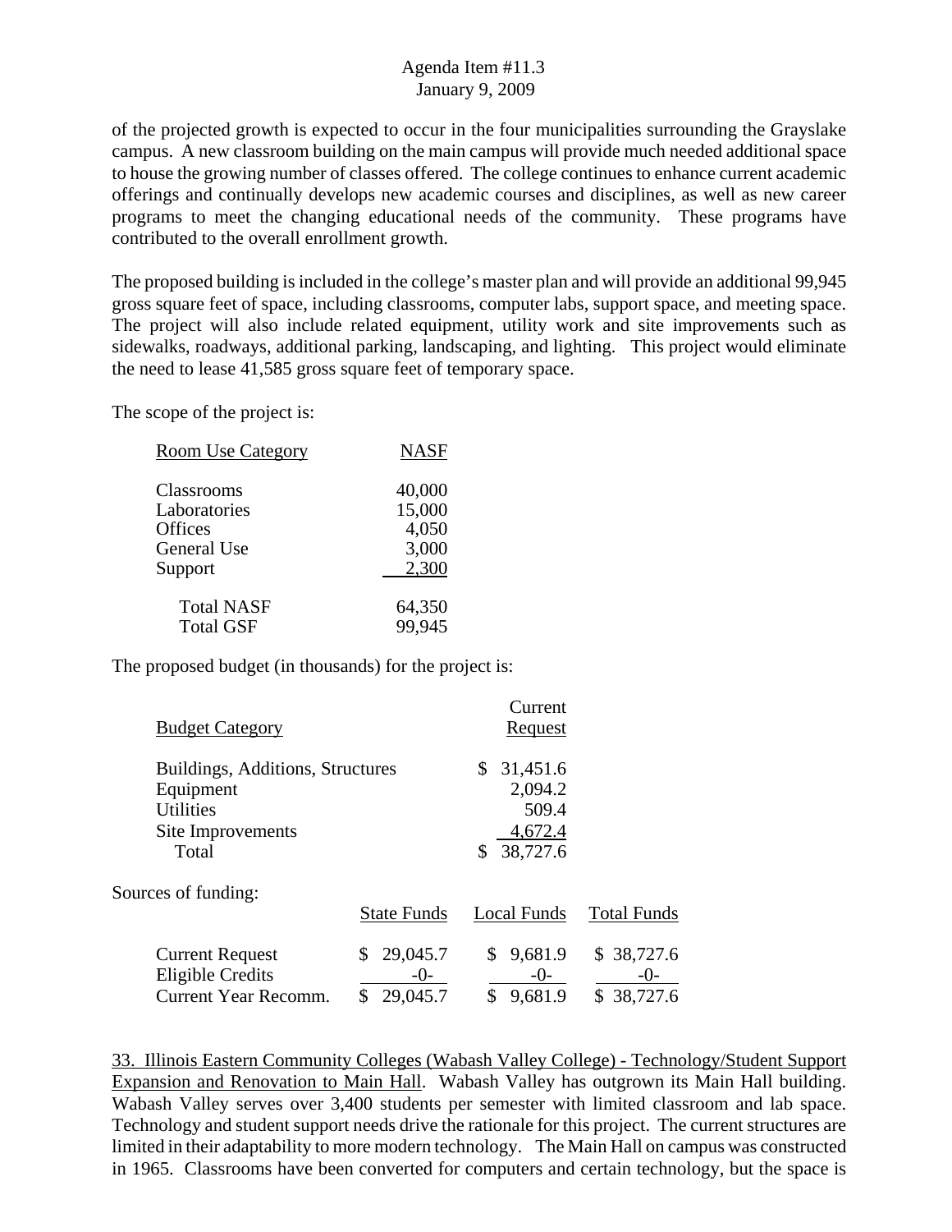of the projected growth is expected to occur in the four municipalities surrounding the Grayslake campus. A new classroom building on the main campus will provide much needed additional space to house the growing number of classes offered. The college continues to enhance current academic offerings and continually develops new academic courses and disciplines, as well as new career programs to meet the changing educational needs of the community. These programs have contributed to the overall enrollment growth.

The proposed building is included in the college's master plan and will provide an additional 99,945 gross square feet of space, including classrooms, computer labs, support space, and meeting space. The project will also include related equipment, utility work and site improvements such as sidewalks, roadways, additional parking, landscaping, and lighting. This project would eliminate the need to lease 41,585 gross square feet of temporary space.

The scope of the project is:

| Room Use Category | NASF |
|---|---|
| Classrooms | 40,000 |
| Laboratories | 15,000 |
| Offices | 4,050 |
| General Use | 3,000 |
| Support | 2,300 |
| Total NASF | 64,350 |
| Total GSF | 99,945 |

The proposed budget (in thousands) for the project is:

| Budget Category | Current Request |
|---|---|
| Buildings, Additions, Structures | $ 31,451.6 |
| Equipment | 2,094.2 |
| Utilities | 509.4 |
| Site Improvements | 4,672.4 |
| Total | $ 38,727.6 |

Sources of funding:

| | State Funds | Local Funds | Total Funds |
|---|---|---|---|
| Current Request | $ 29,045.7 | $ 9,681.9 | $ 38,727.6 |
| Eligible Credits | -0- | -0- | -0- |
| Current Year Recomm. | $ 29,045.7 | $ 9,681.9 | $ 38,727.6 |

33. Illinois Eastern Community Colleges (Wabash Valley College) - Technology/Student Support Expansion and Renovation to Main Hall. Wabash Valley has outgrown its Main Hall building. Wabash Valley serves over 3,400 students per semester with limited classroom and lab space. Technology and student support needs drive the rationale for this project. The current structures are limited in their adaptability to more modern technology. The Main Hall on campus was constructed in 1965. Classrooms have been converted for computers and certain technology, but the space is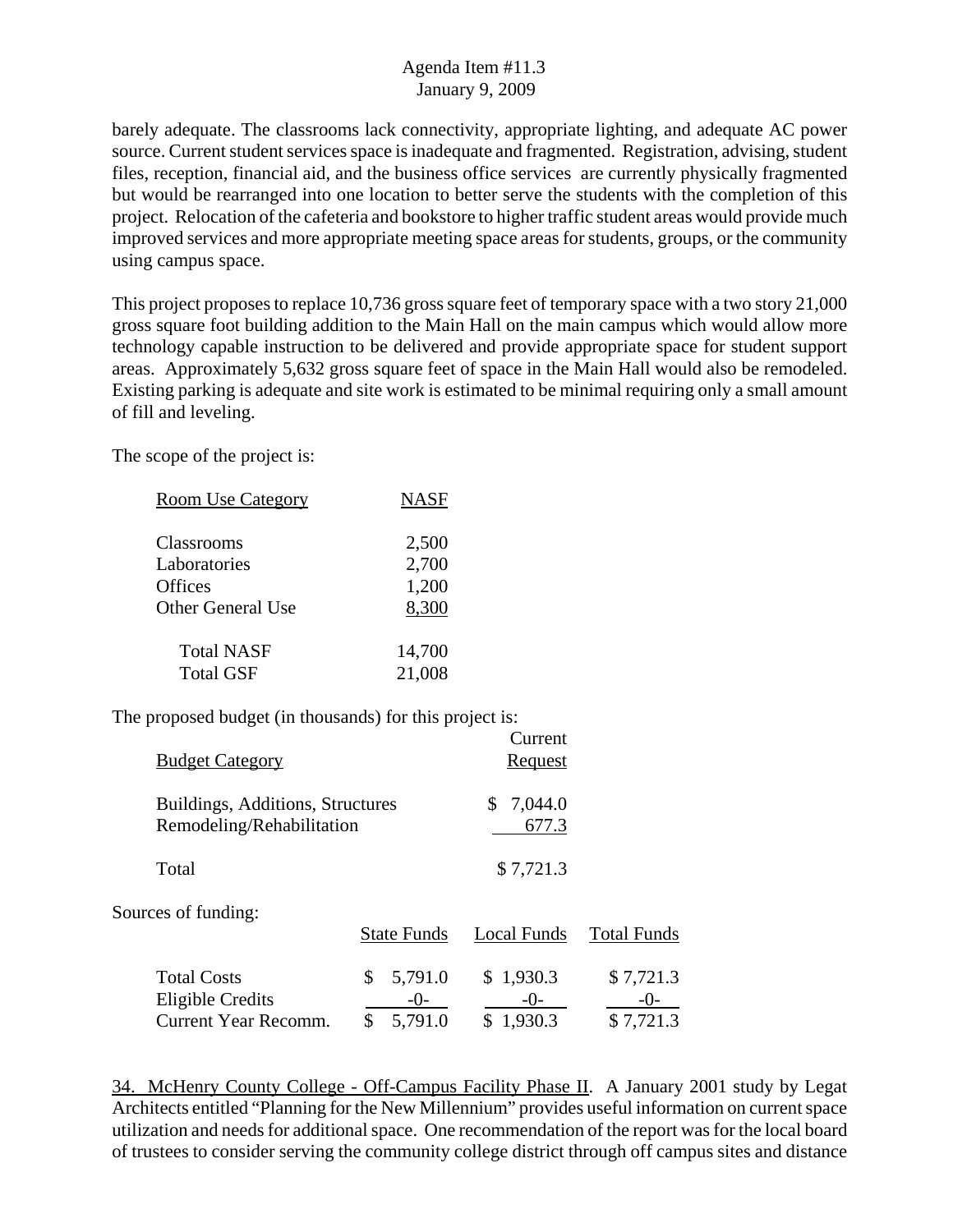barely adequate. The classrooms lack connectivity, appropriate lighting, and adequate AC power source. Current student services space is inadequate and fragmented. Registration, advising, student files, reception, financial aid, and the business office services are currently physically fragmented but would be rearranged into one location to better serve the students with the completion of this project. Relocation of the cafeteria and bookstore to higher traffic student areas would provide much improved services and more appropriate meeting space areas for students, groups, or the community using campus space.

This project proposes to replace 10,736 gross square feet of temporary space with a two story 21,000 gross square foot building addition to the Main Hall on the main campus which would allow more technology capable instruction to be delivered and provide appropriate space for student support areas. Approximately 5,632 gross square feet of space in the Main Hall would also be remodeled. Existing parking is adequate and site work is estimated to be minimal requiring only a small amount of fill and leveling.

The scope of the project is:

| Room Use Category | NASF |
|---|---|
| Classrooms | 2,500 |
| Laboratories | 2,700 |
| Offices | 1,200 |
| Other General Use | 8,300 |
| Total NASF | 14,700 |
| Total GSF | 21,008 |

The proposed budget (in thousands) for this project is:

| Budget Category | Current Request |
|---|---|
| Buildings, Additions, Structures | $ 7,044.0 |
| Remodeling/Rehabilitation | 677.3 |
| Total | $ 7,721.3 |

Sources of funding:

| | State Funds | Local Funds | Total Funds |
|---|---|---|---|
| Total Costs | $ 5,791.0 | $ 1,930.3 | $ 7,721.3 |
| Eligible Credits | -0- | -0- | -0- |
| Current Year Recomm. | $ 5,791.0 | $ 1,930.3 | $ 7,721.3 |

34. McHenry County College - Off-Campus Facility Phase II. A January 2001 study by Legat Architects entitled "Planning for the New Millennium" provides useful information on current space utilization and needs for additional space. One recommendation of the report was for the local board of trustees to consider serving the community college district through off campus sites and distance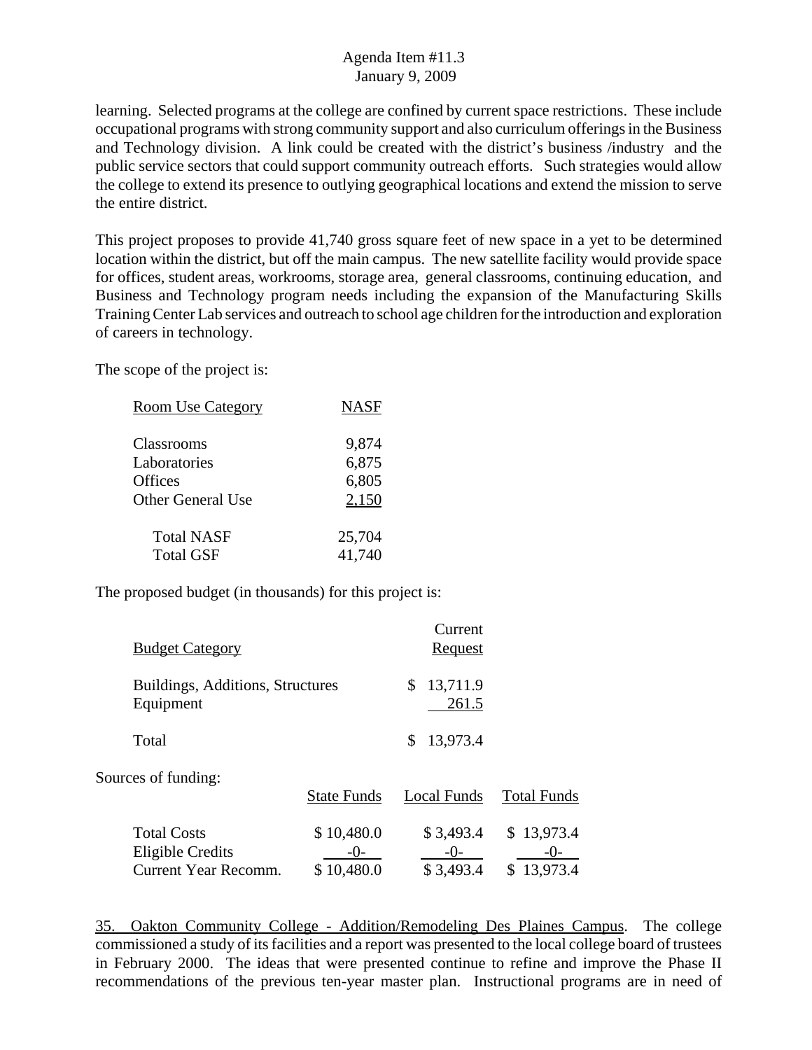learning. Selected programs at the college are confined by current space restrictions. These include occupational programs with strong community support and also curriculum offerings in the Business and Technology division. A link could be created with the district's business /industry and the public service sectors that could support community outreach efforts. Such strategies would allow the college to extend its presence to outlying geographical locations and extend the mission to serve the entire district.

This project proposes to provide 41,740 gross square feet of new space in a yet to be determined location within the district, but off the main campus. The new satellite facility would provide space for offices, student areas, workrooms, storage area, general classrooms, continuing education, and Business and Technology program needs including the expansion of the Manufacturing Skills Training Center Lab services and outreach to school age children for the introduction and exploration of careers in technology.

The scope of the project is:

| Room Use Category | NASF |
|---|---|
| Classrooms | 9,874 |
| Laboratories | 6,875 |
| Offices | 6,805 |
| Other General Use | 2,150 |
| Total NASF | 25,704 |
| Total GSF | 41,740 |

The proposed budget (in thousands) for this project is:

| Budget Category | Current Request |
|---|---|
| Buildings, Additions, Structures | $ 13,711.9 |
| Equipment | 261.5 |
| Total | $ 13,973.4 |

Sources of funding:

| | State Funds | Local Funds | Total Funds |
|---|---|---|---|
| Total Costs | $ 10,480.0 | $ 3,493.4 | $ 13,973.4 |
| Eligible Credits | -0- | -0- | -0- |
| Current Year Recomm. | $ 10,480.0 | $ 3,493.4 | $ 13,973.4 |

35. Oakton Community College - Addition/Remodeling Des Plaines Campus. The college commissioned a study of its facilities and a report was presented to the local college board of trustees in February 2000. The ideas that were presented continue to refine and improve the Phase II recommendations of the previous ten-year master plan. Instructional programs are in need of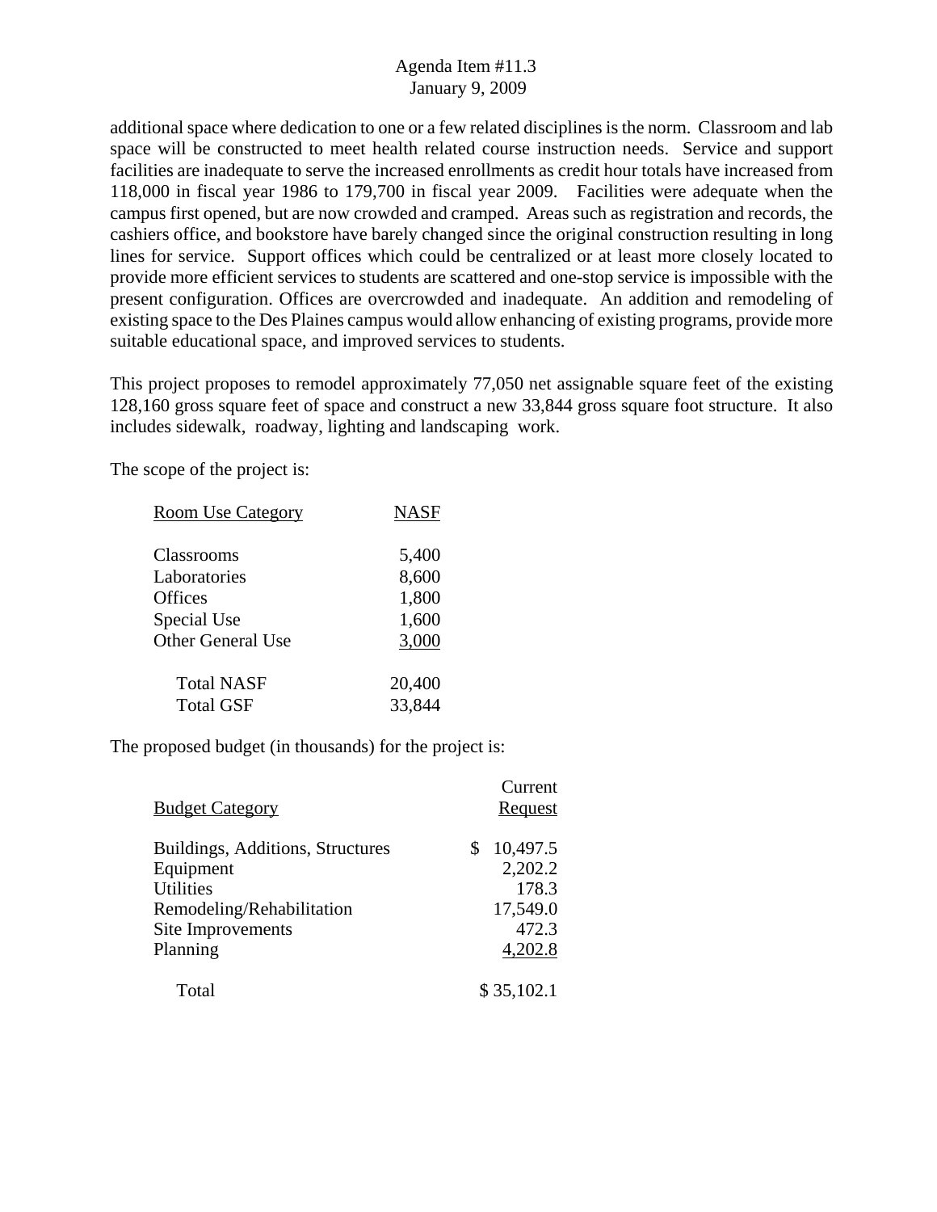additional space where dedication to one or a few related disciplines is the norm. Classroom and lab space will be constructed to meet health related course instruction needs. Service and support facilities are inadequate to serve the increased enrollments as credit hour totals have increased from 118,000 in fiscal year 1986 to 179,700 in fiscal year 2009. Facilities were adequate when the campus first opened, but are now crowded and cramped. Areas such as registration and records, the cashiers office, and bookstore have barely changed since the original construction resulting in long lines for service. Support offices which could be centralized or at least more closely located to provide more efficient services to students are scattered and one-stop service is impossible with the present configuration. Offices are overcrowded and inadequate. An addition and remodeling of existing space to the Des Plaines campus would allow enhancing of existing programs, provide more suitable educational space, and improved services to students.

This project proposes to remodel approximately 77,050 net assignable square feet of the existing 128,160 gross square feet of space and construct a new 33,844 gross square foot structure. It also includes sidewalk, roadway, lighting and landscaping work.

The scope of the project is:

| Room Use Category | NASF |
|---|---|
| Classrooms | 5,400 |
| Laboratories | 8,600 |
| Offices | 1,800 |
| Special Use | 1,600 |
| Other General Use | 3,000 |
| Total NASF | 20,400 |
| Total GSF | 33,844 |

The proposed budget (in thousands) for the project is:

| Budget Category | Current Request |
|---|---|
| Buildings, Additions, Structures | $ 10,497.5 |
| Equipment | 2,202.2 |
| Utilities | 178.3 |
| Remodeling/Rehabilitation | 17,549.0 |
| Site Improvements | 472.3 |
| Planning | 4,202.8 |
| Total | $ 35,102.1 |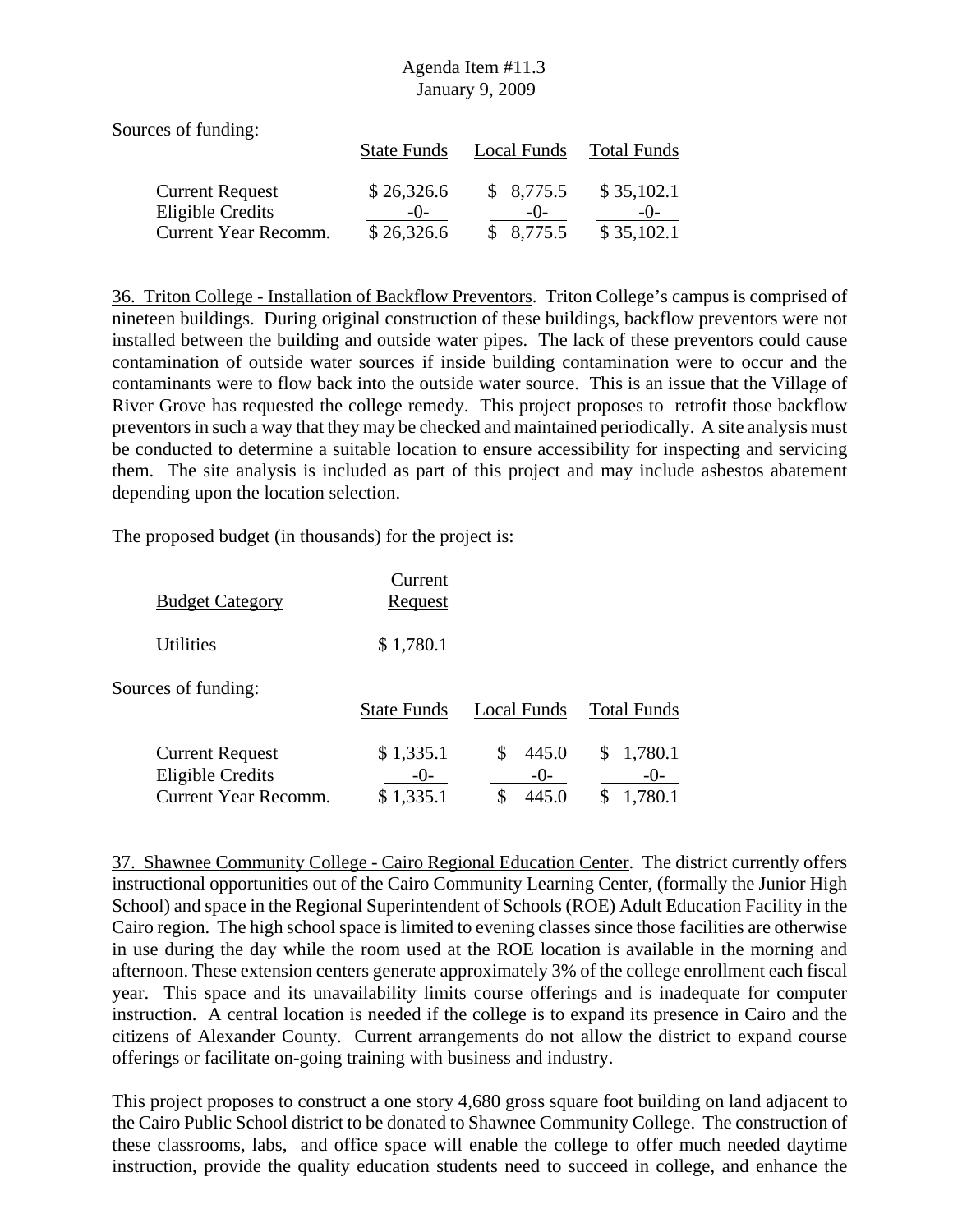Sources of funding:

| | State Funds | Local Funds | Total Funds |
|---|---|---|---|
| Current Request | $ 26,326.6 | $ 8,775.5 | $ 35,102.1 |
| Eligible Credits | -0- | -0- | -0- |
| Current Year Recomm. | $ 26,326.6 | $ 8,775.5 | $ 35,102.1 |

36. Triton College - Installation of Backflow Preventors. Triton College's campus is comprised of nineteen buildings. During original construction of these buildings, backflow preventors were not installed between the building and outside water pipes. The lack of these preventors could cause contamination of outside water sources if inside building contamination were to occur and the contaminants were to flow back into the outside water source. This is an issue that the Village of River Grove has requested the college remedy. This project proposes to retrofit those backflow preventors in such a way that they may be checked and maintained periodically. A site analysis must be conducted to determine a suitable location to ensure accessibility for inspecting and servicing them. The site analysis is included as part of this project and may include asbestos abatement depending upon the location selection.

The proposed budget (in thousands) for the project is:

| Budget Category | Current Request |
|---|---|
| Utilities | $ 1,780.1 |

Sources of funding:

| | State Funds | Local Funds | Total Funds |
|---|---|---|---|
| Current Request | $ 1,335.1 | $ 445.0 | $ 1,780.1 |
| Eligible Credits | -0- | -0- | -0- |
| Current Year Recomm. | $ 1,335.1 | $ 445.0 | $ 1,780.1 |

37. Shawnee Community College - Cairo Regional Education Center. The district currently offers instructional opportunities out of the Cairo Community Learning Center, (formally the Junior High School) and space in the Regional Superintendent of Schools (ROE) Adult Education Facility in the Cairo region. The high school space is limited to evening classes since those facilities are otherwise in use during the day while the room used at the ROE location is available in the morning and afternoon. These extension centers generate approximately 3% of the college enrollment each fiscal year. This space and its unavailability limits course offerings and is inadequate for computer instruction. A central location is needed if the college is to expand its presence in Cairo and the citizens of Alexander County. Current arrangements do not allow the district to expand course offerings or facilitate on-going training with business and industry.

This project proposes to construct a one story 4,680 gross square foot building on land adjacent to the Cairo Public School district to be donated to Shawnee Community College. The construction of these classrooms, labs, and office space will enable the college to offer much needed daytime instruction, provide the quality education students need to succeed in college, and enhance the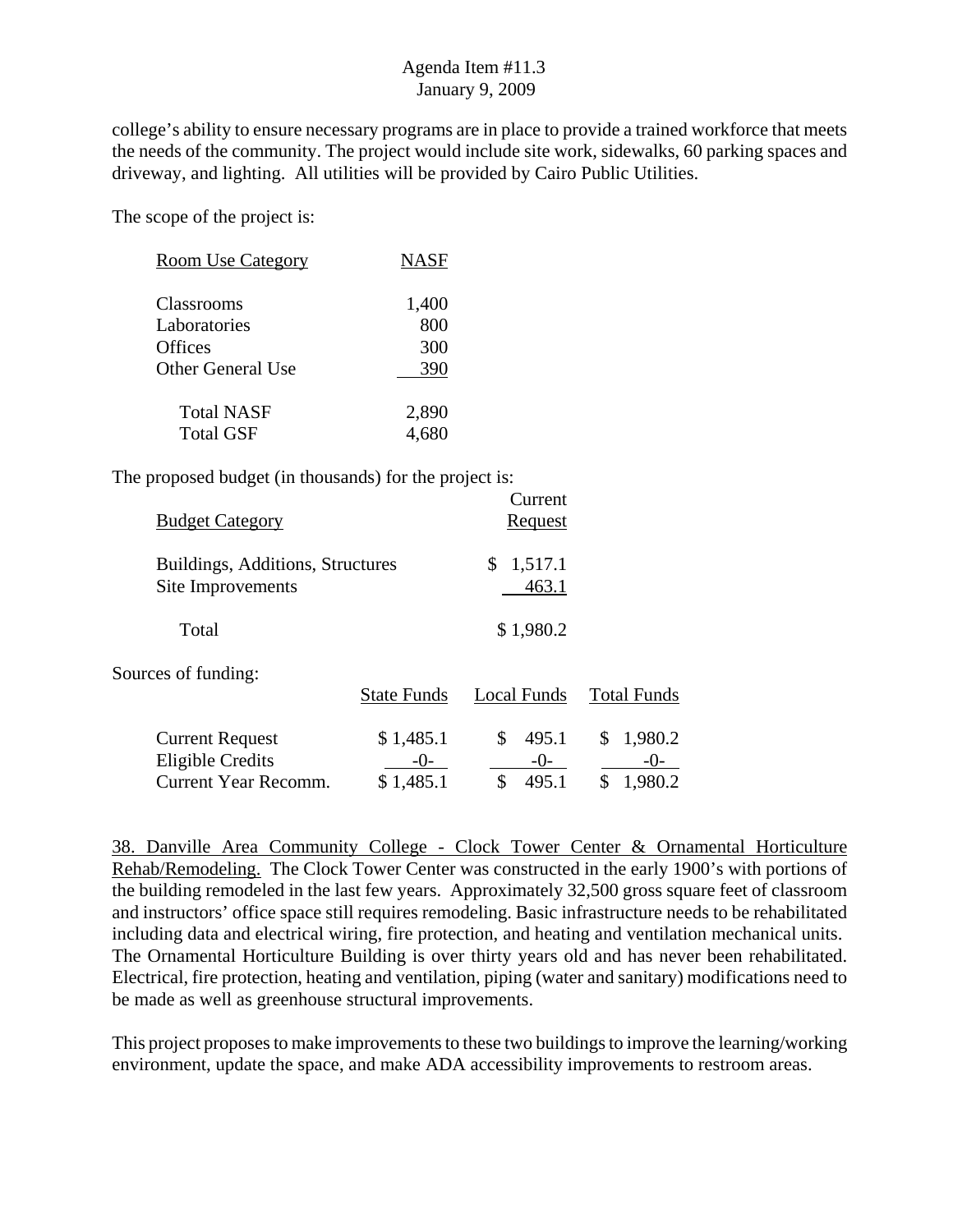college's ability to ensure necessary programs are in place to provide a trained workforce that meets the needs of the community. The project would include site work, sidewalks, 60 parking spaces and driveway, and lighting. All utilities will be provided by Cairo Public Utilities.

The scope of the project is:

| Room Use Category | NASF |
|---|---|
| Classrooms | 1,400 |
| Laboratories | 800 |
| Offices | 300 |
| Other General Use | 390 |
| Total NASF | 2,890 |
| Total GSF | 4,680 |

The proposed budget (in thousands) for the project is:

| Budget Category | Current Request |
|---|---|
| Buildings, Additions, Structures | $ 1,517.1 |
| Site Improvements | 463.1 |
| Total | $ 1,980.2 |

Sources of funding:

| | State Funds | Local Funds | Total Funds |
|---|---|---|---|
| Current Request | $ 1,485.1 | $ 495.1 | $ 1,980.2 |
| Eligible Credits | -0- | -0- | -0- |
| Current Year Recomm. | $ 1,485.1 | $ 495.1 | $ 1,980.2 |

38. Danville Area Community College - Clock Tower Center & Ornamental Horticulture Rehab/Remodeling. The Clock Tower Center was constructed in the early 1900's with portions of the building remodeled in the last few years. Approximately 32,500 gross square feet of classroom and instructors' office space still requires remodeling. Basic infrastructure needs to be rehabilitated including data and electrical wiring, fire protection, and heating and ventilation mechanical units. The Ornamental Horticulture Building is over thirty years old and has never been rehabilitated. Electrical, fire protection, heating and ventilation, piping (water and sanitary) modifications need to be made as well as greenhouse structural improvements.

This project proposes to make improvements to these two buildings to improve the learning/working environment, update the space, and make ADA accessibility improvements to restroom areas.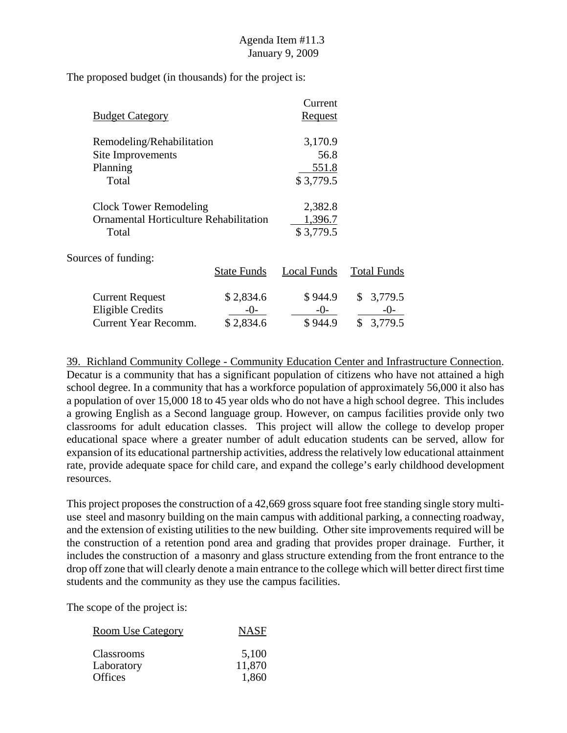The proposed budget (in thousands) for the project is:

| Budget Category | Current Request |
|---|---|
| Remodeling/Rehabilitation | 3,170.9 |
| Site Improvements | 56.8 |
| Planning | 551.8 |
| Total | $ 3,779.5 |
| | |
| Clock Tower Remodeling | 2,382.8 |
| Ornamental Horticulture Rehabilitation | 1,396.7 |
| Total | $ 3,779.5 |

Sources of funding:

| | State Funds | Local Funds | Total Funds |
|---|---|---|---|
| Current Request | $ 2,834.6 | $ 944.9 | $ 3,779.5 |
| Eligible Credits | -0- | -0- | -0- |
| Current Year Recomm. | $ 2,834.6 | $ 944.9 | $ 3,779.5 |

39. Richland Community College - Community Education Center and Infrastructure Connection. Decatur is a community that has a significant population of citizens who have not attained a high school degree. In a community that has a workforce population of approximately 56,000 it also has a population of over 15,000 18 to 45 year olds who do not have a high school degree. This includes a growing English as a Second language group. However, on campus facilities provide only two classrooms for adult education classes. This project will allow the college to develop proper educational space where a greater number of adult education students can be served, allow for expansion of its educational partnership activities, address the relatively low educational attainment rate, provide adequate space for child care, and expand the college's early childhood development resources.

This project proposes the construction of a 42,669 gross square foot free standing single story multi-use steel and masonry building on the main campus with additional parking, a connecting roadway, and the extension of existing utilities to the new building. Other site improvements required will be the construction of a retention pond area and grading that provides proper drainage. Further, it includes the construction of a masonry and glass structure extending from the front entrance to the drop off zone that will clearly denote a main entrance to the college which will better direct first time students and the community as they use the campus facilities.

The scope of the project is:

| Room Use Category | NASF |
|---|---|
| Classrooms | 5,100 |
| Laboratory | 11,870 |
| Offices | 1,860 |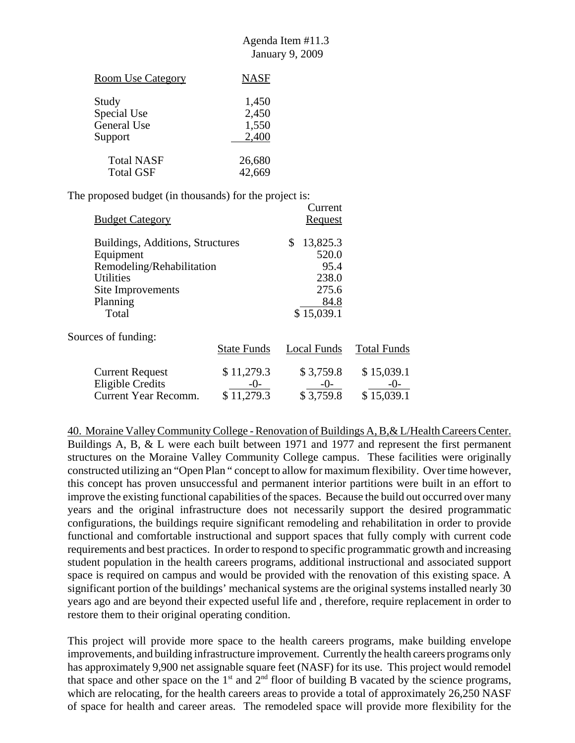| Room Use Category | NASF |
|---|---|
| Study | 1,450 |
| Special Use | 2,450 |
| General Use | 1,550 |
| Support | 2,400 |
| Total NASF | 26,680 |
| Total GSF | 42,669 |

The proposed budget (in thousands) for the project is:

| Budget Category | Current Request |
|---|---|
| Buildings, Additions, Structures | $ 13,825.3 |
| Equipment | 520.0 |
| Remodeling/Rehabilitation | 95.4 |
| Utilities | 238.0 |
| Site Improvements | 275.6 |
| Planning | 84.8 |
| Total | $ 15,039.1 |

Sources of funding:

| | State Funds | Local Funds | Total Funds |
|---|---|---|---|
| Current Request | $ 11,279.3 | $ 3,759.8 | $ 15,039.1 |
| Eligible Credits | -0- | -0- | -0- |
| Current Year Recomm. | $ 11,279.3 | $ 3,759.8 | $ 15,039.1 |

40. Moraine Valley Community College - Renovation of Buildings A, B,& L/Health Careers Center. Buildings A, B, & L were each built between 1971 and 1977 and represent the first permanent structures on the Moraine Valley Community College campus. These facilities were originally constructed utilizing an "Open Plan " concept to allow for maximum flexibility. Over time however, this concept has proven unsuccessful and permanent interior partitions were built in an effort to improve the existing functional capabilities of the spaces. Because the build out occurred over many years and the original infrastructure does not necessarily support the desired programmatic configurations, the buildings require significant remodeling and rehabilitation in order to provide functional and comfortable instructional and support spaces that fully comply with current code requirements and best practices. In order to respond to specific programmatic growth and increasing student population in the health careers programs, additional instructional and associated support space is required on campus and would be provided with the renovation of this existing space. A significant portion of the buildings' mechanical systems are the original systems installed nearly 30 years ago and are beyond their expected useful life and , therefore, require replacement in order to restore them to their original operating condition.

This project will provide more space to the health careers programs, make building envelope improvements, and building infrastructure improvement. Currently the health careers programs only has approximately 9,900 net assignable square feet (NASF) for its use. This project would remodel that space and other space on the 1st and 2nd floor of building B vacated by the science programs, which are relocating, for the health careers areas to provide a total of approximately 26,250 NASF of space for health and career areas. The remodeled space will provide more flexibility for the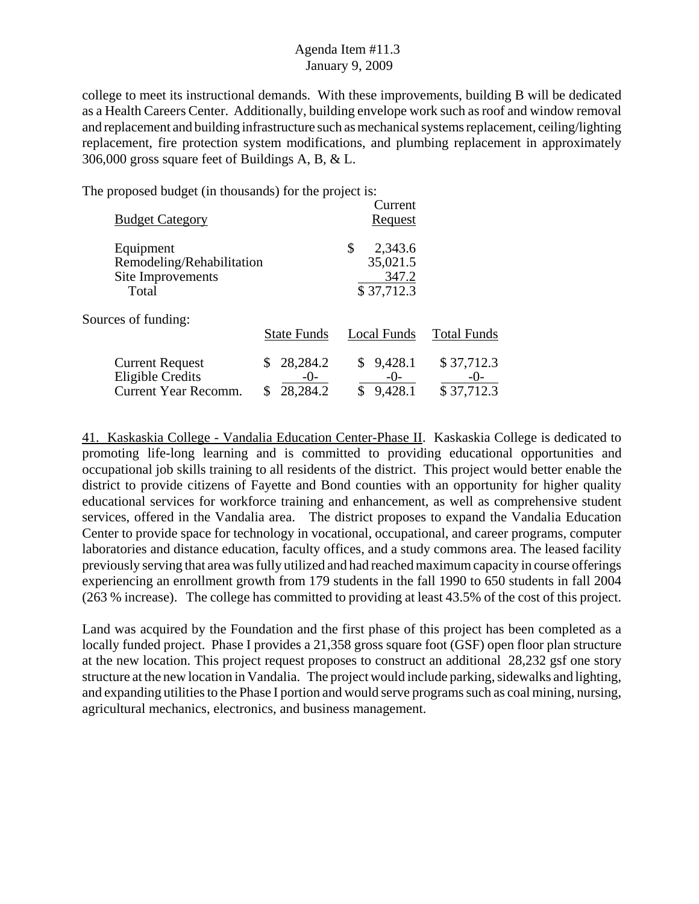college to meet its instructional demands. With these improvements, building B will be dedicated as a Health Careers Center. Additionally, building envelope work such as roof and window removal and replacement and building infrastructure such as mechanical systems replacement, ceiling/lighting replacement, fire protection system modifications, and plumbing replacement in approximately 306,000 gross square feet of Buildings A, B, & L.

The proposed budget (in thousands) for the project is:

| Budget Category | Current Request |
|---|---|
| Equipment | $ 2,343.6 |
| Remodeling/Rehabilitation | 35,021.5 |
| Site Improvements | 347.2 |
| Total | $ 37,712.3 |

Sources of funding:

| | State Funds | Local Funds | Total Funds |
|---|---|---|---|
| Current Request | $ 28,284.2 | $ 9,428.1 | $ 37,712.3 |
| Eligible Credits | -0- | -0- | -0- |
| Current Year Recomm. | $ 28,284.2 | $ 9,428.1 | $ 37,712.3 |

41. Kaskaskia College - Vandalia Education Center-Phase II. Kaskaskia College is dedicated to promoting life-long learning and is committed to providing educational opportunities and occupational job skills training to all residents of the district. This project would better enable the district to provide citizens of Fayette and Bond counties with an opportunity for higher quality educational services for workforce training and enhancement, as well as comprehensive student services, offered in the Vandalia area. The district proposes to expand the Vandalia Education Center to provide space for technology in vocational, occupational, and career programs, computer laboratories and distance education, faculty offices, and a study commons area. The leased facility previously serving that area was fully utilized and had reached maximum capacity in course offerings experiencing an enrollment growth from 179 students in the fall 1990 to 650 students in fall 2004 (263 % increase). The college has committed to providing at least 43.5% of the cost of this project.

Land was acquired by the Foundation and the first phase of this project has been completed as a locally funded project. Phase I provides a 21,358 gross square foot (GSF) open floor plan structure at the new location. This project request proposes to construct an additional 28,232 gsf one story structure at the new location in Vandalia. The project would include parking, sidewalks and lighting, and expanding utilities to the Phase I portion and would serve programs such as coal mining, nursing, agricultural mechanics, electronics, and business management.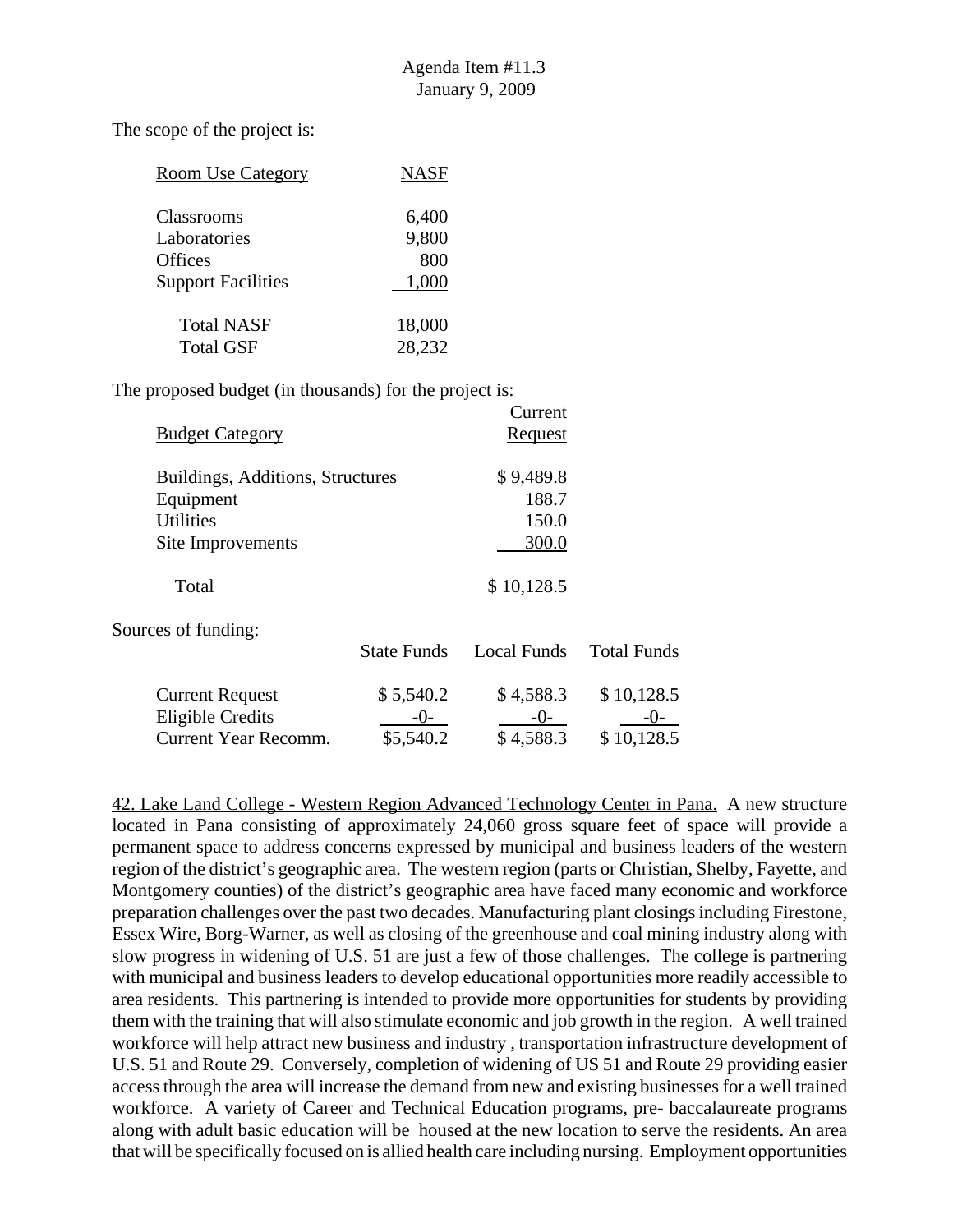Agenda Item #11.3
January 9, 2009

The scope of the project is:

| Room Use Category | NASF |
|---|---|
| Classrooms | 6,400 |
| Laboratories | 9,800 |
| Offices | 800 |
| Support Facilities | 1,000 |
| Total NASF | 18,000 |
| Total GSF | 28,232 |

The proposed budget (in thousands) for the project is:

| Budget Category | Current Request |
|---|---|
| Buildings, Additions, Structures | $ 9,489.8 |
| Equipment | 188.7 |
| Utilities | 150.0 |
| Site Improvements | 300.0 |
| Total | $ 10,128.5 |

Sources of funding:

| | State Funds | Local Funds | Total Funds |
|---|---|---|---|
| Current Request | $ 5,540.2 | $ 4,588.3 | $ 10,128.5 |
| Eligible Credits | -0- | -0- | -0- |
| Current Year Recomm. | $5,540.2 | $ 4,588.3 | $ 10,128.5 |

42. Lake Land College - Western Region Advanced Technology Center in Pana. A new structure located in Pana consisting of approximately 24,060 gross square feet of space will provide a permanent space to address concerns expressed by municipal and business leaders of the western region of the district's geographic area. The western region (parts or Christian, Shelby, Fayette, and Montgomery counties) of the district's geographic area have faced many economic and workforce preparation challenges over the past two decades. Manufacturing plant closings including Firestone, Essex Wire, Borg-Warner, as well as closing of the greenhouse and coal mining industry along with slow progress in widening of U.S. 51 are just a few of those challenges. The college is partnering with municipal and business leaders to develop educational opportunities more readily accessible to area residents. This partnering is intended to provide more opportunities for students by providing them with the training that will also stimulate economic and job growth in the region. A well trained workforce will help attract new business and industry , transportation infrastructure development of U.S. 51 and Route 29. Conversely, completion of widening of US 51 and Route 29 providing easier access through the area will increase the demand from new and existing businesses for a well trained workforce. A variety of Career and Technical Education programs, pre- baccalaureate programs along with adult basic education will be housed at the new location to serve the residents. An area that will be specifically focused on is allied health care including nursing. Employment opportunities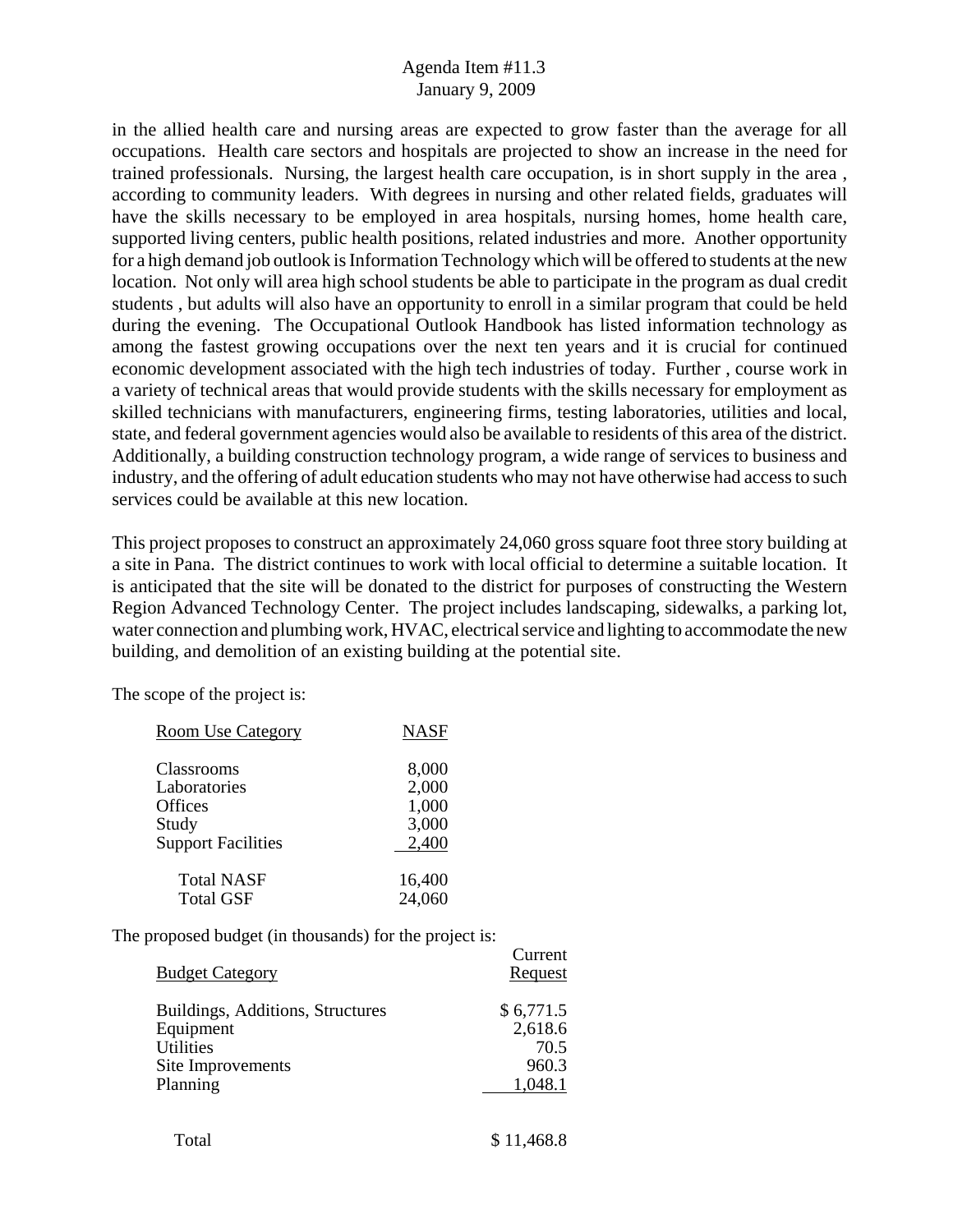in the allied health care and nursing areas are expected to grow faster than the average for all occupations. Health care sectors and hospitals are projected to show an increase in the need for trained professionals. Nursing, the largest health care occupation, is in short supply in the area , according to community leaders. With degrees in nursing and other related fields, graduates will have the skills necessary to be employed in area hospitals, nursing homes, home health care, supported living centers, public health positions, related industries and more. Another opportunity for a high demand job outlook is Information Technology which will be offered to students at the new location. Not only will area high school students be able to participate in the program as dual credit students , but adults will also have an opportunity to enroll in a similar program that could be held during the evening. The Occupational Outlook Handbook has listed information technology as among the fastest growing occupations over the next ten years and it is crucial for continued economic development associated with the high tech industries of today. Further , course work in a variety of technical areas that would provide students with the skills necessary for employment as skilled technicians with manufacturers, engineering firms, testing laboratories, utilities and local, state, and federal government agencies would also be available to residents of this area of the district. Additionally, a building construction technology program, a wide range of services to business and industry, and the offering of adult education students who may not have otherwise had access to such services could be available at this new location.

This project proposes to construct an approximately 24,060 gross square foot three story building at a site in Pana. The district continues to work with local official to determine a suitable location. It is anticipated that the site will be donated to the district for purposes of constructing the Western Region Advanced Technology Center. The project includes landscaping, sidewalks, a parking lot, water connection and plumbing work, HVAC, electrical service and lighting to accommodate the new building, and demolition of an existing building at the potential site.

The scope of the project is:

| Room Use Category | NASF |
|---|---|
| Classrooms | 8,000 |
| Laboratories | 2,000 |
| Offices | 1,000 |
| Study | 3,000 |
| Support Facilities | 2,400 |
| Total NASF | 16,400 |
| Total GSF | 24,060 |

The proposed budget (in thousands) for the project is:

| Budget Category | Current Request |
|---|---|
| Buildings, Additions, Structures | $ 6,771.5 |
| Equipment | 2,618.6 |
| Utilities | 70.5 |
| Site Improvements | 960.3 |
| Planning | 1,048.1 |
| Total | $ 11,468.8 |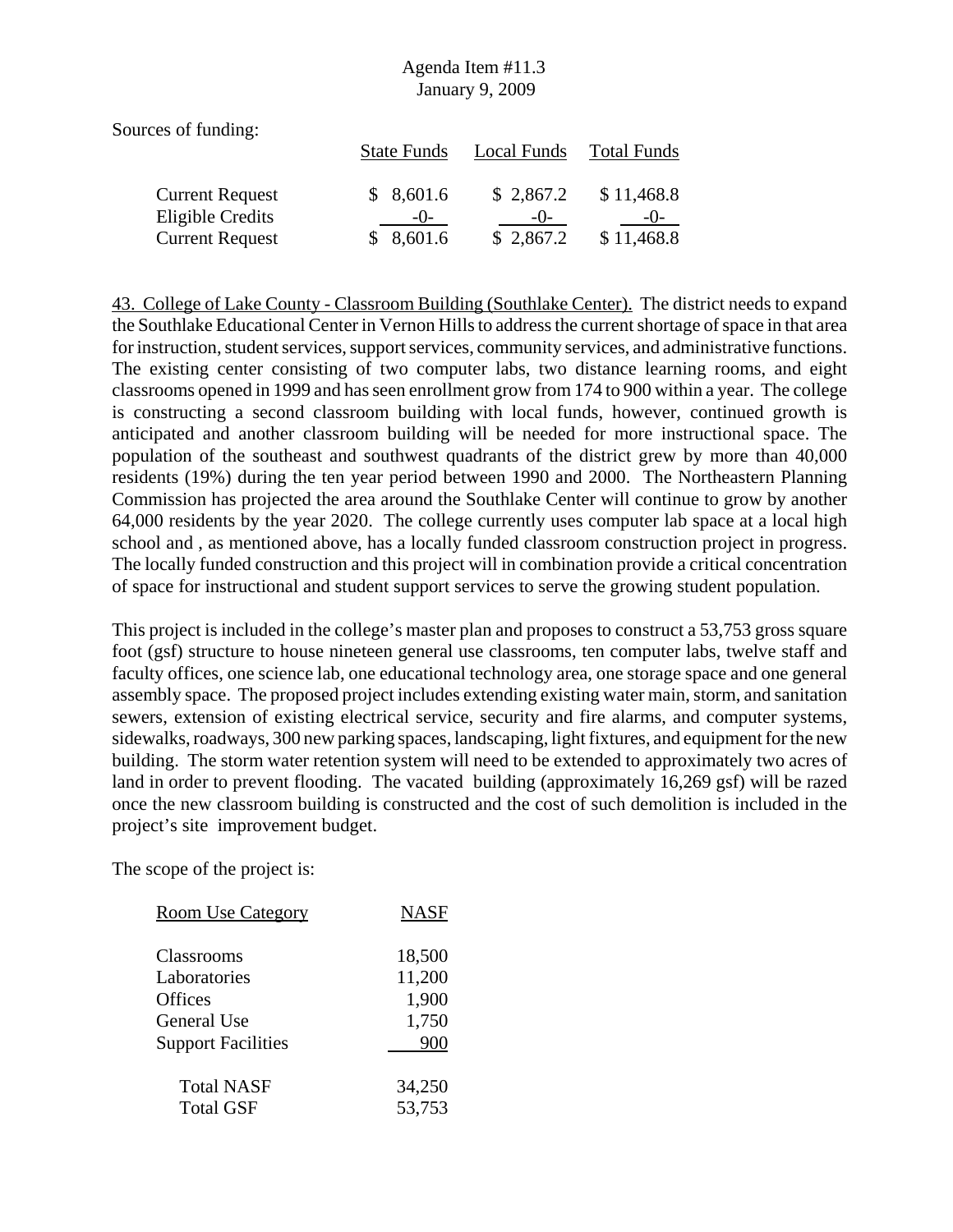Sources of funding:

| | State Funds | Local Funds | Total Funds |
|---|---|---|---|
| Current Request | $ 8,601.6 | $ 2,867.2 | $ 11,468.8 |
| Eligible Credits | -0- | -0- | -0- |
| Current Request | $ 8,601.6 | $ 2,867.2 | $ 11,468.8 |

43. College of Lake County - Classroom Building (Southlake Center). The district needs to expand the Southlake Educational Center in Vernon Hills to address the current shortage of space in that area for instruction, student services, support services, community services, and administrative functions. The existing center consisting of two computer labs, two distance learning rooms, and eight classrooms opened in 1999 and has seen enrollment grow from 174 to 900 within a year. The college is constructing a second classroom building with local funds, however, continued growth is anticipated and another classroom building will be needed for more instructional space. The population of the southeast and southwest quadrants of the district grew by more than 40,000 residents (19%) during the ten year period between 1990 and 2000. The Northeastern Planning Commission has projected the area around the Southlake Center will continue to grow by another 64,000 residents by the year 2020. The college currently uses computer lab space at a local high school and , as mentioned above, has a locally funded classroom construction project in progress. The locally funded construction and this project will in combination provide a critical concentration of space for instructional and student support services to serve the growing student population.

This project is included in the college's master plan and proposes to construct a 53,753 gross square foot (gsf) structure to house nineteen general use classrooms, ten computer labs, twelve staff and faculty offices, one science lab, one educational technology area, one storage space and one general assembly space. The proposed project includes extending existing water main, storm, and sanitation sewers, extension of existing electrical service, security and fire alarms, and computer systems, sidewalks, roadways, 300 new parking spaces, landscaping, light fixtures, and equipment for the new building. The storm water retention system will need to be extended to approximately two acres of land in order to prevent flooding. The vacated building (approximately 16,269 gsf) will be razed once the new classroom building is constructed and the cost of such demolition is included in the project's site improvement budget.

The scope of the project is:

| Room Use Category | NASF |
|---|---|
| Classrooms | 18,500 |
| Laboratories | 11,200 |
| Offices | 1,900 |
| General Use | 1,750 |
| Support Facilities | 900 |
| Total NASF | 34,250 |
| Total GSF | 53,753 |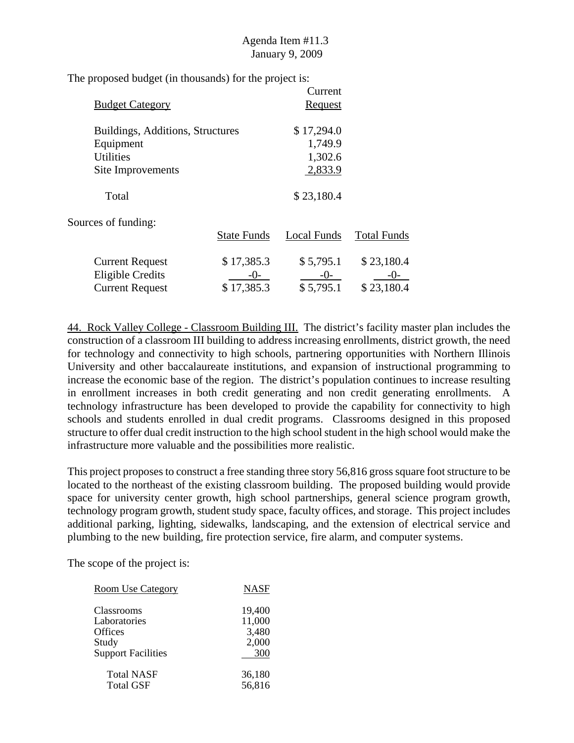The proposed budget (in thousands) for the project is:

| Budget Category | Current Request |
|---|---|
| Buildings, Additions, Structures | $ 17,294.0 |
| Equipment | 1,749.9 |
| Utilities | 1,302.6 |
| Site Improvements | 2,833.9 |
| Total | $ 23,180.4 |

Sources of funding:

| | State Funds | Local Funds | Total Funds |
|---|---|---|---|
| Current Request | $ 17,385.3 | $ 5,795.1 | $ 23,180.4 |
| Eligible Credits | -0- | -0- | -0- |
| Current Request | $ 17,385.3 | $ 5,795.1 | $ 23,180.4 |

44. Rock Valley College - Classroom Building III. The district's facility master plan includes the construction of a classroom III building to address increasing enrollments, district growth, the need for technology and connectivity to high schools, partnering opportunities with Northern Illinois University and other baccalaureate institutions, and expansion of instructional programming to increase the economic base of the region. The district's population continues to increase resulting in enrollment increases in both credit generating and non credit generating enrollments. A technology infrastructure has been developed to provide the capability for connectivity to high schools and students enrolled in dual credit programs. Classrooms designed in this proposed structure to offer dual credit instruction to the high school student in the high school would make the infrastructure more valuable and the possibilities more realistic.

This project proposes to construct a free standing three story 56,816 gross square foot structure to be located to the northeast of the existing classroom building. The proposed building would provide space for university center growth, high school partnerships, general science program growth, technology program growth, student study space, faculty offices, and storage. This project includes additional parking, lighting, sidewalks, landscaping, and the extension of electrical service and plumbing to the new building, fire protection service, fire alarm, and computer systems.

The scope of the project is:

| Room Use Category | NASF |
|---|---|
| Classrooms | 19,400 |
| Laboratories | 11,000 |
| Offices | 3,480 |
| Study | 2,000 |
| Support Facilities | 300 |
| Total NASF | 36,180 |
| Total GSF | 56,816 |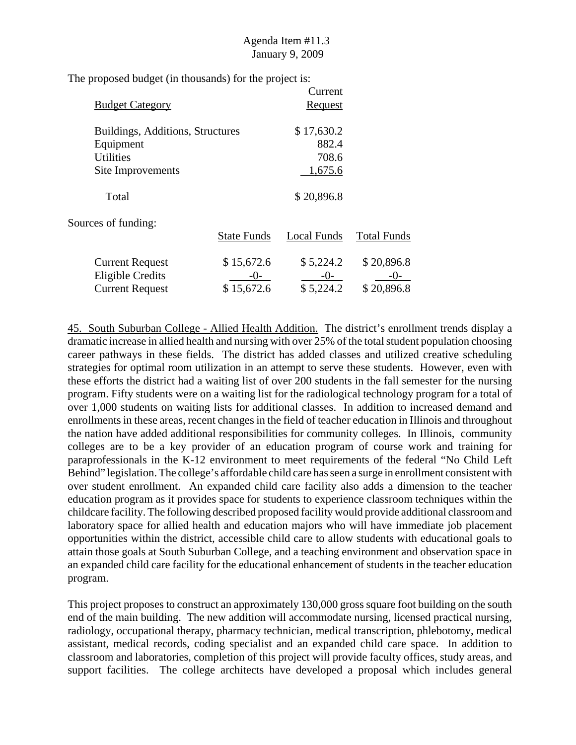The proposed budget (in thousands) for the project is:

| Budget Category | Current Request |
|---|---|
| Buildings, Additions, Structures | $ 17,630.2 |
| Equipment | 882.4 |
| Utilities | 708.6 |
| Site Improvements | 1,675.6 |
| Total | $ 20,896.8 |

Sources of funding:

| | State Funds | Local Funds | Total Funds |
|---|---|---|---|
| Current Request | $ 15,672.6 | $ 5,224.2 | $ 20,896.8 |
| Eligible Credits | -0- | -0- | -0- |
| Current Request | $ 15,672.6 | $ 5,224.2 | $ 20,896.8 |

45. South Suburban College - Allied Health Addition. The district's enrollment trends display a dramatic increase in allied health and nursing with over 25% of the total student population choosing career pathways in these fields. The district has added classes and utilized creative scheduling strategies for optimal room utilization in an attempt to serve these students. However, even with these efforts the district had a waiting list of over 200 students in the fall semester for the nursing program. Fifty students were on a waiting list for the radiological technology program for a total of over 1,000 students on waiting lists for additional classes. In addition to increased demand and enrollments in these areas, recent changes in the field of teacher education in Illinois and throughout the nation have added additional responsibilities for community colleges. In Illinois, community colleges are to be a key provider of an education program of course work and training for paraprofessionals in the K-12 environment to meet requirements of the federal "No Child Left Behind" legislation. The college's affordable child care has seen a surge in enrollment consistent with over student enrollment. An expanded child care facility also adds a dimension to the teacher education program as it provides space for students to experience classroom techniques within the childcare facility. The following described proposed facility would provide additional classroom and laboratory space for allied health and education majors who will have immediate job placement opportunities within the district, accessible child care to allow students with educational goals to attain those goals at South Suburban College, and a teaching environment and observation space in an expanded child care facility for the educational enhancement of students in the teacher education program.

This project proposes to construct an approximately 130,000 gross square foot building on the south end of the main building. The new addition will accommodate nursing, licensed practical nursing, radiology, occupational therapy, pharmacy technician, medical transcription, phlebotomy, medical assistant, medical records, coding specialist and an expanded child care space. In addition to classroom and laboratories, completion of this project will provide faculty offices, study areas, and support facilities. The college architects have developed a proposal which includes general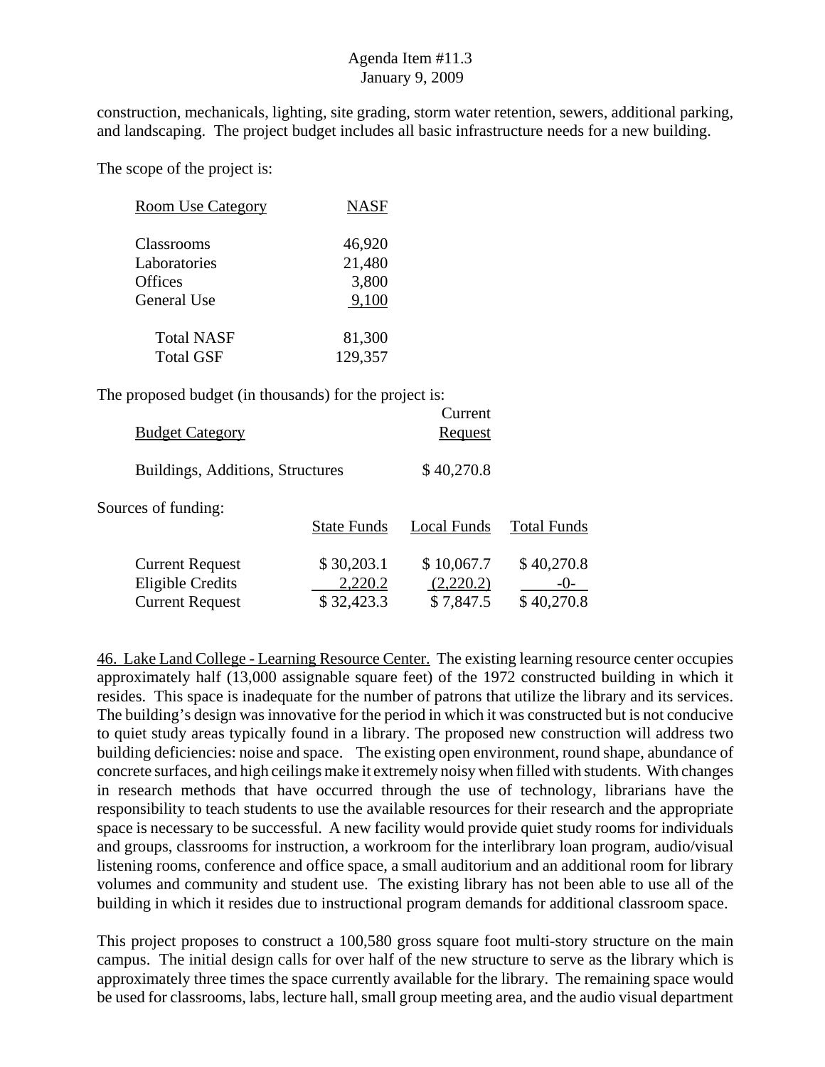construction, mechanicals, lighting, site grading, storm water retention, sewers, additional parking, and landscaping. The project budget includes all basic infrastructure needs for a new building.

The scope of the project is:

| Room Use Category | NASF |
|---|---|
| Classrooms | 46,920 |
| Laboratories | 21,480 |
| Offices | 3,800 |
| General Use | 9,100 |
| Total NASF | 81,300 |
| Total GSF | 129,357 |

The proposed budget (in thousands) for the project is:

| Budget Category | Current Request |
|---|---|
| Buildings, Additions, Structures | $ 40,270.8 |

Sources of funding:

| | State Funds | Local Funds | Total Funds |
|---|---|---|---|
| Current Request | $ 30,203.1 | $ 10,067.7 | $ 40,270.8 |
| Eligible Credits | 2,220.2 | (2,220.2) | -0- |
| Current Request | $ 32,423.3 | $ 7,847.5 | $ 40,270.8 |

46. Lake Land College - Learning Resource Center. The existing learning resource center occupies approximately half (13,000 assignable square feet) of the 1972 constructed building in which it resides. This space is inadequate for the number of patrons that utilize the library and its services. The building's design was innovative for the period in which it was constructed but is not conducive to quiet study areas typically found in a library. The proposed new construction will address two building deficiencies: noise and space. The existing open environment, round shape, abundance of concrete surfaces, and high ceilings make it extremely noisy when filled with students. With changes in research methods that have occurred through the use of technology, librarians have the responsibility to teach students to use the available resources for their research and the appropriate space is necessary to be successful. A new facility would provide quiet study rooms for individuals and groups, classrooms for instruction, a workroom for the interlibrary loan program, audio/visual listening rooms, conference and office space, a small auditorium and an additional room for library volumes and community and student use. The existing library has not been able to use all of the building in which it resides due to instructional program demands for additional classroom space.

This project proposes to construct a 100,580 gross square foot multi-story structure on the main campus. The initial design calls for over half of the new structure to serve as the library which is approximately three times the space currently available for the library. The remaining space would be used for classrooms, labs, lecture hall, small group meeting area, and the audio visual department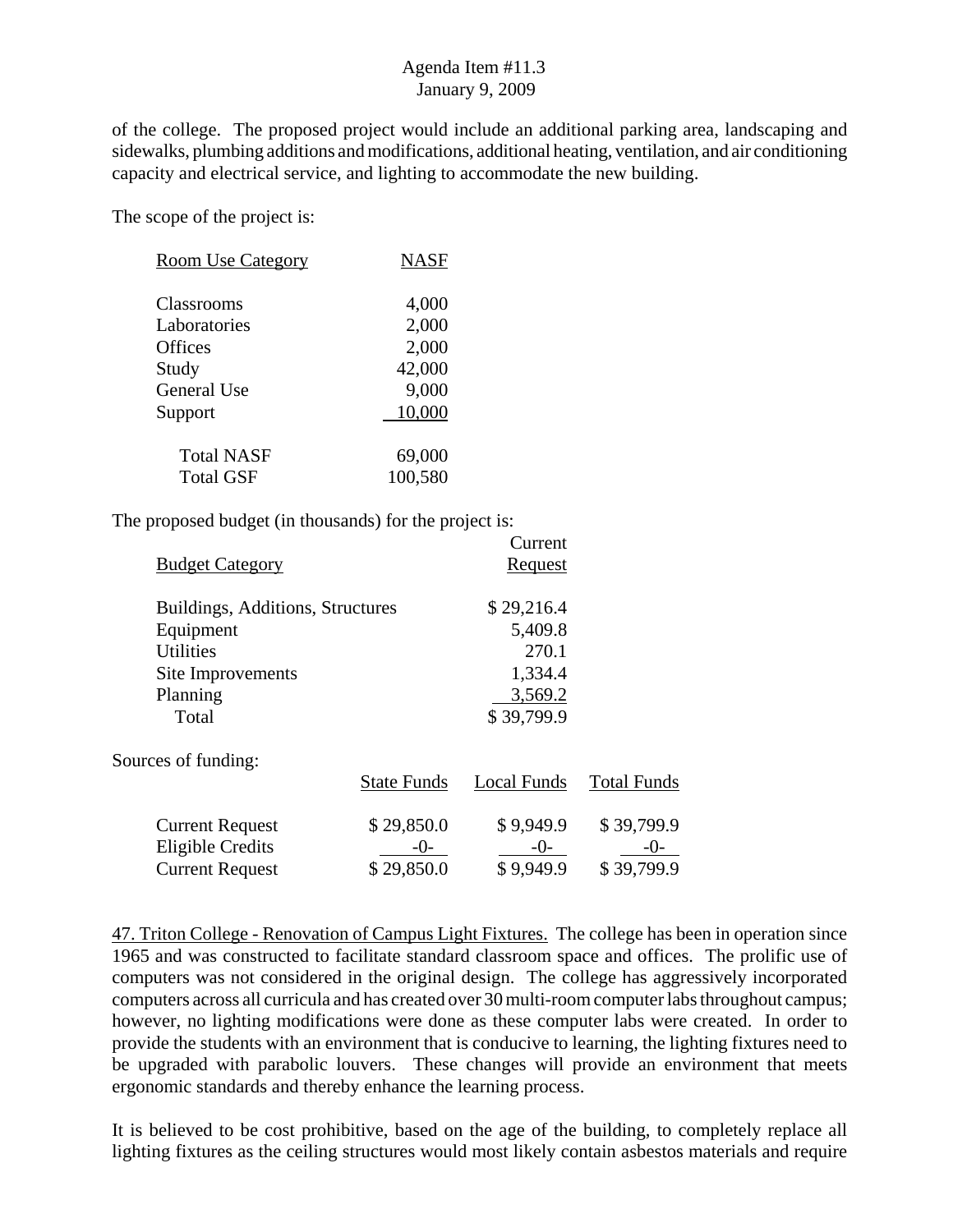of the college. The proposed project would include an additional parking area, landscaping and sidewalks, plumbing additions and modifications, additional heating, ventilation, and air conditioning capacity and electrical service, and lighting to accommodate the new building.

The scope of the project is:

| Room Use Category | NASF |
|---|---|
| Classrooms | 4,000 |
| Laboratories | 2,000 |
| Offices | 2,000 |
| Study | 42,000 |
| General Use | 9,000 |
| Support | 10,000 |
| Total NASF | 69,000 |
| Total GSF | 100,580 |

The proposed budget (in thousands) for the project is:

| Budget Category | Current Request |
|---|---|
| Buildings, Additions, Structures | $ 29,216.4 |
| Equipment | 5,409.8 |
| Utilities | 270.1 |
| Site Improvements | 1,334.4 |
| Planning | 3,569.2 |
| Total | $ 39,799.9 |

Sources of funding:

| | State Funds | Local Funds | Total Funds |
|---|---|---|---|
| Current Request | $ 29,850.0 | $ 9,949.9 | $ 39,799.9 |
| Eligible Credits | -0- | -0- | -0- |
| Current Request | $ 29,850.0 | $ 9,949.9 | $ 39,799.9 |

47. Triton College - Renovation of Campus Light Fixtures. The college has been in operation since 1965 and was constructed to facilitate standard classroom space and offices. The prolific use of computers was not considered in the original design. The college has aggressively incorporated computers across all curricula and has created over 30 multi-room computer labs throughout campus; however, no lighting modifications were done as these computer labs were created. In order to provide the students with an environment that is conducive to learning, the lighting fixtures need to be upgraded with parabolic louvers. These changes will provide an environment that meets ergonomic standards and thereby enhance the learning process.

It is believed to be cost prohibitive, based on the age of the building, to completely replace all lighting fixtures as the ceiling structures would most likely contain asbestos materials and require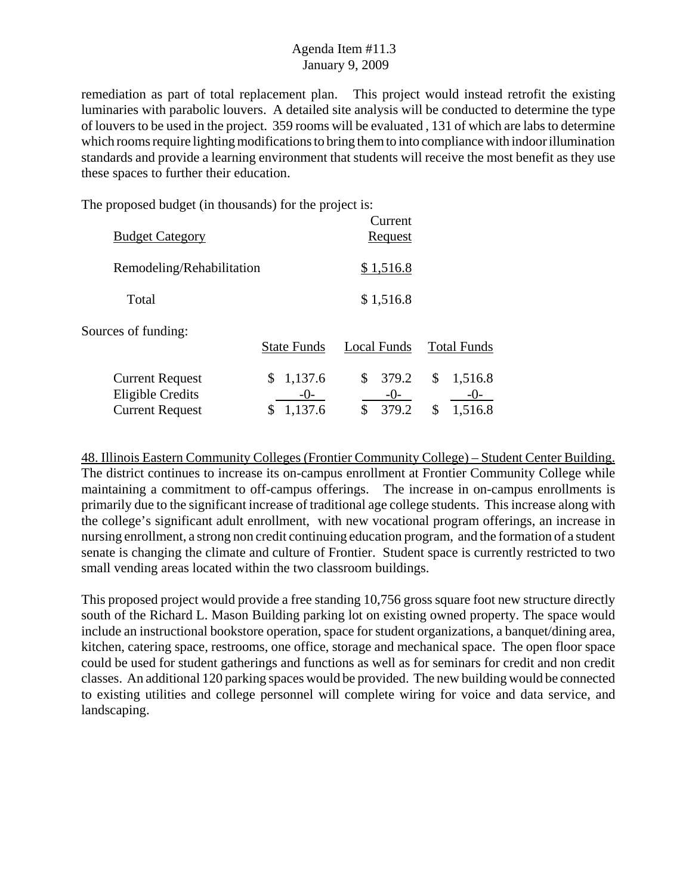remediation as part of total replacement plan. This project would instead retrofit the existing luminaries with parabolic louvers. A detailed site analysis will be conducted to determine the type of louvers to be used in the project. 359 rooms will be evaluated , 131 of which are labs to determine which rooms require lighting modifications to bring them to into compliance with indoor illumination standards and provide a learning environment that students will receive the most benefit as they use these spaces to further their education.

The proposed budget (in thousands) for the project is:

| Budget Category | Current Request |
|---|---|
| Remodeling/Rehabilitation | $ 1,516.8 |
| Total | $ 1,516.8 |

Sources of funding:

| | State Funds | Local Funds | Total Funds |
|---|---|---|---|
| Current Request | $ 1,137.6 | $ 379.2 | $ 1,516.8 |
| Eligible Credits | -0- | -0- | -0- |
| Current Request | $ 1,137.6 | $ 379.2 | $ 1,516.8 |

48. Illinois Eastern Community Colleges (Frontier Community College) – Student Center Building. The district continues to increase its on-campus enrollment at Frontier Community College while maintaining a commitment to off-campus offerings. The increase in on-campus enrollments is primarily due to the significant increase of traditional age college students. This increase along with the college's significant adult enrollment, with new vocational program offerings, an increase in nursing enrollment, a strong non credit continuing education program, and the formation of a student senate is changing the climate and culture of Frontier. Student space is currently restricted to two small vending areas located within the two classroom buildings.

This proposed project would provide a free standing 10,756 gross square foot new structure directly south of the Richard L. Mason Building parking lot on existing owned property. The space would include an instructional bookstore operation, space for student organizations, a banquet/dining area, kitchen, catering space, restrooms, one office, storage and mechanical space. The open floor space could be used for student gatherings and functions as well as for seminars for credit and non credit classes. An additional 120 parking spaces would be provided. The new building would be connected to existing utilities and college personnel will complete wiring for voice and data service, and landscaping.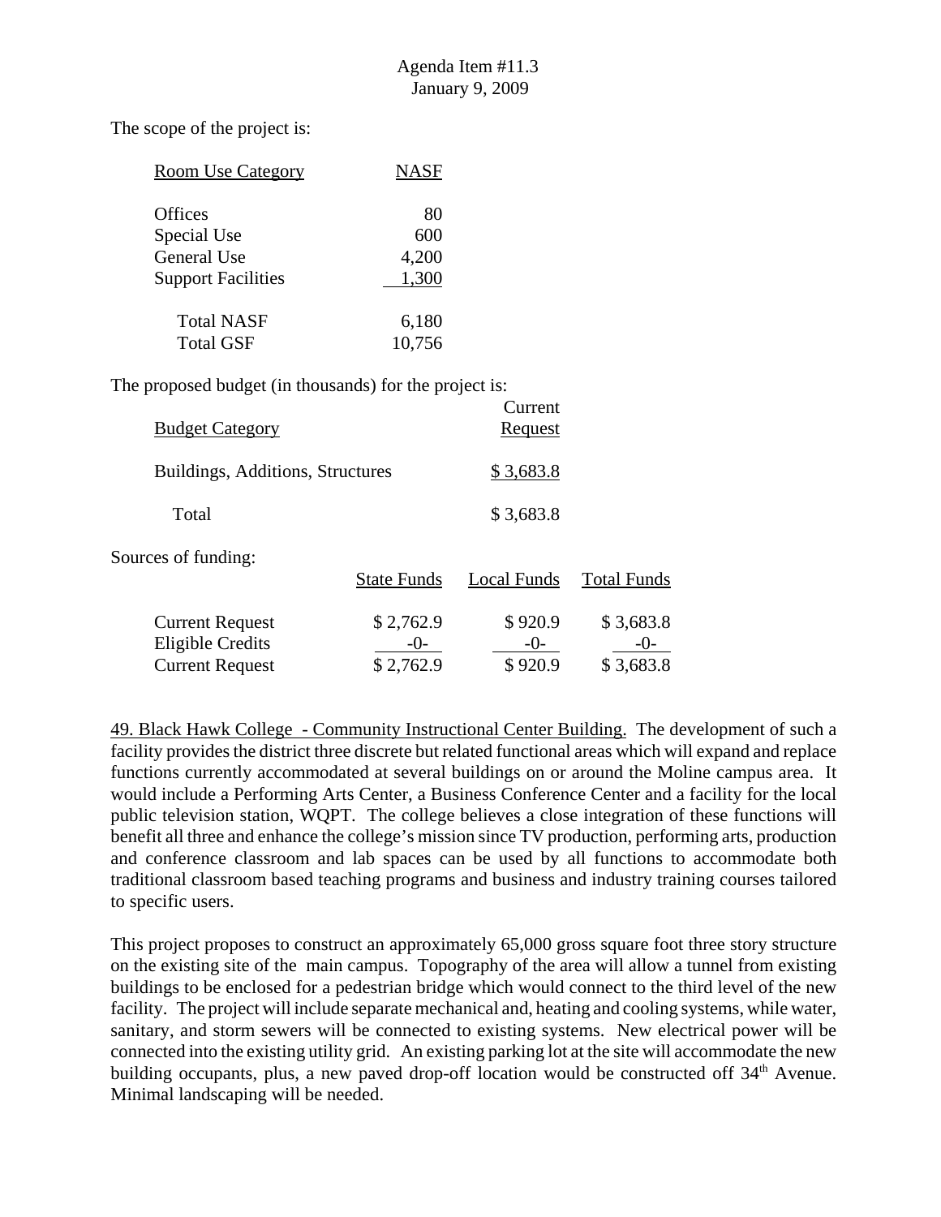The scope of the project is:

| Room Use Category | NASF |
|---|---|
| Offices | 80 |
| Special Use | 600 |
| General Use | 4,200 |
| Support Facilities | 1,300 |
| Total NASF | 6,180 |
| Total GSF | 10,756 |

The proposed budget (in thousands) for the project is:

| Budget Category | Current Request |
|---|---|
| Buildings, Additions, Structures | $ 3,683.8 |
| Total | $ 3,683.8 |

Sources of funding:

| | State Funds | Local Funds | Total Funds |
|---|---|---|---|
| Current Request | $ 2,762.9 | $ 920.9 | $ 3,683.8 |
| Eligible Credits | -0- | -0- | -0- |
| Current Request | $ 2,762.9 | $ 920.9 | $ 3,683.8 |

49. Black Hawk College - Community Instructional Center Building. The development of such a facility provides the district three discrete but related functional areas which will expand and replace functions currently accommodated at several buildings on or around the Moline campus area. It would include a Performing Arts Center, a Business Conference Center and a facility for the local public television station, WQPT. The college believes a close integration of these functions will benefit all three and enhance the college's mission since TV production, performing arts, production and conference classroom and lab spaces can be used by all functions to accommodate both traditional classroom based teaching programs and business and industry training courses tailored to specific users.

This project proposes to construct an approximately 65,000 gross square foot three story structure on the existing site of the main campus. Topography of the area will allow a tunnel from existing buildings to be enclosed for a pedestrian bridge which would connect to the third level of the new facility. The project will include separate mechanical and, heating and cooling systems, while water, sanitary, and storm sewers will be connected to existing systems. New electrical power will be connected into the existing utility grid. An existing parking lot at the site will accommodate the new building occupants, plus, a new paved drop-off location would be constructed off 34th Avenue. Minimal landscaping will be needed.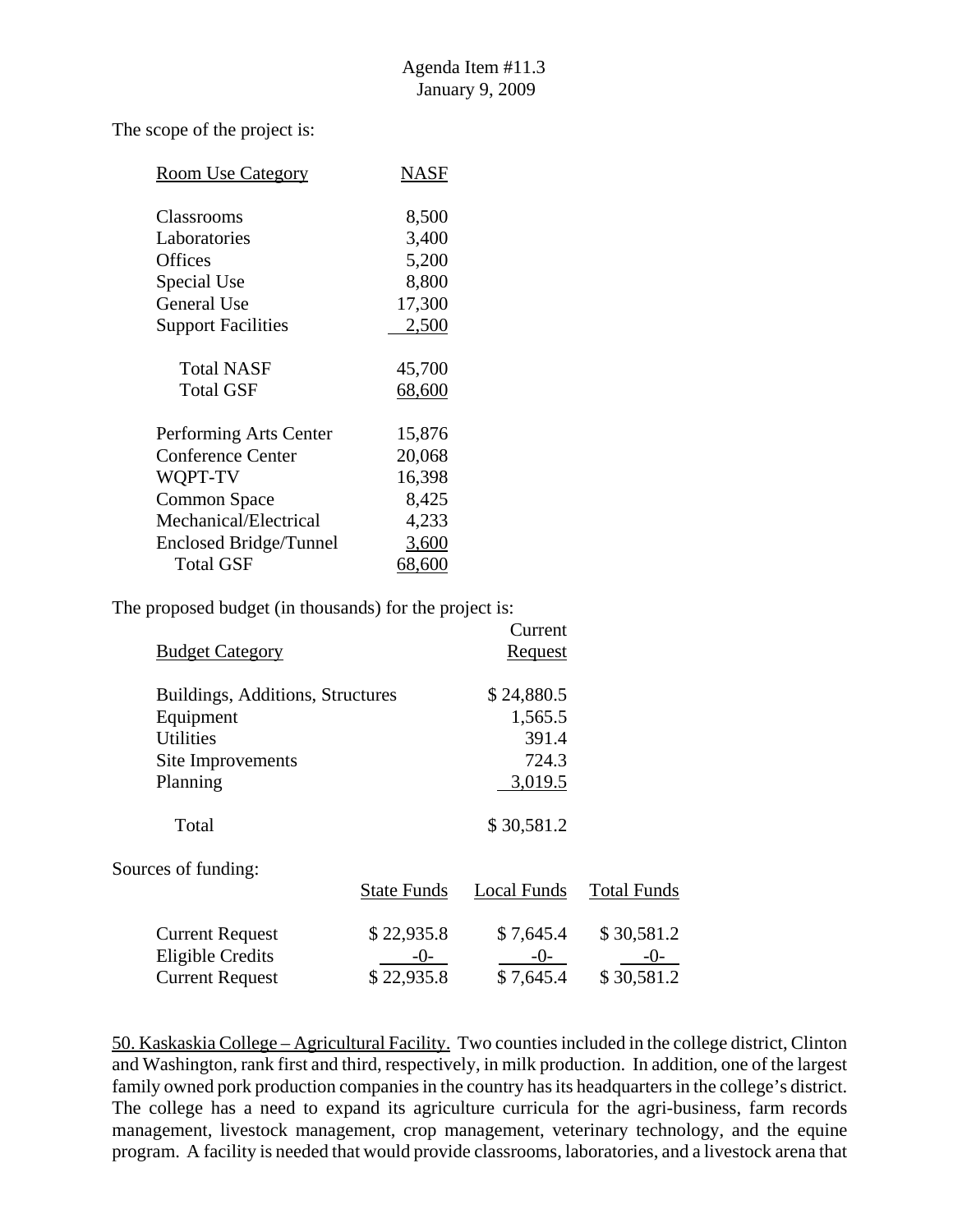The scope of the project is:

| Room Use Category | NASF |
|---|---|
| Classrooms | 8,500 |
| Laboratories | 3,400 |
| Offices | 5,200 |
| Special Use | 8,800 |
| General Use | 17,300 |
| Support Facilities | 2,500 |
| Total NASF | 45,700 |
| Total GSF | 68,600 |
| Performing Arts Center | 15,876 |
| Conference Center | 20,068 |
| WQPT-TV | 16,398 |
| Common Space | 8,425 |
| Mechanical/Electrical | 4,233 |
| Enclosed Bridge/Tunnel | 3,600 |
| Total GSF | 68,600 |

The proposed budget (in thousands) for the project is:

| Budget Category | Current Request |
|---|---|
| Buildings, Additions, Structures | $ 24,880.5 |
| Equipment | 1,565.5 |
| Utilities | 391.4 |
| Site Improvements | 724.3 |
| Planning | 3,019.5 |
| Total | $ 30,581.2 |

Sources of funding:

| | State Funds | Local Funds | Total Funds |
|---|---|---|---|
| Current Request | $ 22,935.8 | $ 7,645.4 | $ 30,581.2 |
| Eligible Credits | -0- | -0- | -0- |
| Current Request | $ 22,935.8 | $ 7,645.4 | $ 30,581.2 |

50. Kaskaskia College – Agricultural Facility. Two counties included in the college district, Clinton and Washington, rank first and third, respectively, in milk production. In addition, one of the largest family owned pork production companies in the country has its headquarters in the college's district. The college has a need to expand its agriculture curricula for the agri-business, farm records management, livestock management, crop management, veterinary technology, and the equine program. A facility is needed that would provide classrooms, laboratories, and a livestock arena that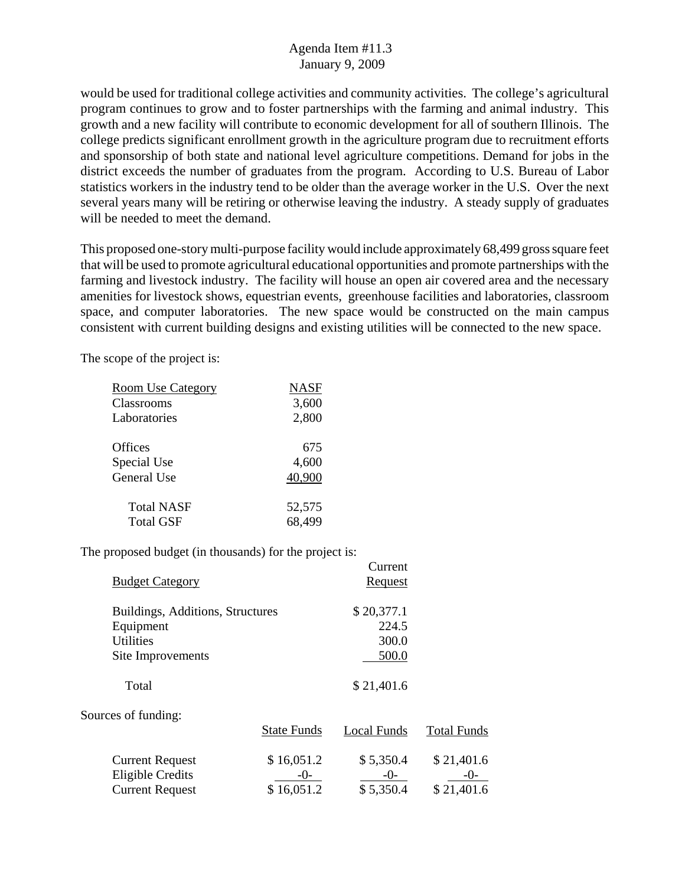would be used for traditional college activities and community activities. The college's agricultural program continues to grow and to foster partnerships with the farming and animal industry. This growth and a new facility will contribute to economic development for all of southern Illinois. The college predicts significant enrollment growth in the agriculture program due to recruitment efforts and sponsorship of both state and national level agriculture competitions. Demand for jobs in the district exceeds the number of graduates from the program. According to U.S. Bureau of Labor statistics workers in the industry tend to be older than the average worker in the U.S. Over the next several years many will be retiring or otherwise leaving the industry. A steady supply of graduates will be needed to meet the demand.

This proposed one-story multi-purpose facility would include approximately 68,499 gross square feet that will be used to promote agricultural educational opportunities and promote partnerships with the farming and livestock industry. The facility will house an open air covered area and the necessary amenities for livestock shows, equestrian events, greenhouse facilities and laboratories, classroom space, and computer laboratories. The new space would be constructed on the main campus consistent with current building designs and existing utilities will be connected to the new space.

The scope of the project is:

| Room Use Category | NASF |
|---|---|
| Classrooms | 3,600 |
| Laboratories | 2,800 |
| Offices | 675 |
| Special Use | 4,600 |
| General Use | 40,900 |
| Total NASF | 52,575 |
| Total GSF | 68,499 |

The proposed budget (in thousands) for the project is:

| Budget Category | Current Request |
|---|---|
| Buildings, Additions, Structures | $ 20,377.1 |
| Equipment | 224.5 |
| Utilities | 300.0 |
| Site Improvements | 500.0 |
| Total | $ 21,401.6 |

Sources of funding:

| | State Funds | Local Funds | Total Funds |
|---|---|---|---|
| Current Request | $ 16,051.2 | $ 5,350.4 | $ 21,401.6 |
| Eligible Credits | -0- | -0- | -0- |
| Current Request | $ 16,051.2 | $ 5,350.4 | $ 21,401.6 |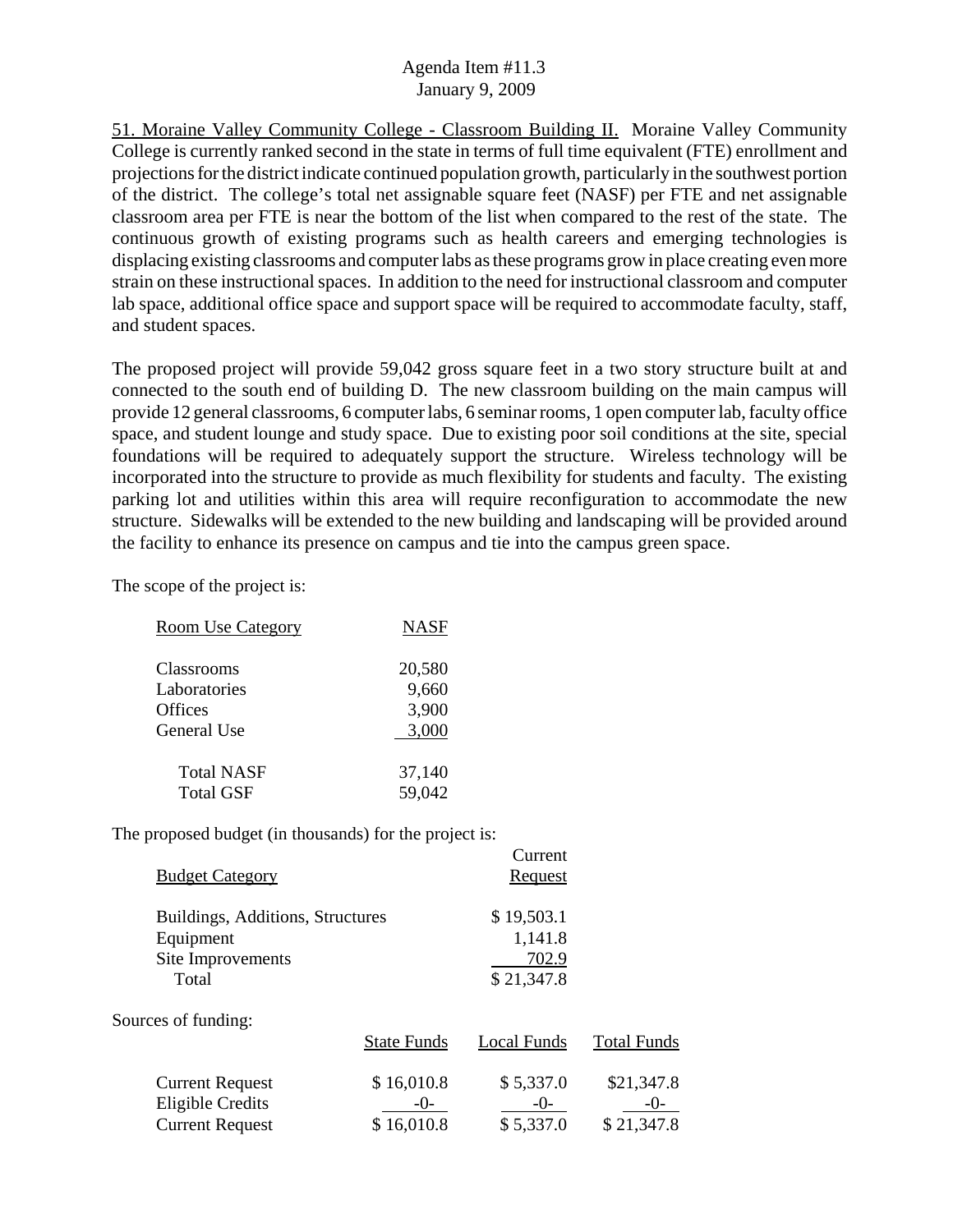51. Moraine Valley Community College - Classroom Building II. Moraine Valley Community College is currently ranked second in the state in terms of full time equivalent (FTE) enrollment and projections for the district indicate continued population growth, particularly in the southwest portion of the district. The college's total net assignable square feet (NASF) per FTE and net assignable classroom area per FTE is near the bottom of the list when compared to the rest of the state. The continuous growth of existing programs such as health careers and emerging technologies is displacing existing classrooms and computer labs as these programs grow in place creating even more strain on these instructional spaces. In addition to the need for instructional classroom and computer lab space, additional office space and support space will be required to accommodate faculty, staff, and student spaces.

The proposed project will provide 59,042 gross square feet in a two story structure built at and connected to the south end of building D. The new classroom building on the main campus will provide 12 general classrooms, 6 computer labs, 6 seminar rooms, 1 open computer lab, faculty office space, and student lounge and study space. Due to existing poor soil conditions at the site, special foundations will be required to adequately support the structure. Wireless technology will be incorporated into the structure to provide as much flexibility for students and faculty. The existing parking lot and utilities within this area will require reconfiguration to accommodate the new structure. Sidewalks will be extended to the new building and landscaping will be provided around the facility to enhance its presence on campus and tie into the campus green space.

The scope of the project is:

| Room Use Category | NASF |
|---|---|
| Classrooms | 20,580 |
| Laboratories | 9,660 |
| Offices | 3,900 |
| General Use | 3,000 |
| Total NASF | 37,140 |
| Total GSF | 59,042 |

The proposed budget (in thousands) for the project is:

| Budget Category | Current Request |
|---|---|
| Buildings, Additions, Structures | $ 19,503.1 |
| Equipment | 1,141.8 |
| Site Improvements | 702.9 |
| Total | $ 21,347.8 |

Sources of funding:

| | State Funds | Local Funds | Total Funds |
|---|---|---|---|
| Current Request | $ 16,010.8 | $ 5,337.0 | $21,347.8 |
| Eligible Credits | -0- | -0- | -0- |
| Current Request | $ 16,010.8 | $ 5,337.0 | $ 21,347.8 |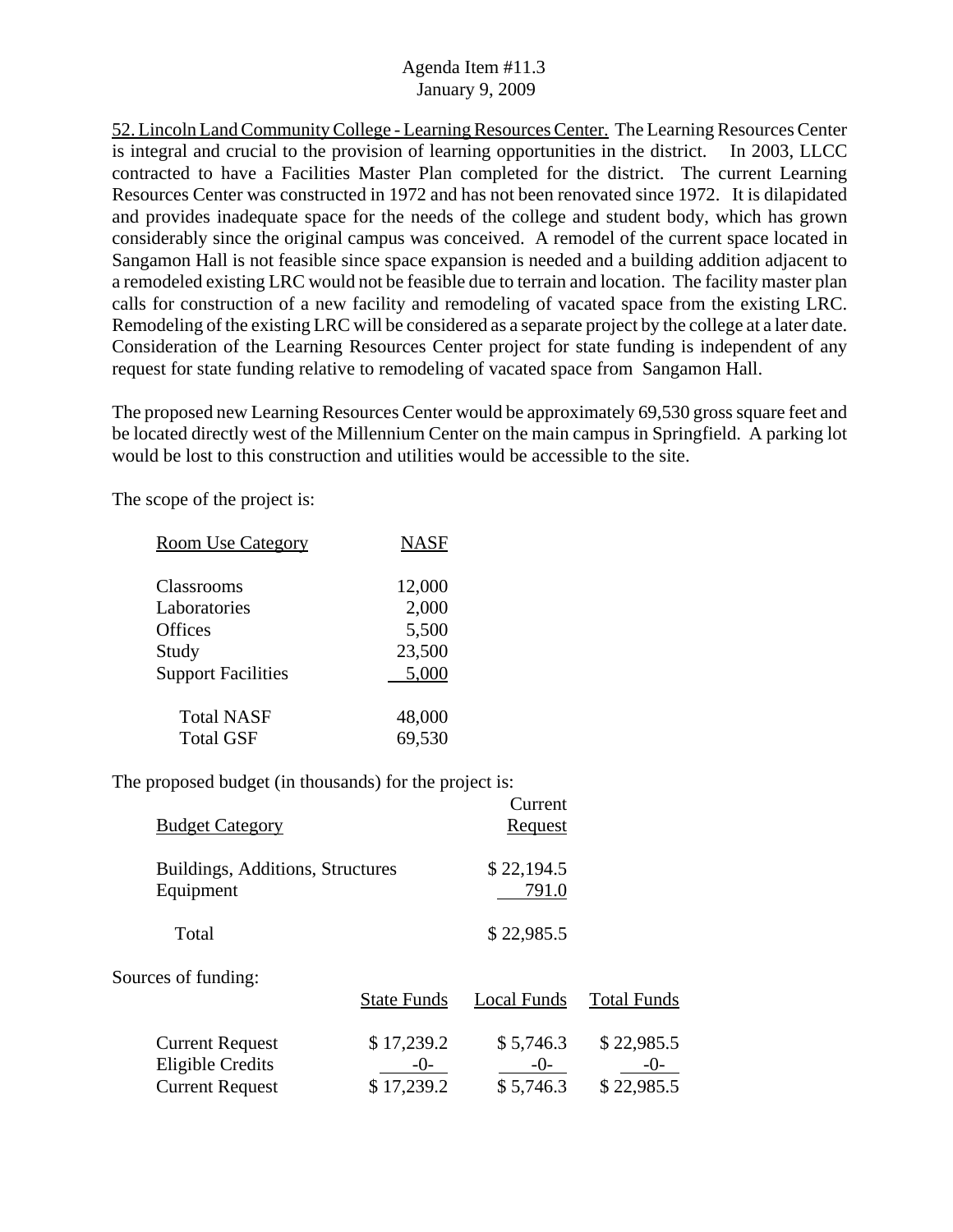52. Lincoln Land Community College - Learning Resources Center. The Learning Resources Center is integral and crucial to the provision of learning opportunities in the district. In 2003, LLCC contracted to have a Facilities Master Plan completed for the district. The current Learning Resources Center was constructed in 1972 and has not been renovated since 1972. It is dilapidated and provides inadequate space for the needs of the college and student body, which has grown considerably since the original campus was conceived. A remodel of the current space located in Sangamon Hall is not feasible since space expansion is needed and a building addition adjacent to a remodeled existing LRC would not be feasible due to terrain and location. The facility master plan calls for construction of a new facility and remodeling of vacated space from the existing LRC. Remodeling of the existing LRC will be considered as a separate project by the college at a later date. Consideration of the Learning Resources Center project for state funding is independent of any request for state funding relative to remodeling of vacated space from Sangamon Hall.

The proposed new Learning Resources Center would be approximately 69,530 gross square feet and be located directly west of the Millennium Center on the main campus in Springfield. A parking lot would be lost to this construction and utilities would be accessible to the site.

The scope of the project is:

| Room Use Category | NASF |
|---|---|
| Classrooms | 12,000 |
| Laboratories | 2,000 |
| Offices | 5,500 |
| Study | 23,500 |
| Support Facilities | 5,000 |
| Total NASF | 48,000 |
| Total GSF | 69,530 |

The proposed budget (in thousands) for the project is:

| Budget Category | Current Request |
|---|---|
| Buildings, Additions, Structures | $ 22,194.5 |
| Equipment | 791.0 |
| Total | $ 22,985.5 |

Sources of funding:

| | State Funds | Local Funds | Total Funds |
|---|---|---|---|
| Current Request | $ 17,239.2 | $ 5,746.3 | $ 22,985.5 |
| Eligible Credits | -0- | -0- | -0- |
| Current Request | $ 17,239.2 | $ 5,746.3 | $ 22,985.5 |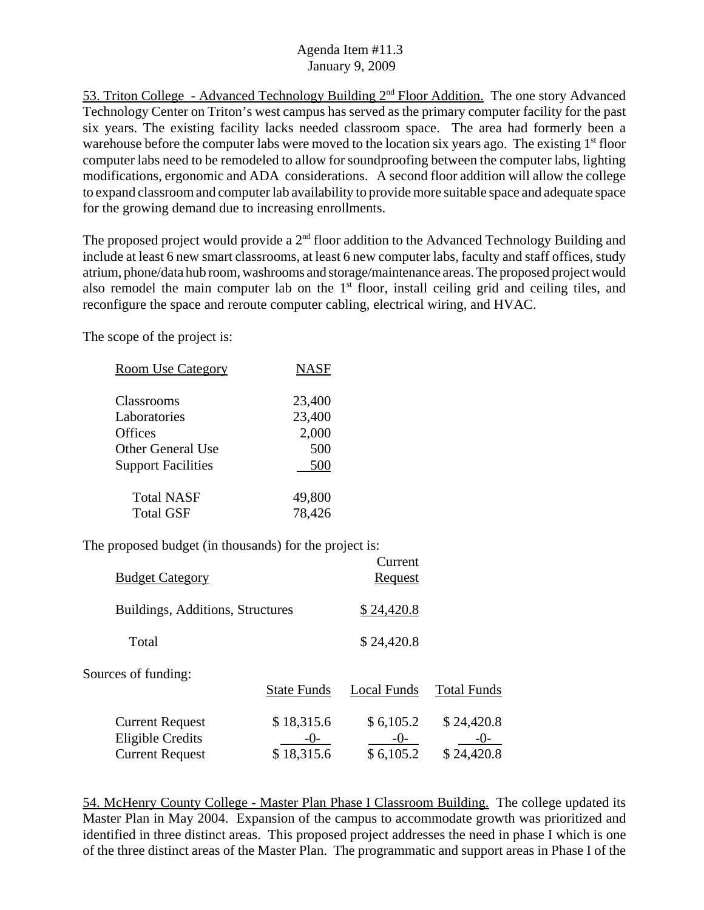53. Triton College - Advanced Technology Building 2nd Floor Addition. The one story Advanced Technology Center on Triton's west campus has served as the primary computer facility for the past six years. The existing facility lacks needed classroom space. The area had formerly been a warehouse before the computer labs were moved to the location six years ago. The existing 1st floor computer labs need to be remodeled to allow for soundproofing between the computer labs, lighting modifications, ergonomic and ADA considerations. A second floor addition will allow the college to expand classroom and computer lab availability to provide more suitable space and adequate space for the growing demand due to increasing enrollments.

The proposed project would provide a 2nd floor addition to the Advanced Technology Building and include at least 6 new smart classrooms, at least 6 new computer labs, faculty and staff offices, study atrium, phone/data hub room, washrooms and storage/maintenance areas. The proposed project would also remodel the main computer lab on the 1st floor, install ceiling grid and ceiling tiles, and reconfigure the space and reroute computer cabling, electrical wiring, and HVAC.

The scope of the project is:

| Room Use Category | NASF |
|---|---|
| Classrooms | 23,400 |
| Laboratories | 23,400 |
| Offices | 2,000 |
| Other General Use | 500 |
| Support Facilities | 500 |
| Total NASF | 49,800 |
| Total GSF | 78,426 |

The proposed budget (in thousands) for the project is:

| Budget Category | Current Request |
|---|---|
| Buildings, Additions, Structures | $ 24,420.8 |
| Total | $ 24,420.8 |

Sources of funding:

| | State Funds | Local Funds | Total Funds |
|---|---|---|---|
| Current Request | $ 18,315.6 | $ 6,105.2 | $ 24,420.8 |
| Eligible Credits | -0- | -0- | -0- |
| Current Request | $ 18,315.6 | $ 6,105.2 | $ 24,420.8 |

54. McHenry County College - Master Plan Phase I Classroom Building. The college updated its Master Plan in May 2004. Expansion of the campus to accommodate growth was prioritized and identified in three distinct areas. This proposed project addresses the need in phase I which is one of the three distinct areas of the Master Plan. The programmatic and support areas in Phase I of the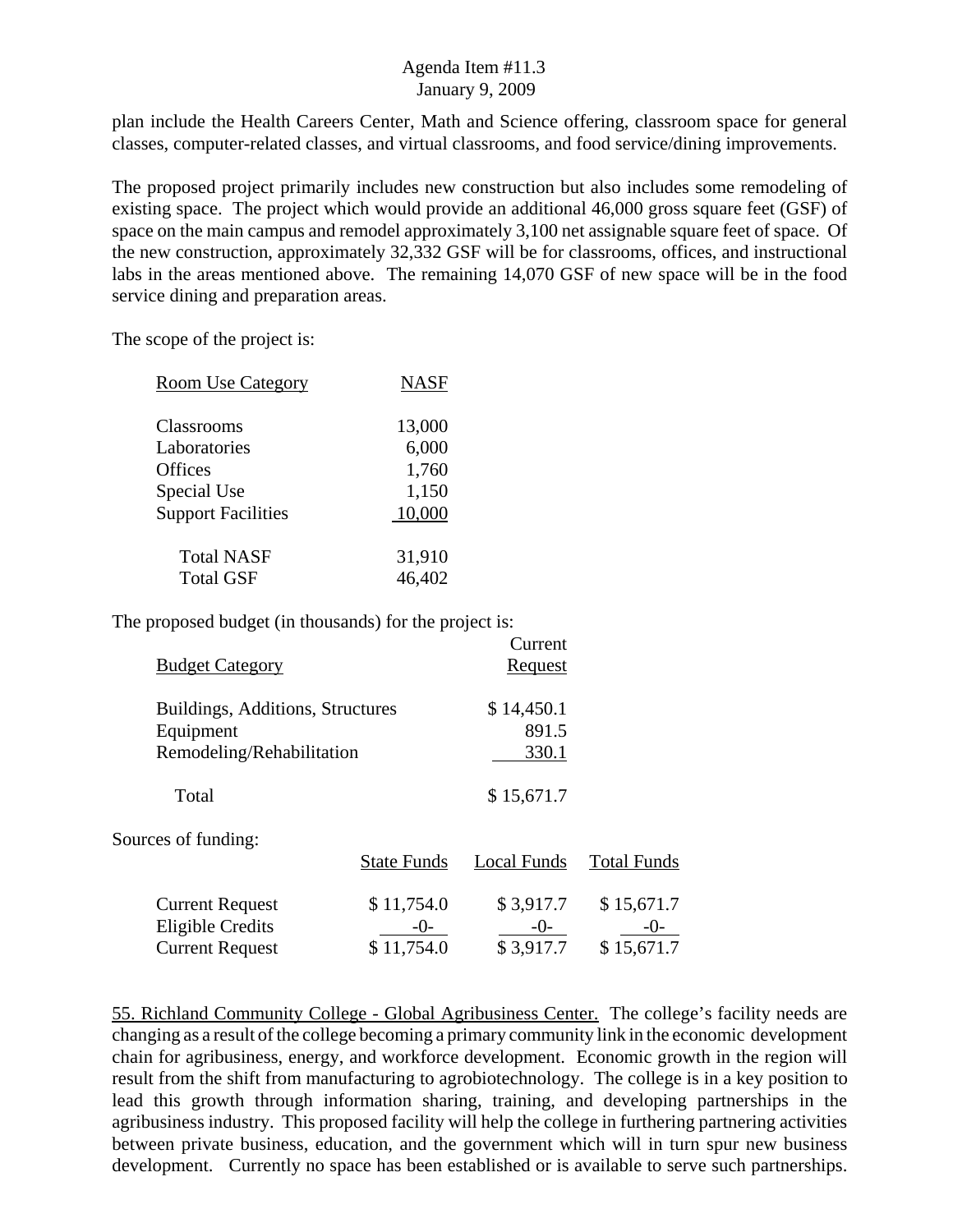plan include the Health Careers Center, Math and Science offering, classroom space for general classes, computer-related classes, and virtual classrooms, and food service/dining improvements.

The proposed project primarily includes new construction but also includes some remodeling of existing space. The project which would provide an additional 46,000 gross square feet (GSF) of space on the main campus and remodel approximately 3,100 net assignable square feet of space. Of the new construction, approximately 32,332 GSF will be for classrooms, offices, and instructional labs in the areas mentioned above. The remaining 14,070 GSF of new space will be in the food service dining and preparation areas.

The scope of the project is:

| Room Use Category | NASF |
|---|---|
| Classrooms | 13,000 |
| Laboratories | 6,000 |
| Offices | 1,760 |
| Special Use | 1,150 |
| Support Facilities | 10,000 |
| Total NASF | 31,910 |
| Total GSF | 46,402 |

The proposed budget (in thousands) for the project is:

| Budget Category | Current Request |
|---|---|
| Buildings, Additions, Structures | $ 14,450.1 |
| Equipment | 891.5 |
| Remodeling/Rehabilitation | 330.1 |
| Total | $ 15,671.7 |

Sources of funding:

| | State Funds | Local Funds | Total Funds |
|---|---|---|---|
| Current Request | $ 11,754.0 | $ 3,917.7 | $ 15,671.7 |
| Eligible Credits | -0- | -0- | -0- |
| Current Request | $ 11,754.0 | $ 3,917.7 | $ 15,671.7 |

55. Richland Community College - Global Agribusiness Center. The college's facility needs are changing as a result of the college becoming a primary community link in the economic development chain for agribusiness, energy, and workforce development. Economic growth in the region will result from the shift from manufacturing to agrobiotechnology. The college is in a key position to lead this growth through information sharing, training, and developing partnerships in the agribusiness industry. This proposed facility will help the college in furthering partnering activities between private business, education, and the government which will in turn spur new business development. Currently no space has been established or is available to serve such partnerships.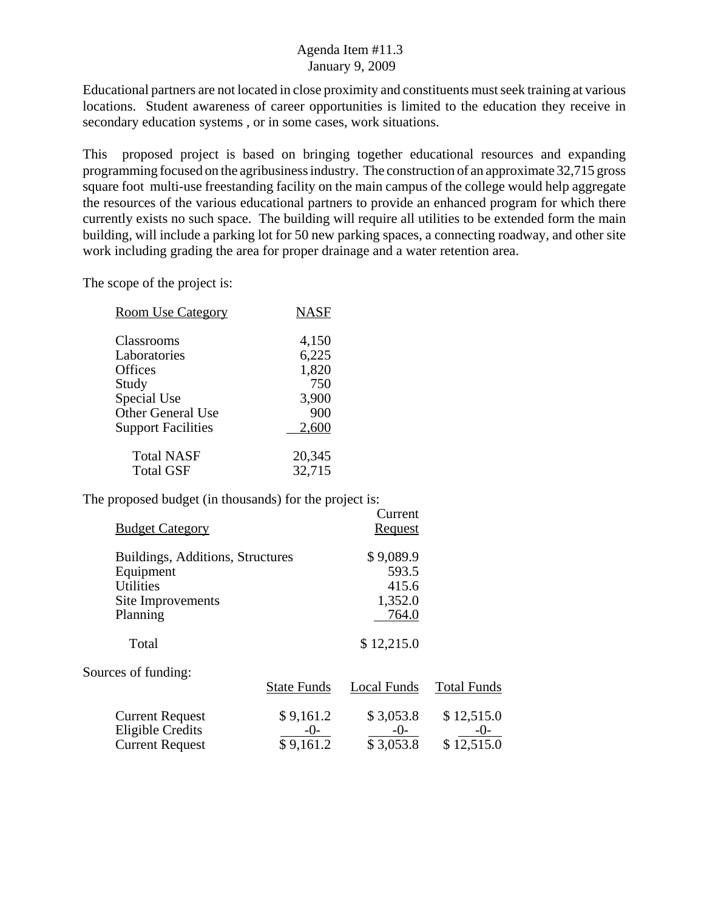Agenda Item #11.3
January 9, 2009

Educational partners are not located in close proximity and constituents must seek training at various locations. Student awareness of career opportunities is limited to the education they receive in secondary education systems , or in some cases, work situations.

This proposed project is based on bringing together educational resources and expanding programming focused on the agribusiness industry. The construction of an approximate 32,715 gross square foot multi-use freestanding facility on the main campus of the college would help aggregate the resources of the various educational partners to provide an enhanced program for which there currently exists no such space. The building will require all utilities to be extended form the main building, will include a parking lot for 50 new parking spaces, a connecting roadway, and other site work including grading the area for proper drainage and a water retention area.

The scope of the project is:

| Room Use Category | NASF |
|---|---|
| Classrooms | 4,150 |
| Laboratories | 6,225 |
| Offices | 1,820 |
| Study | 750 |
| Special Use | 3,900 |
| Other General Use | 900 |
| Support Facilities | 2,600 |
| Total NASF | 20,345 |
| Total GSF | 32,715 |

The proposed budget (in thousands) for the project is:

| Budget Category | Current Request |
|---|---|
| Buildings, Additions, Structures | $ 9,089.9 |
| Equipment | 593.5 |
| Utilities | 415.6 |
| Site Improvements | 1,352.0 |
| Planning | 764.0 |
| Total | $ 12,215.0 |

Sources of funding:

| | State Funds | Local Funds | Total Funds |
|---|---|---|---|
| Current Request | $ 9,161.2 | $ 3,053.8 | $ 12,515.0 |
| Eligible Credits | -0- | -0- | -0- |
| Current Request | $ 9,161.2 | $ 3,053.8 | $ 12,515.0 |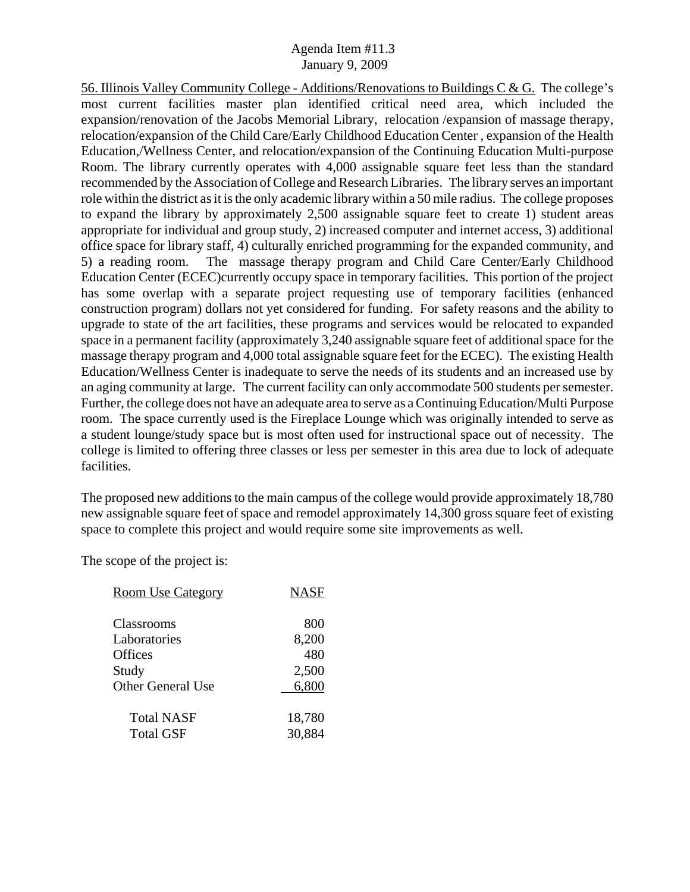56. Illinois Valley Community College - Additions/Renovations to Buildings C & G. The college's most current facilities master plan identified critical need area, which included the expansion/renovation of the Jacobs Memorial Library, relocation /expansion of massage therapy, relocation/expansion of the Child Care/Early Childhood Education Center , expansion of the Health Education,/Wellness Center, and relocation/expansion of the Continuing Education Multi-purpose Room. The library currently operates with 4,000 assignable square feet less than the standard recommended by the Association of College and Research Libraries. The library serves an important role within the district as it is the only academic library within a 50 mile radius. The college proposes to expand the library by approximately 2,500 assignable square feet to create 1) student areas appropriate for individual and group study, 2) increased computer and internet access, 3) additional office space for library staff, 4) culturally enriched programming for the expanded community, and 5) a reading room. The massage therapy program and Child Care Center/Early Childhood Education Center (ECEC)currently occupy space in temporary facilities. This portion of the project has some overlap with a separate project requesting use of temporary facilities (enhanced construction program) dollars not yet considered for funding. For safety reasons and the ability to upgrade to state of the art facilities, these programs and services would be relocated to expanded space in a permanent facility (approximately 3,240 assignable square feet of additional space for the massage therapy program and 4,000 total assignable square feet for the ECEC). The existing Health Education/Wellness Center is inadequate to serve the needs of its students and an increased use by an aging community at large. The current facility can only accommodate 500 students per semester. Further, the college does not have an adequate area to serve as a Continuing Education/Multi Purpose room. The space currently used is the Fireplace Lounge which was originally intended to serve as a student lounge/study space but is most often used for instructional space out of necessity. The college is limited to offering three classes or less per semester in this area due to lock of adequate facilities.

The proposed new additions to the main campus of the college would provide approximately 18,780 new assignable square feet of space and remodel approximately 14,300 gross square feet of existing space to complete this project and would require some site improvements as well.

The scope of the project is:

| Room Use Category | NASF |
|---|---|
| Classrooms | 800 |
| Laboratories | 8,200 |
| Offices | 480 |
| Study | 2,500 |
| Other General Use | 6,800 |
| Total NASF | 18,780 |
| Total GSF | 30,884 |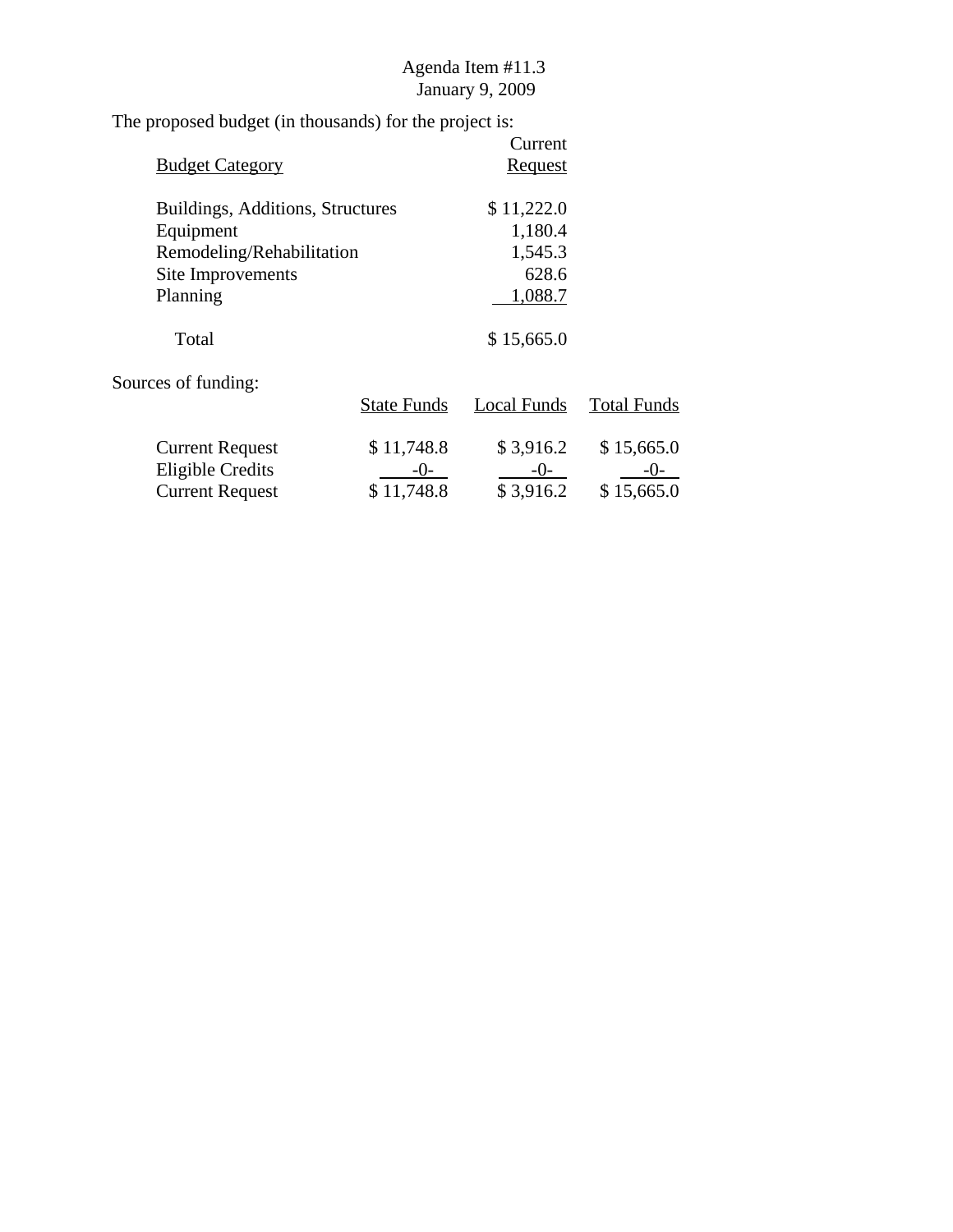Agenda Item #11.3
January 9, 2009

The proposed budget (in thousands) for the project is:

| Budget Category | Current Request |
|---|---|
| Buildings, Additions, Structures | $ 11,222.0 |
| Equipment | 1,180.4 |
| Remodeling/Rehabilitation | 1,545.3 |
| Site Improvements | 628.6 |
| Planning | 1,088.7 |
| Total | $ 15,665.0 |

Sources of funding:

| | State Funds | Local Funds | Total Funds |
|---|---|---|---|
| Current Request | $ 11,748.8 | $ 3,916.2 | $ 15,665.0 |
| Eligible Credits | -0- | -0- | -0- |
| Current Request | $ 11,748.8 | $ 3,916.2 | $ 15,665.0 |